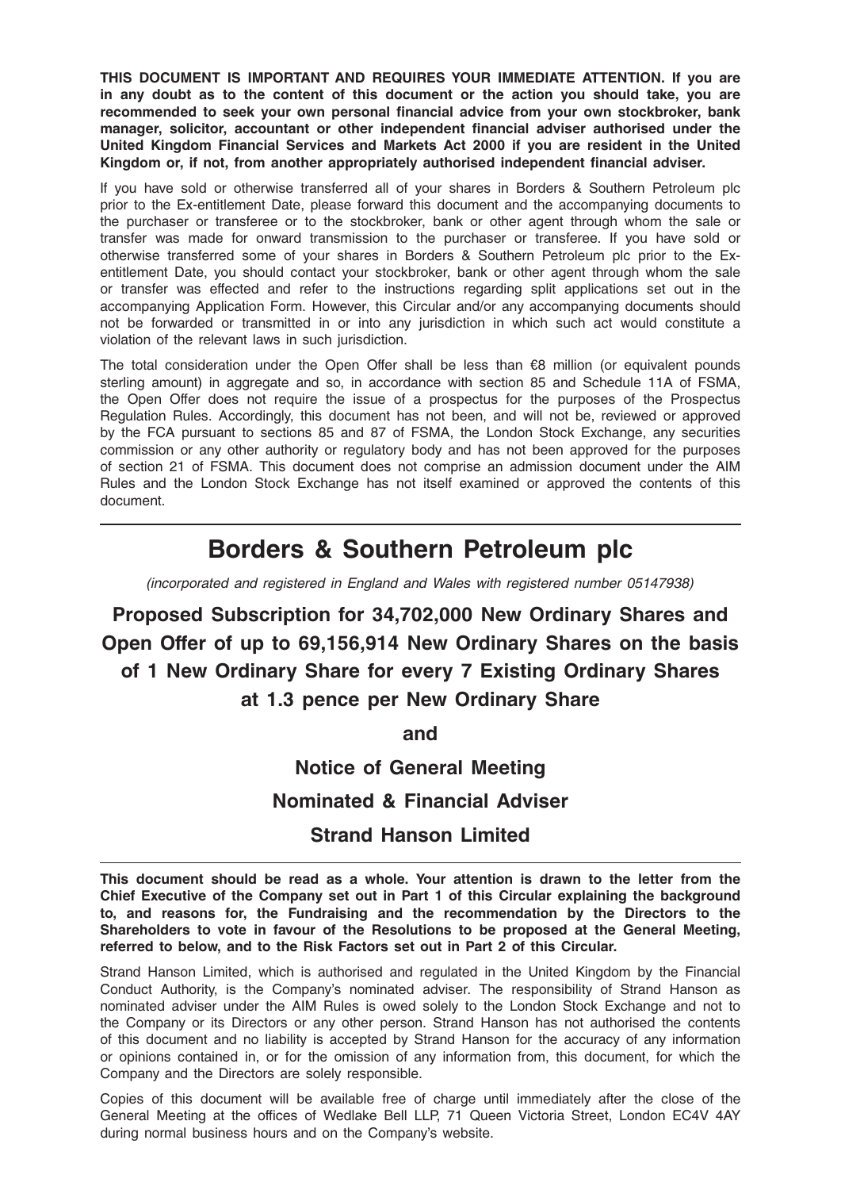**THIS DOCUMENT IS IMPORTANT AND REQUIRES YOUR IMMEDIATE ATTENTION. If you are in any doubt as to the content of this document or the action you should take, you are recommended to seek your own personal financial advice from your own stockbroker, bank manager, solicitor, accountant or other independent financial adviser authorised under the United Kingdom Financial Services and Markets Act 2000 if you are resident in the United Kingdom or, if not, from another appropriately authorised independent financial adviser.**

If you have sold or otherwise transferred all of your shares in Borders & Southern Petroleum plc prior to the Ex-entitlement Date, please forward this document and the accompanying documents to the purchaser or transferee or to the stockbroker, bank or other agent through whom the sale or transfer was made for onward transmission to the purchaser or transferee. If you have sold or otherwise transferred some of your shares in Borders & Southern Petroleum plc prior to the Ex-entitlement Date, you should contact your stockbroker, bank or other agent through whom the sale or transfer was effected and refer to the instructions regarding split applications set out in the accompanying Application Form. However, this Circular and/or any accompanying documents should not be forwarded or transmitted in or into any jurisdiction in which such act would constitute a violation of the relevant laws in such jurisdiction.

The total consideration under the Open Offer shall be less than €8 million (or equivalent pounds sterling amount) in aggregate and so, in accordance with section 85 and Schedule 11A of FSMA, the Open Offer does not require the issue of a prospectus for the purposes of the Prospectus Regulation Rules. Accordingly, this document has not been, and will not be, reviewed or approved by the FCA pursuant to sections 85 and 87 of FSMA, the London Stock Exchange, any securities commission or any other authority or regulatory body and has not been approved for the purposes of section 21 of FSMA. This document does not comprise an admission document under the AIM Rules and the London Stock Exchange has not itself examined or approved the contents of this document.

# Borders & Southern Petroleum plc

*(incorporated and registered in England and Wales with registered number 05147938)*

## Proposed Subscription for 34,702,000 New Ordinary Shares and Open Offer of up to 69,156,914 New Ordinary Shares on the basis of 1 New Ordinary Share for every 7 Existing Ordinary Shares at 1.3 pence per New Ordinary Share

## and

## Notice of General Meeting

## Nominated & Financial Adviser

## Strand Hanson Limited

**This document should be read as a whole. Your attention is drawn to the letter from the Chief Executive of the Company set out in Part 1 of this Circular explaining the background to, and reasons for, the Fundraising and the recommendation by the Directors to the Shareholders to vote in favour of the Resolutions to be proposed at the General Meeting, referred to below, and to the Risk Factors set out in Part 2 of this Circular.**

Strand Hanson Limited, which is authorised and regulated in the United Kingdom by the Financial Conduct Authority, is the Company's nominated adviser. The responsibility of Strand Hanson as nominated adviser under the AIM Rules is owed solely to the London Stock Exchange and not to the Company or its Directors or any other person. Strand Hanson has not authorised the contents of this document and no liability is accepted by Strand Hanson for the accuracy of any information or opinions contained in, or for the omission of any information from, this document, for which the Company and the Directors are solely responsible.

Copies of this document will be available free of charge until immediately after the close of the General Meeting at the offices of Wedlake Bell LLP, 71 Queen Victoria Street, London EC4V 4AY during normal business hours and on the Company's website.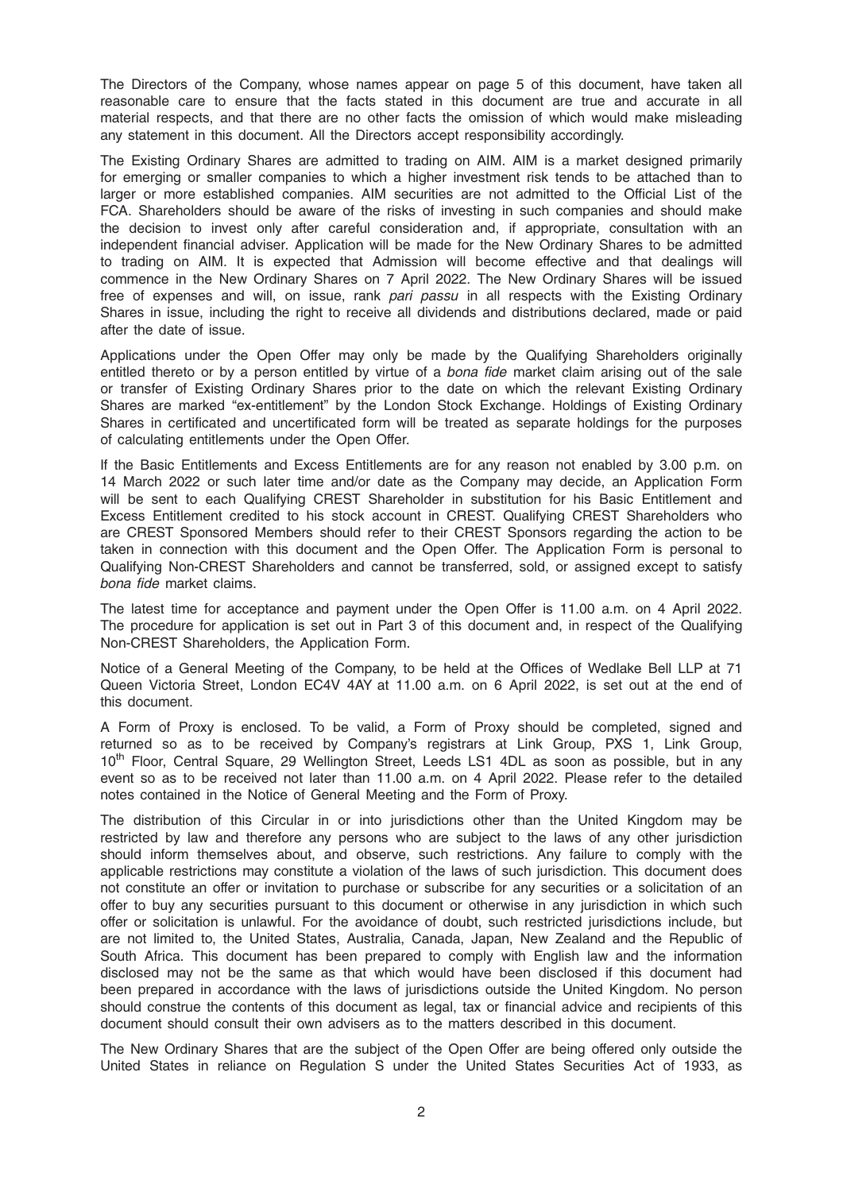The Directors of the Company, whose names appear on page 5 of this document, have taken all reasonable care to ensure that the facts stated in this document are true and accurate in all material respects, and that there are no other facts the omission of which would make misleading any statement in this document. All the Directors accept responsibility accordingly.

The Existing Ordinary Shares are admitted to trading on AIM. AIM is a market designed primarily for emerging or smaller companies to which a higher investment risk tends to be attached than to larger or more established companies. AIM securities are not admitted to the Official List of the FCA. Shareholders should be aware of the risks of investing in such companies and should make the decision to invest only after careful consideration and, if appropriate, consultation with an independent financial adviser. Application will be made for the New Ordinary Shares to be admitted to trading on AIM. It is expected that Admission will become effective and that dealings will commence in the New Ordinary Shares on 7 April 2022. The New Ordinary Shares will be issued free of expenses and will, on issue, rank *pari passu* in all respects with the Existing Ordinary Shares in issue, including the right to receive all dividends and distributions declared, made or paid after the date of issue.

Applications under the Open Offer may only be made by the Qualifying Shareholders originally entitled thereto or by a person entitled by virtue of a *bona fide* market claim arising out of the sale or transfer of Existing Ordinary Shares prior to the date on which the relevant Existing Ordinary Shares are marked "ex-entitlement" by the London Stock Exchange. Holdings of Existing Ordinary Shares in certificated and uncertificated form will be treated as separate holdings for the purposes of calculating entitlements under the Open Offer.

If the Basic Entitlements and Excess Entitlements are for any reason not enabled by 3.00 p.m. on 14 March 2022 or such later time and/or date as the Company may decide, an Application Form will be sent to each Qualifying CREST Shareholder in substitution for his Basic Entitlement and Excess Entitlement credited to his stock account in CREST. Qualifying CREST Shareholders who are CREST Sponsored Members should refer to their CREST Sponsors regarding the action to be taken in connection with this document and the Open Offer. The Application Form is personal to Qualifying Non-CREST Shareholders and cannot be transferred, sold, or assigned except to satisfy *bona fide* market claims.

The latest time for acceptance and payment under the Open Offer is 11.00 a.m. on 4 April 2022. The procedure for application is set out in Part 3 of this document and, in respect of the Qualifying Non-CREST Shareholders, the Application Form.

Notice of a General Meeting of the Company, to be held at the Offices of Wedlake Bell LLP at 71 Queen Victoria Street, London EC4V 4AY at 11.00 a.m. on 6 April 2022, is set out at the end of this document.

A Form of Proxy is enclosed. To be valid, a Form of Proxy should be completed, signed and returned so as to be received by Company's registrars at Link Group, PXS 1, Link Group, 10th Floor, Central Square, 29 Wellington Street, Leeds LS1 4DL as soon as possible, but in any event so as to be received not later than 11.00 a.m. on 4 April 2022. Please refer to the detailed notes contained in the Notice of General Meeting and the Form of Proxy.

The distribution of this Circular in or into jurisdictions other than the United Kingdom may be restricted by law and therefore any persons who are subject to the laws of any other jurisdiction should inform themselves about, and observe, such restrictions. Any failure to comply with the applicable restrictions may constitute a violation of the laws of such jurisdiction. This document does not constitute an offer or invitation to purchase or subscribe for any securities or a solicitation of an offer to buy any securities pursuant to this document or otherwise in any jurisdiction in which such offer or solicitation is unlawful. For the avoidance of doubt, such restricted jurisdictions include, but are not limited to, the United States, Australia, Canada, Japan, New Zealand and the Republic of South Africa. This document has been prepared to comply with English law and the information disclosed may not be the same as that which would have been disclosed if this document had been prepared in accordance with the laws of jurisdictions outside the United Kingdom. No person should construe the contents of this document as legal, tax or financial advice and recipients of this document should consult their own advisers as to the matters described in this document.

The New Ordinary Shares that are the subject of the Open Offer are being offered only outside the United States in reliance on Regulation S under the United States Securities Act of 1933, as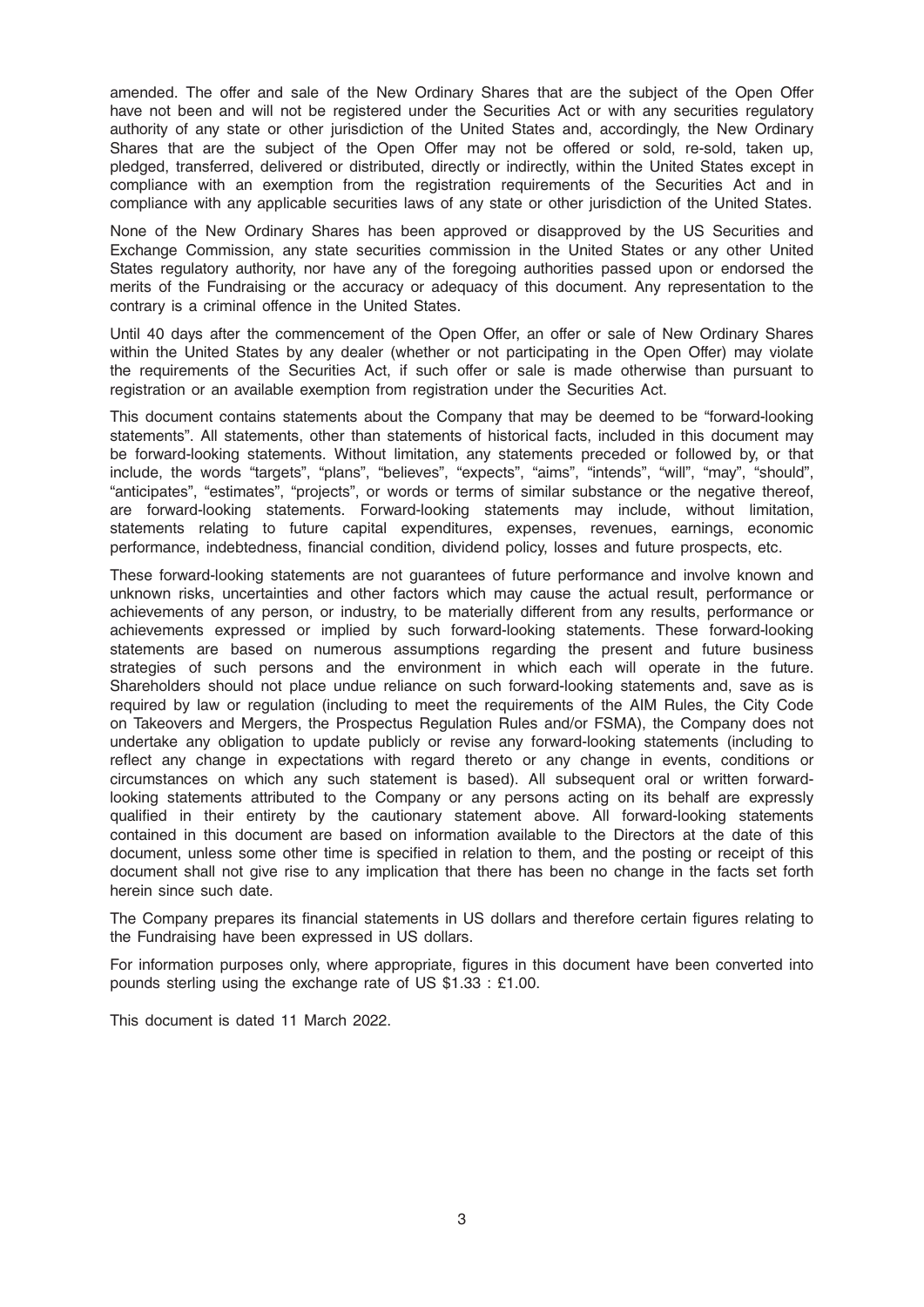amended. The offer and sale of the New Ordinary Shares that are the subject of the Open Offer have not been and will not be registered under the Securities Act or with any securities regulatory authority of any state or other jurisdiction of the United States and, accordingly, the New Ordinary Shares that are the subject of the Open Offer may not be offered or sold, re-sold, taken up, pledged, transferred, delivered or distributed, directly or indirectly, within the United States except in compliance with an exemption from the registration requirements of the Securities Act and in compliance with any applicable securities laws of any state or other jurisdiction of the United States.

None of the New Ordinary Shares has been approved or disapproved by the US Securities and Exchange Commission, any state securities commission in the United States or any other United States regulatory authority, nor have any of the foregoing authorities passed upon or endorsed the merits of the Fundraising or the accuracy or adequacy of this document. Any representation to the contrary is a criminal offence in the United States.

Until 40 days after the commencement of the Open Offer, an offer or sale of New Ordinary Shares within the United States by any dealer (whether or not participating in the Open Offer) may violate the requirements of the Securities Act, if such offer or sale is made otherwise than pursuant to registration or an available exemption from registration under the Securities Act.

This document contains statements about the Company that may be deemed to be "forward-looking statements". All statements, other than statements of historical facts, included in this document may be forward-looking statements. Without limitation, any statements preceded or followed by, or that include, the words "targets", "plans", "believes", "expects", "aims", "intends", "will", "may", "should", "anticipates", "estimates", "projects", or words or terms of similar substance or the negative thereof, are forward-looking statements. Forward-looking statements may include, without limitation, statements relating to future capital expenditures, expenses, revenues, earnings, economic performance, indebtedness, financial condition, dividend policy, losses and future prospects, etc.

These forward-looking statements are not guarantees of future performance and involve known and unknown risks, uncertainties and other factors which may cause the actual result, performance or achievements of any person, or industry, to be materially different from any results, performance or achievements expressed or implied by such forward-looking statements. These forward-looking statements are based on numerous assumptions regarding the present and future business strategies of such persons and the environment in which each will operate in the future. Shareholders should not place undue reliance on such forward-looking statements and, save as is required by law or regulation (including to meet the requirements of the AIM Rules, the City Code on Takeovers and Mergers, the Prospectus Regulation Rules and/or FSMA), the Company does not undertake any obligation to update publicly or revise any forward-looking statements (including to reflect any change in expectations with regard thereto or any change in events, conditions or circumstances on which any such statement is based). All subsequent oral or written forward-looking statements attributed to the Company or any persons acting on its behalf are expressly qualified in their entirety by the cautionary statement above. All forward-looking statements contained in this document are based on information available to the Directors at the date of this document, unless some other time is specified in relation to them, and the posting or receipt of this document shall not give rise to any implication that there has been no change in the facts set forth herein since such date.

The Company prepares its financial statements in US dollars and therefore certain figures relating to the Fundraising have been expressed in US dollars.

For information purposes only, where appropriate, figures in this document have been converted into pounds sterling using the exchange rate of US $1.33 : £1.00.

This document is dated 11 March 2022.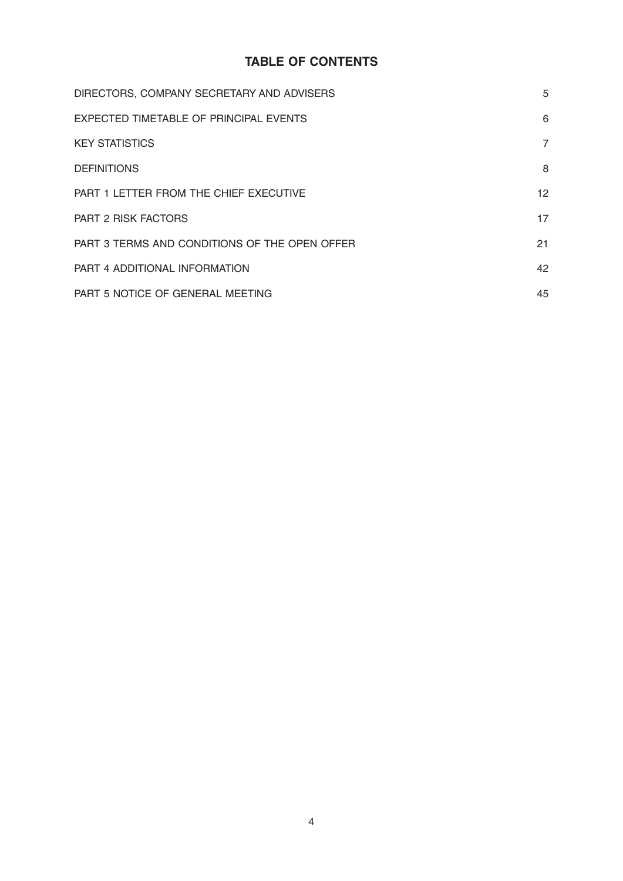# TABLE OF CONTENTS

| | |
|---|---|
| DIRECTORS, COMPANY SECRETARY AND ADVISERS | 5 |
| EXPECTED TIMETABLE OF PRINCIPAL EVENTS | 6 |
| KEY STATISTICS | 7 |
| DEFINITIONS | 8 |
| PART 1 LETTER FROM THE CHIEF EXECUTIVE | 12 |
| PART 2 RISK FACTORS | 17 |
| PART 3 TERMS AND CONDITIONS OF THE OPEN OFFER | 21 |
| PART 4 ADDITIONAL INFORMATION | 42 |
| PART 5 NOTICE OF GENERAL MEETING | 45 |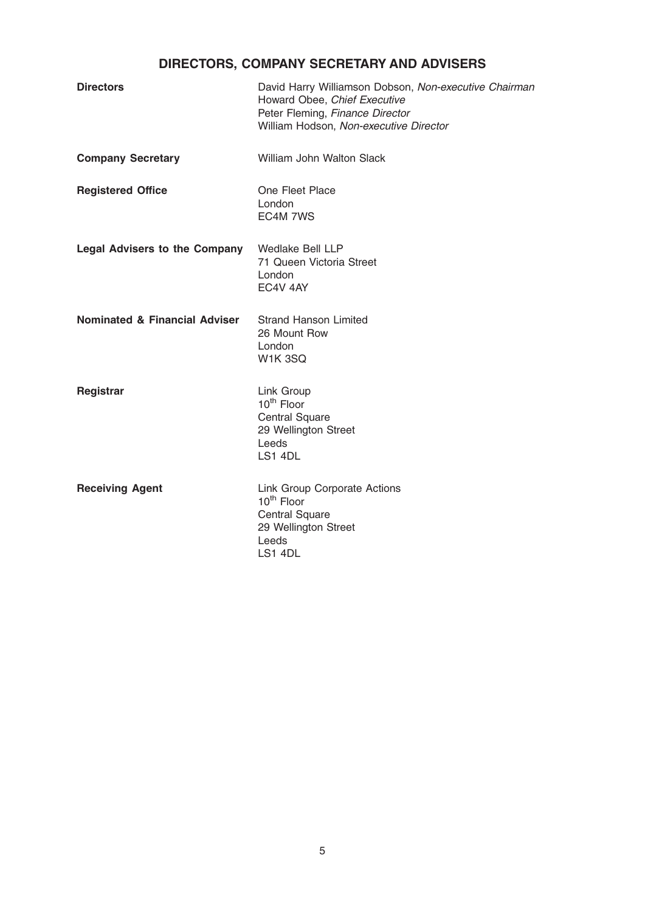# DIRECTORS, COMPANY SECRETARY AND ADVISERS

| | |
|---|---|
| **Directors** | David Harry Williamson Dobson, *Non-executive Chairman*<br>Howard Obee, *Chief Executive*<br>Peter Fleming, *Finance Director*<br>William Hodson, *Non-executive Director* |
| **Company Secretary** | William John Walton Slack |
| **Registered Office** | One Fleet Place<br>London<br>EC4M 7WS |
| **Legal Advisers to the Company** | Wedlake Bell LLP<br>71 Queen Victoria Street<br>London<br>EC4V 4AY |
| **Nominated & Financial Adviser** | Strand Hanson Limited<br>26 Mount Row<br>London<br>W1K 3SQ |
| **Registrar** | Link Group<br>10th Floor<br>Central Square<br>29 Wellington Street<br>Leeds<br>LS1 4DL |
| **Receiving Agent** | Link Group Corporate Actions<br>10th Floor<br>Central Square<br>29 Wellington Street<br>Leeds<br>LS1 4DL |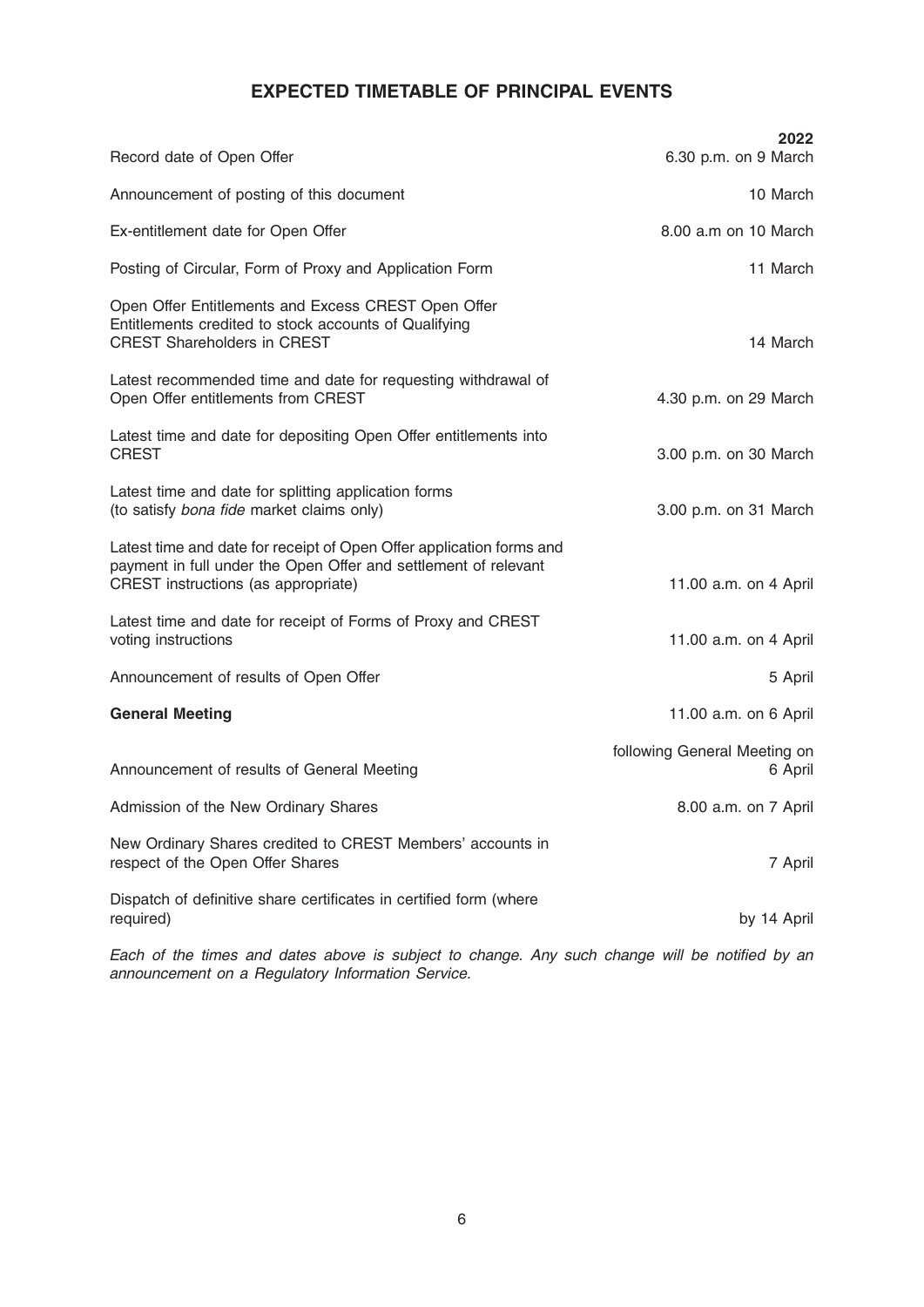# EXPECTED TIMETABLE OF PRINCIPAL EVENTS

| | 2022 |
|---|---:|
| Record date of Open Offer | 6.30 p.m. on 9 March |
| Announcement of posting of this document | 10 March |
| Ex-entitlement date for Open Offer | 8.00 a.m on 10 March |
| Posting of Circular, Form of Proxy and Application Form | 11 March |
| Open Offer Entitlements and Excess CREST Open Offer Entitlements credited to stock accounts of Qualifying CREST Shareholders in CREST | 14 March |
| Latest recommended time and date for requesting withdrawal of Open Offer entitlements from CREST | 4.30 p.m. on 29 March |
| Latest time and date for depositing Open Offer entitlements into CREST | 3.00 p.m. on 30 March |
| Latest time and date for splitting application forms (to satisfy *bona fide* market claims only) | 3.00 p.m. on 31 March |
| Latest time and date for receipt of Open Offer application forms and payment in full under the Open Offer and settlement of relevant CREST instructions (as appropriate) | 11.00 a.m. on 4 April |
| Latest time and date for receipt of Forms of Proxy and CREST voting instructions | 11.00 a.m. on 4 April |
| Announcement of results of Open Offer | 5 April |
| **General Meeting** | 11.00 a.m. on 6 April |
| Announcement of results of General Meeting | following General Meeting on 6 April |
| Admission of the New Ordinary Shares | 8.00 a.m. on 7 April |
| New Ordinary Shares credited to CREST Members' accounts in respect of the Open Offer Shares | 7 April |
| Dispatch of definitive share certificates in certified form (where required) | by 14 April |

*Each of the times and dates above is subject to change. Any such change will be notified by an announcement on a Regulatory Information Service.*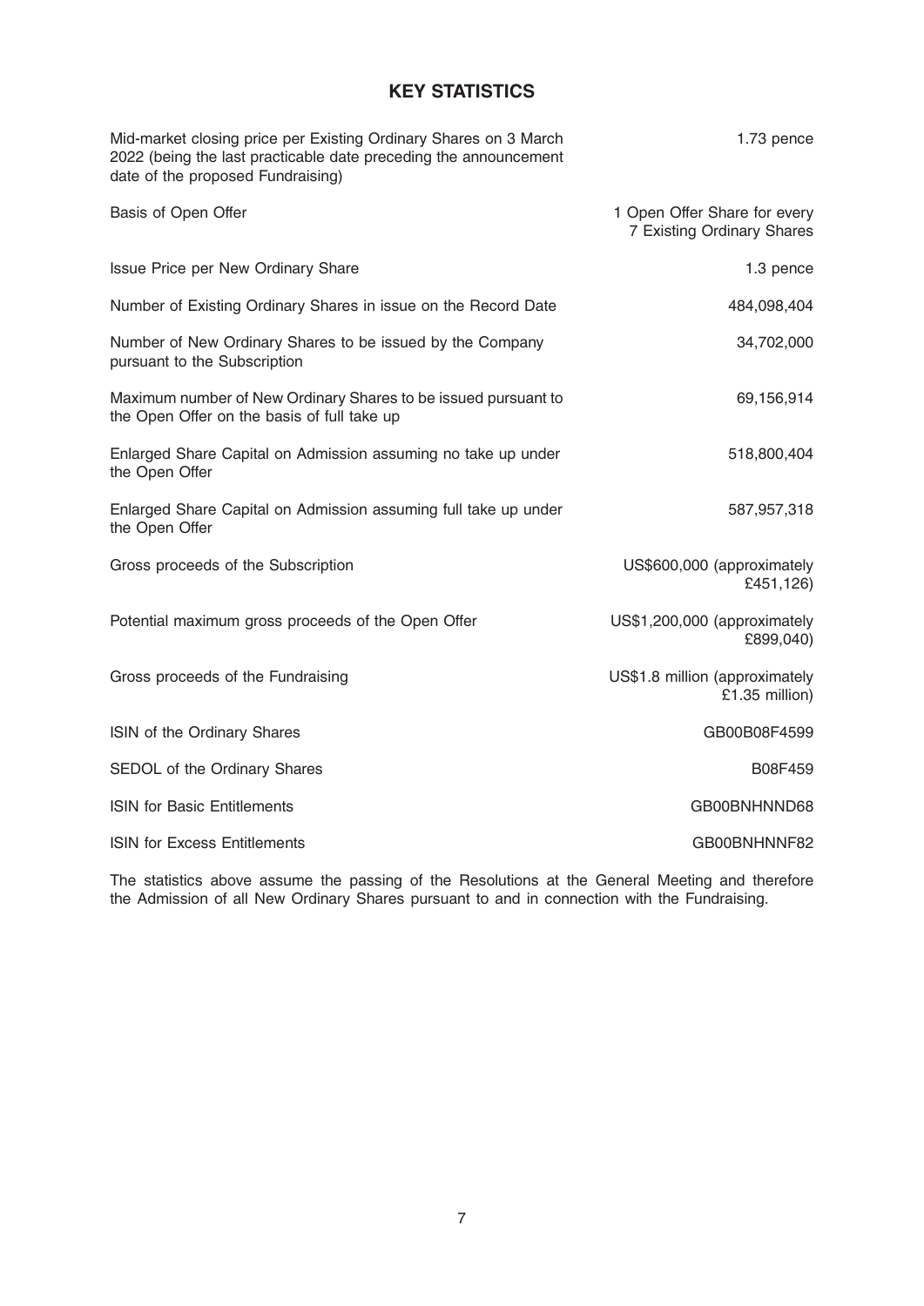# KEY STATISTICS

| | |
|---|---|
| Mid-market closing price per Existing Ordinary Shares on 3 March 2022 (being the last practicable date preceding the announcement date of the proposed Fundraising) | 1.73 pence |
| Basis of Open Offer | 1 Open Offer Share for every 7 Existing Ordinary Shares |
| Issue Price per New Ordinary Share | 1.3 pence |
| Number of Existing Ordinary Shares in issue on the Record Date | 484,098,404 |
| Number of New Ordinary Shares to be issued by the Company pursuant to the Subscription | 34,702,000 |
| Maximum number of New Ordinary Shares to be issued pursuant to the Open Offer on the basis of full take up | 69,156,914 |
| Enlarged Share Capital on Admission assuming no take up under the Open Offer | 518,800,404 |
| Enlarged Share Capital on Admission assuming full take up under the Open Offer | 587,957,318 |
| Gross proceeds of the Subscription | US$600,000 (approximately £451,126) |
| Potential maximum gross proceeds of the Open Offer | US$1,200,000 (approximately £899,040) |
| Gross proceeds of the Fundraising | US$1.8 million (approximately £1.35 million) |
| ISIN of the Ordinary Shares | GB00B08F4599 |
| SEDOL of the Ordinary Shares | B08F459 |
| ISIN for Basic Entitlements | GB00BNHNND68 |
| ISIN for Excess Entitlements | GB00BNHNNF82 |

The statistics above assume the passing of the Resolutions at the General Meeting and therefore the Admission of all New Ordinary Shares pursuant to and in connection with the Fundraising.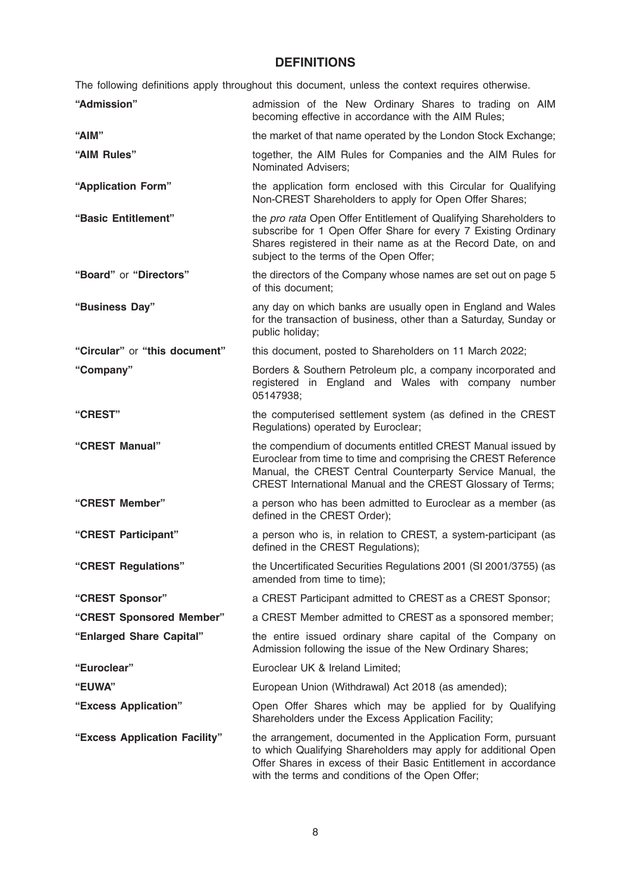## DEFINITIONS

The following definitions apply throughout this document, unless the context requires otherwise.

| | |
|---|---|
| **"Admission"** | admission of the New Ordinary Shares to trading on AIM becoming effective in accordance with the AIM Rules; |
| **"AIM"** | the market of that name operated by the London Stock Exchange; |
| **"AIM Rules"** | together, the AIM Rules for Companies and the AIM Rules for Nominated Advisers; |
| **"Application Form"** | the application form enclosed with this Circular for Qualifying Non-CREST Shareholders to apply for Open Offer Shares; |
| **"Basic Entitlement"** | the *pro rata* Open Offer Entitlement of Qualifying Shareholders to subscribe for 1 Open Offer Share for every 7 Existing Ordinary Shares registered in their name as at the Record Date, on and subject to the terms of the Open Offer; |
| **"Board"** or **"Directors"** | the directors of the Company whose names are set out on page 5 of this document; |
| **"Business Day"** | any day on which banks are usually open in England and Wales for the transaction of business, other than a Saturday, Sunday or public holiday; |
| **"Circular"** or **"this document"** | this document, posted to Shareholders on 11 March 2022; |
| **"Company"** | Borders & Southern Petroleum plc, a company incorporated and registered in England and Wales with company number 05147938; |
| **"CREST"** | the computerised settlement system (as defined in the CREST Regulations) operated by Euroclear; |
| **"CREST Manual"** | the compendium of documents entitled CREST Manual issued by Euroclear from time to time and comprising the CREST Reference Manual, the CREST Central Counterparty Service Manual, the CREST International Manual and the CREST Glossary of Terms; |
| **"CREST Member"** | a person who has been admitted to Euroclear as a member (as defined in the CREST Order); |
| **"CREST Participant"** | a person who is, in relation to CREST, a system-participant (as defined in the CREST Regulations); |
| **"CREST Regulations"** | the Uncertificated Securities Regulations 2001 (SI 2001/3755) (as amended from time to time); |
| **"CREST Sponsor"** | a CREST Participant admitted to CREST as a CREST Sponsor; |
| **"CREST Sponsored Member"** | a CREST Member admitted to CREST as a sponsored member; |
| **"Enlarged Share Capital"** | the entire issued ordinary share capital of the Company on Admission following the issue of the New Ordinary Shares; |
| **"Euroclear"** | Euroclear UK & Ireland Limited; |
| **"EUWA"** | European Union (Withdrawal) Act 2018 (as amended); |
| **"Excess Application"** | Open Offer Shares which may be applied for by Qualifying Shareholders under the Excess Application Facility; |
| **"Excess Application Facility"** | the arrangement, documented in the Application Form, pursuant to which Qualifying Shareholders may apply for additional Open Offer Shares in excess of their Basic Entitlement in accordance with the terms and conditions of the Open Offer; |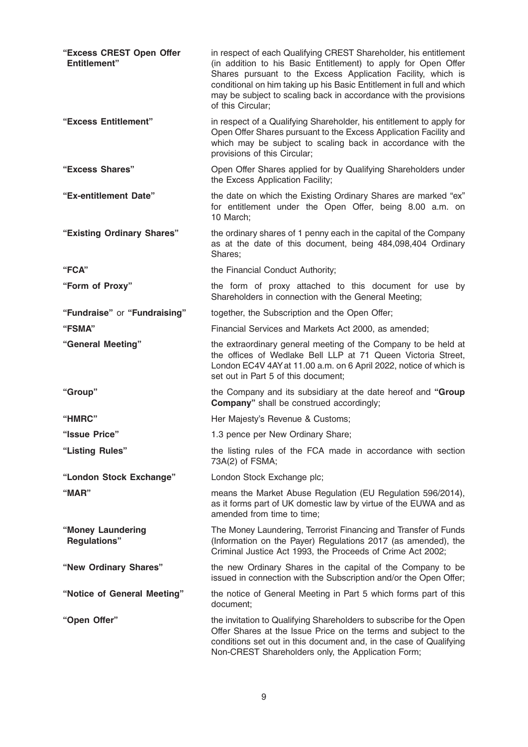| | |
|---|---|
| **"Excess CREST Open Offer Entitlement"** | in respect of each Qualifying CREST Shareholder, his entitlement (in addition to his Basic Entitlement) to apply for Open Offer Shares pursuant to the Excess Application Facility, which is conditional on him taking up his Basic Entitlement in full and which may be subject to scaling back in accordance with the provisions of this Circular; |
| **"Excess Entitlement"** | in respect of a Qualifying Shareholder, his entitlement to apply for Open Offer Shares pursuant to the Excess Application Facility and which may be subject to scaling back in accordance with the provisions of this Circular; |
| **"Excess Shares"** | Open Offer Shares applied for by Qualifying Shareholders under the Excess Application Facility; |
| **"Ex-entitlement Date"** | the date on which the Existing Ordinary Shares are marked "ex" for entitlement under the Open Offer, being 8.00 a.m. on 10 March; |
| **"Existing Ordinary Shares"** | the ordinary shares of 1 penny each in the capital of the Company as at the date of this document, being 484,098,404 Ordinary Shares; |
| **"FCA"** | the Financial Conduct Authority; |
| **"Form of Proxy"** | the form of proxy attached to this document for use by Shareholders in connection with the General Meeting; |
| **"Fundraise"** or **"Fundraising"** | together, the Subscription and the Open Offer; |
| **"FSMA"** | Financial Services and Markets Act 2000, as amended; |
| **"General Meeting"** | the extraordinary general meeting of the Company to be held at the offices of Wedlake Bell LLP at 71 Queen Victoria Street, London EC4V 4AY at 11.00 a.m. on 6 April 2022, notice of which is set out in Part 5 of this document; |
| **"Group"** | the Company and its subsidiary at the date hereof and **"Group Company"** shall be construed accordingly; |
| **"HMRC"** | Her Majesty's Revenue & Customs; |
| **"Issue Price"** | 1.3 pence per New Ordinary Share; |
| **"Listing Rules"** | the listing rules of the FCA made in accordance with section 73A(2) of FSMA; |
| **"London Stock Exchange"** | London Stock Exchange plc; |
| **"MAR"** | means the Market Abuse Regulation (EU Regulation 596/2014), as it forms part of UK domestic law by virtue of the EUWA and as amended from time to time; |
| **"Money Laundering Regulations"** | The Money Laundering, Terrorist Financing and Transfer of Funds (Information on the Payer) Regulations 2017 (as amended), the Criminal Justice Act 1993, the Proceeds of Crime Act 2002; |
| **"New Ordinary Shares"** | the new Ordinary Shares in the capital of the Company to be issued in connection with the Subscription and/or the Open Offer; |
| **"Notice of General Meeting"** | the notice of General Meeting in Part 5 which forms part of this document; |
| **"Open Offer"** | the invitation to Qualifying Shareholders to subscribe for the Open Offer Shares at the Issue Price on the terms and subject to the conditions set out in this document and, in the case of Qualifying Non-CREST Shareholders only, the Application Form; |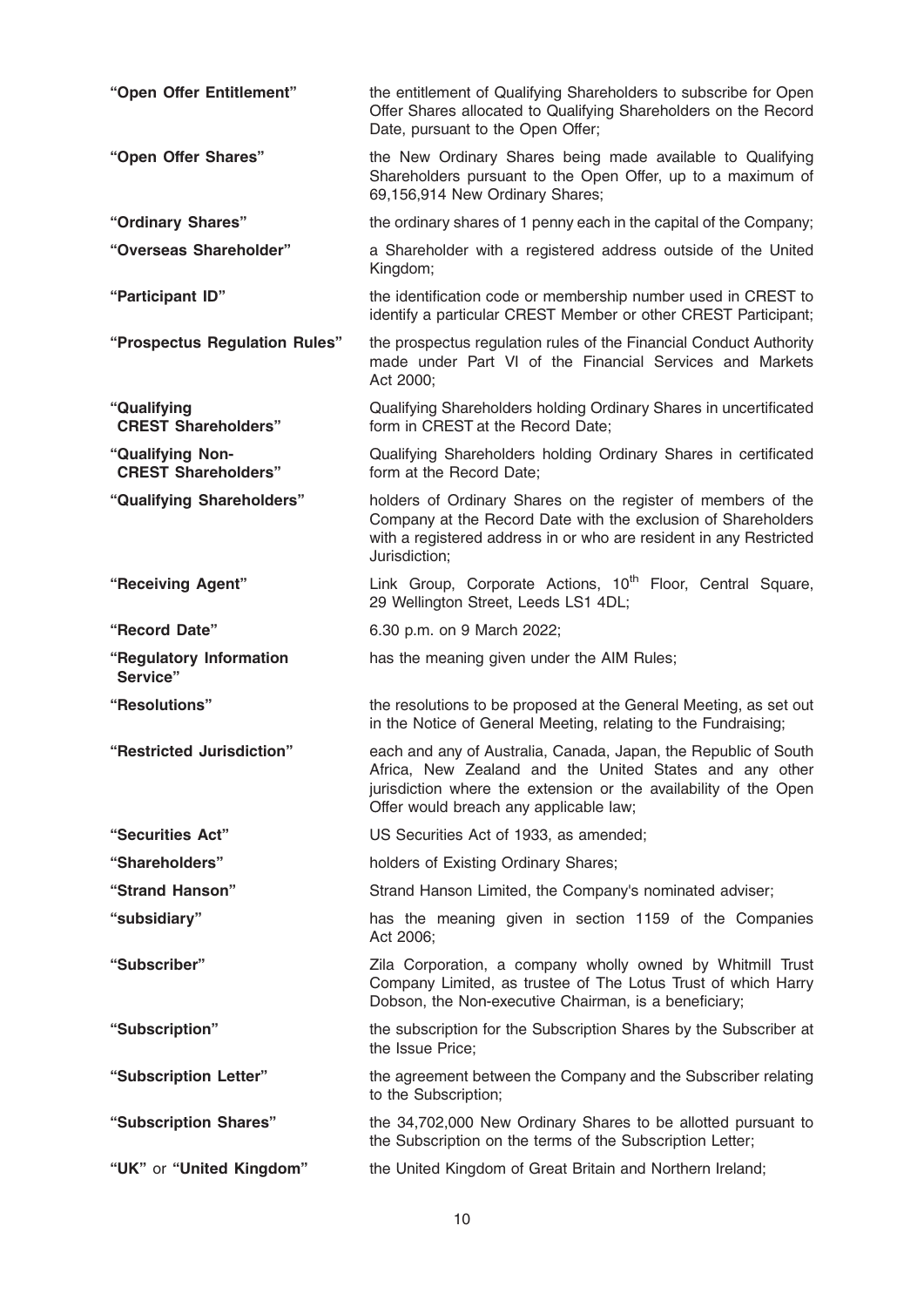| | |
|---|---|
| **"Open Offer Entitlement"** | the entitlement of Qualifying Shareholders to subscribe for Open Offer Shares allocated to Qualifying Shareholders on the Record Date, pursuant to the Open Offer; |
| **"Open Offer Shares"** | the New Ordinary Shares being made available to Qualifying Shareholders pursuant to the Open Offer, up to a maximum of 69,156,914 New Ordinary Shares; |
| **"Ordinary Shares"** | the ordinary shares of 1 penny each in the capital of the Company; |
| **"Overseas Shareholder"** | a Shareholder with a registered address outside of the United Kingdom; |
| **"Participant ID"** | the identification code or membership number used in CREST to identify a particular CREST Member or other CREST Participant; |
| **"Prospectus Regulation Rules"** | the prospectus regulation rules of the Financial Conduct Authority made under Part VI of the Financial Services and Markets Act 2000; |
| **"Qualifying CREST Shareholders"** | Qualifying Shareholders holding Ordinary Shares in uncertificated form in CREST at the Record Date; |
| **"Qualifying Non-CREST Shareholders"** | Qualifying Shareholders holding Ordinary Shares in certificated form at the Record Date; |
| **"Qualifying Shareholders"** | holders of Ordinary Shares on the register of members of the Company at the Record Date with the exclusion of Shareholders with a registered address in or who are resident in any Restricted Jurisdiction; |
| **"Receiving Agent"** | Link Group, Corporate Actions, 10th Floor, Central Square, 29 Wellington Street, Leeds LS1 4DL; |
| **"Record Date"** | 6.30 p.m. on 9 March 2022; |
| **"Regulatory Information Service"** | has the meaning given under the AIM Rules; |
| **"Resolutions"** | the resolutions to be proposed at the General Meeting, as set out in the Notice of General Meeting, relating to the Fundraising; |
| **"Restricted Jurisdiction"** | each and any of Australia, Canada, Japan, the Republic of South Africa, New Zealand and the United States and any other jurisdiction where the extension or the availability of the Open Offer would breach any applicable law; |
| **"Securities Act"** | US Securities Act of 1933, as amended; |
| **"Shareholders"** | holders of Existing Ordinary Shares; |
| **"Strand Hanson"** | Strand Hanson Limited, the Company's nominated adviser; |
| **"subsidiary"** | has the meaning given in section 1159 of the Companies Act 2006; |
| **"Subscriber"** | Zila Corporation, a company wholly owned by Whitmill Trust Company Limited, as trustee of The Lotus Trust of which Harry Dobson, the Non-executive Chairman, is a beneficiary; |
| **"Subscription"** | the subscription for the Subscription Shares by the Subscriber at the Issue Price; |
| **"Subscription Letter"** | the agreement between the Company and the Subscriber relating to the Subscription; |
| **"Subscription Shares"** | the 34,702,000 New Ordinary Shares to be allotted pursuant to the Subscription on the terms of the Subscription Letter; |
| **"UK"** or **"United Kingdom"** | the United Kingdom of Great Britain and Northern Ireland; |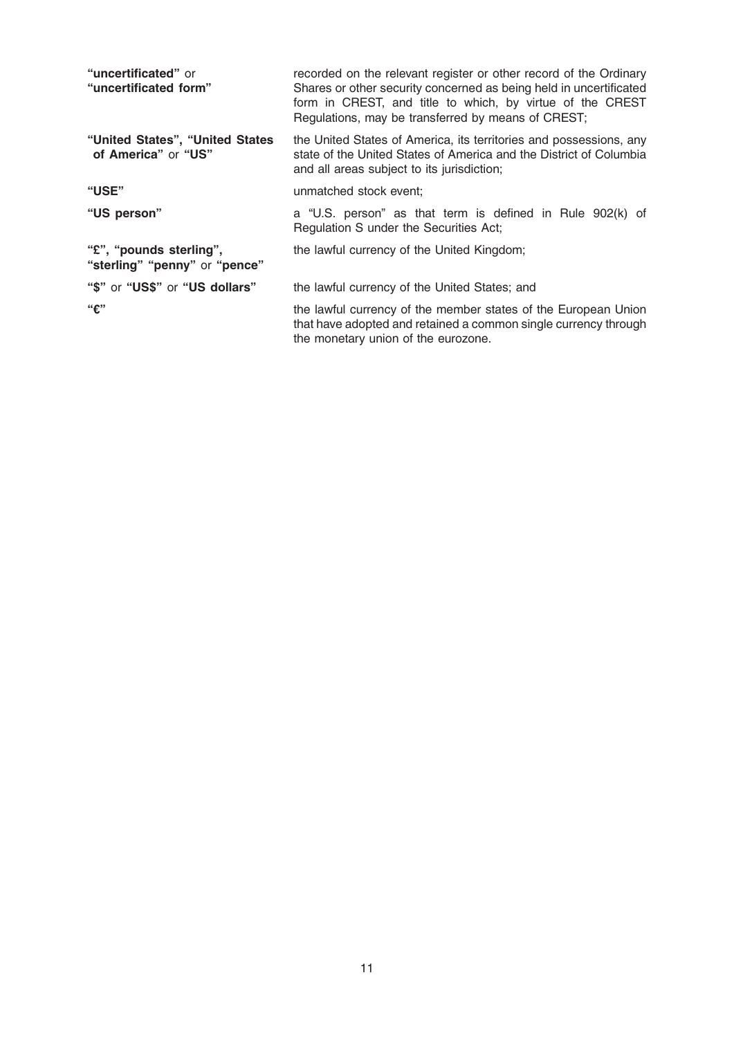| | |
|---|---|
| **"uncertificated"** or **"uncertificated form"** | recorded on the relevant register or other record of the Ordinary Shares or other security concerned as being held in uncertificated form in CREST, and title to which, by virtue of the CREST Regulations, may be transferred by means of CREST; |
| **"United States", "United States of America"** or **"US"** | the United States of America, its territories and possessions, any state of the United States of America and the District of Columbia and all areas subject to its jurisdiction; |
| **"USE"** | unmatched stock event; |
| **"US person"** | a "U.S. person" as that term is defined in Rule 902(k) of Regulation S under the Securities Act; |
| **"£", "pounds sterling", "sterling" "penny"** or **"pence"** | the lawful currency of the United Kingdom; |
| **"$"** or **"US$"** or **"US dollars"** | the lawful currency of the United States; and |
| **"€"** | the lawful currency of the member states of the European Union that have adopted and retained a common single currency through the monetary union of the eurozone. |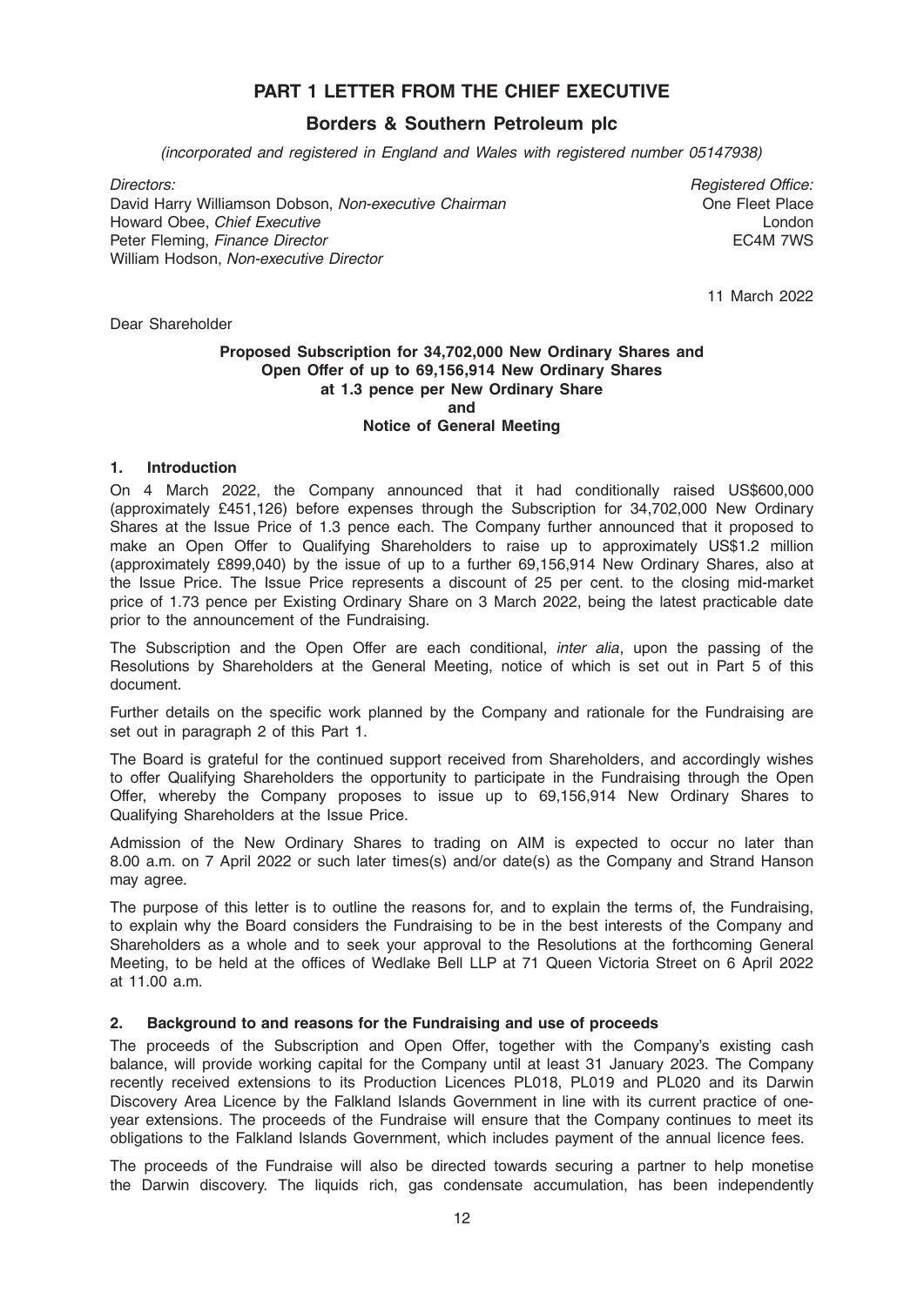# PART 1 LETTER FROM THE CHIEF EXECUTIVE

## Borders & Southern Petroleum plc

*(incorporated and registered in England and Wales with registered number 05147938)*

*Directors:*
David Harry Williamson Dobson, *Non-executive Chairman*
Howard Obee, *Chief Executive*
Peter Fleming, *Finance Director*
William Hodson, *Non-executive Director*

*Registered Office:*
One Fleet Place
London
EC4M 7WS

11 March 2022

Dear Shareholder

**Proposed Subscription for 34,702,000 New Ordinary Shares and Open Offer of up to 69,156,914 New Ordinary Shares at 1.3 pence per New Ordinary Share and Notice of General Meeting**

### 1. Introduction

On 4 March 2022, the Company announced that it had conditionally raised US$600,000 (approximately £451,126) before expenses through the Subscription for 34,702,000 New Ordinary Shares at the Issue Price of 1.3 pence each. The Company further announced that it proposed to make an Open Offer to Qualifying Shareholders to raise up to approximately US$1.2 million (approximately £899,040) by the issue of up to a further 69,156,914 New Ordinary Shares, also at the Issue Price. The Issue Price represents a discount of 25 per cent. to the closing mid-market price of 1.73 pence per Existing Ordinary Share on 3 March 2022, being the latest practicable date prior to the announcement of the Fundraising.

The Subscription and the Open Offer are each conditional, *inter alia*, upon the passing of the Resolutions by Shareholders at the General Meeting, notice of which is set out in Part 5 of this document.

Further details on the specific work planned by the Company and rationale for the Fundraising are set out in paragraph 2 of this Part 1.

The Board is grateful for the continued support received from Shareholders, and accordingly wishes to offer Qualifying Shareholders the opportunity to participate in the Fundraising through the Open Offer, whereby the Company proposes to issue up to 69,156,914 New Ordinary Shares to Qualifying Shareholders at the Issue Price.

Admission of the New Ordinary Shares to trading on AIM is expected to occur no later than 8.00 a.m. on 7 April 2022 or such later times(s) and/or date(s) as the Company and Strand Hanson may agree.

The purpose of this letter is to outline the reasons for, and to explain the terms of, the Fundraising, to explain why the Board considers the Fundraising to be in the best interests of the Company and Shareholders as a whole and to seek your approval to the Resolutions at the forthcoming General Meeting, to be held at the offices of Wedlake Bell LLP at 71 Queen Victoria Street on 6 April 2022 at 11.00 a.m.

### 2. Background to and reasons for the Fundraising and use of proceeds

The proceeds of the Subscription and Open Offer, together with the Company's existing cash balance, will provide working capital for the Company until at least 31 January 2023. The Company recently received extensions to its Production Licences PL018, PL019 and PL020 and its Darwin Discovery Area Licence by the Falkland Islands Government in line with its current practice of one-year extensions. The proceeds of the Fundraise will ensure that the Company continues to meet its obligations to the Falkland Islands Government, which includes payment of the annual licence fees.

The proceeds of the Fundraise will also be directed towards securing a partner to help monetise the Darwin discovery. The liquids rich, gas condensate accumulation, has been independently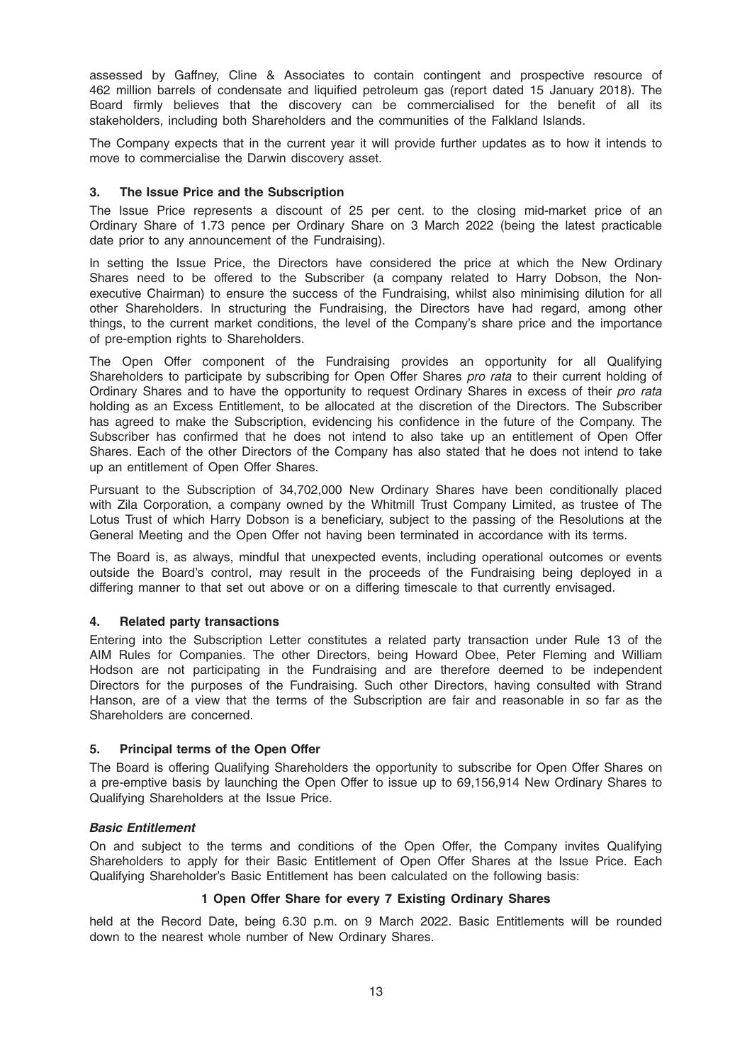assessed by Gaffney, Cline & Associates to contain contingent and prospective resource of 462 million barrels of condensate and liquified petroleum gas (report dated 15 January 2018). The Board firmly believes that the discovery can be commercialised for the benefit of all its stakeholders, including both Shareholders and the communities of the Falkland Islands.

The Company expects that in the current year it will provide further updates as to how it intends to move to commercialise the Darwin discovery asset.

## 3. The Issue Price and the Subscription

The Issue Price represents a discount of 25 per cent. to the closing mid-market price of an Ordinary Share of 1.73 pence per Ordinary Share on 3 March 2022 (being the latest practicable date prior to any announcement of the Fundraising).

In setting the Issue Price, the Directors have considered the price at which the New Ordinary Shares need to be offered to the Subscriber (a company related to Harry Dobson, the Non-executive Chairman) to ensure the success of the Fundraising, whilst also minimising dilution for all other Shareholders. In structuring the Fundraising, the Directors have had regard, among other things, to the current market conditions, the level of the Company's share price and the importance of pre-emption rights to Shareholders.

The Open Offer component of the Fundraising provides an opportunity for all Qualifying Shareholders to participate by subscribing for Open Offer Shares *pro rata* to their current holding of Ordinary Shares and to have the opportunity to request Ordinary Shares in excess of their *pro rata* holding as an Excess Entitlement, to be allocated at the discretion of the Directors. The Subscriber has agreed to make the Subscription, evidencing his confidence in the future of the Company. The Subscriber has confirmed that he does not intend to also take up an entitlement of Open Offer Shares. Each of the other Directors of the Company has also stated that he does not intend to take up an entitlement of Open Offer Shares.

Pursuant to the Subscription of 34,702,000 New Ordinary Shares have been conditionally placed with Zila Corporation, a company owned by the Whitmill Trust Company Limited, as trustee of The Lotus Trust of which Harry Dobson is a beneficiary, subject to the passing of the Resolutions at the General Meeting and the Open Offer not having been terminated in accordance with its terms.

The Board is, as always, mindful that unexpected events, including operational outcomes or events outside the Board's control, may result in the proceeds of the Fundraising being deployed in a differing manner to that set out above or on a differing timescale to that currently envisaged.

## 4. Related party transactions

Entering into the Subscription Letter constitutes a related party transaction under Rule 13 of the AIM Rules for Companies. The other Directors, being Howard Obee, Peter Fleming and William Hodson are not participating in the Fundraising and are therefore deemed to be independent Directors for the purposes of the Fundraising. Such other Directors, having consulted with Strand Hanson, are of a view that the terms of the Subscription are fair and reasonable in so far as the Shareholders are concerned.

## 5. Principal terms of the Open Offer

The Board is offering Qualifying Shareholders the opportunity to subscribe for Open Offer Shares on a pre-emptive basis by launching the Open Offer to issue up to 69,156,914 New Ordinary Shares to Qualifying Shareholders at the Issue Price.

### *Basic Entitlement*

On and subject to the terms and conditions of the Open Offer, the Company invites Qualifying Shareholders to apply for their Basic Entitlement of Open Offer Shares at the Issue Price. Each Qualifying Shareholder's Basic Entitlement has been calculated on the following basis:

**1 Open Offer Share for every 7 Existing Ordinary Shares**

held at the Record Date, being 6.30 p.m. on 9 March 2022. Basic Entitlements will be rounded down to the nearest whole number of New Ordinary Shares.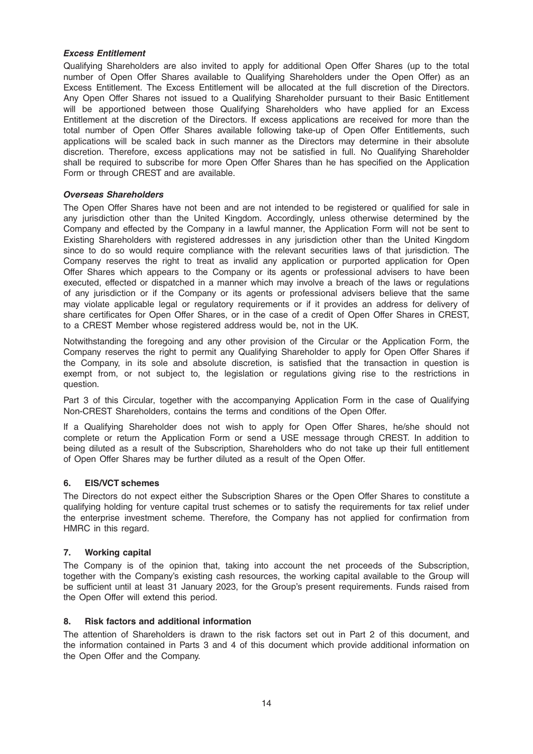***Excess Entitlement***

Qualifying Shareholders are also invited to apply for additional Open Offer Shares (up to the total number of Open Offer Shares available to Qualifying Shareholders under the Open Offer) as an Excess Entitlement. The Excess Entitlement will be allocated at the full discretion of the Directors. Any Open Offer Shares not issued to a Qualifying Shareholder pursuant to their Basic Entitlement will be apportioned between those Qualifying Shareholders who have applied for an Excess Entitlement at the discretion of the Directors. If excess applications are received for more than the total number of Open Offer Shares available following take-up of Open Offer Entitlements, such applications will be scaled back in such manner as the Directors may determine in their absolute discretion. Therefore, excess applications may not be satisfied in full. No Qualifying Shareholder shall be required to subscribe for more Open Offer Shares than he has specified on the Application Form or through CREST and are available.

***Overseas Shareholders***

The Open Offer Shares have not been and are not intended to be registered or qualified for sale in any jurisdiction other than the United Kingdom. Accordingly, unless otherwise determined by the Company and effected by the Company in a lawful manner, the Application Form will not be sent to Existing Shareholders with registered addresses in any jurisdiction other than the United Kingdom since to do so would require compliance with the relevant securities laws of that jurisdiction. The Company reserves the right to treat as invalid any application or purported application for Open Offer Shares which appears to the Company or its agents or professional advisers to have been executed, effected or dispatched in a manner which may involve a breach of the laws or regulations of any jurisdiction or if the Company or its agents or professional advisers believe that the same may violate applicable legal or regulatory requirements or if it provides an address for delivery of share certificates for Open Offer Shares, or in the case of a credit of Open Offer Shares in CREST, to a CREST Member whose registered address would be, not in the UK.

Notwithstanding the foregoing and any other provision of the Circular or the Application Form, the Company reserves the right to permit any Qualifying Shareholder to apply for Open Offer Shares if the Company, in its sole and absolute discretion, is satisfied that the transaction in question is exempt from, or not subject to, the legislation or regulations giving rise to the restrictions in question.

Part 3 of this Circular, together with the accompanying Application Form in the case of Qualifying Non-CREST Shareholders, contains the terms and conditions of the Open Offer.

If a Qualifying Shareholder does not wish to apply for Open Offer Shares, he/she should not complete or return the Application Form or send a USE message through CREST. In addition to being diluted as a result of the Subscription, Shareholders who do not take up their full entitlement of Open Offer Shares may be further diluted as a result of the Open Offer.

## 6. EIS/VCT schemes

The Directors do not expect either the Subscription Shares or the Open Offer Shares to constitute a qualifying holding for venture capital trust schemes or to satisfy the requirements for tax relief under the enterprise investment scheme. Therefore, the Company has not applied for confirmation from HMRC in this regard.

## 7. Working capital

The Company is of the opinion that, taking into account the net proceeds of the Subscription, together with the Company's existing cash resources, the working capital available to the Group will be sufficient until at least 31 January 2023, for the Group's present requirements. Funds raised from the Open Offer will extend this period.

## 8. Risk factors and additional information

The attention of Shareholders is drawn to the risk factors set out in Part 2 of this document, and the information contained in Parts 3 and 4 of this document which provide additional information on the Open Offer and the Company.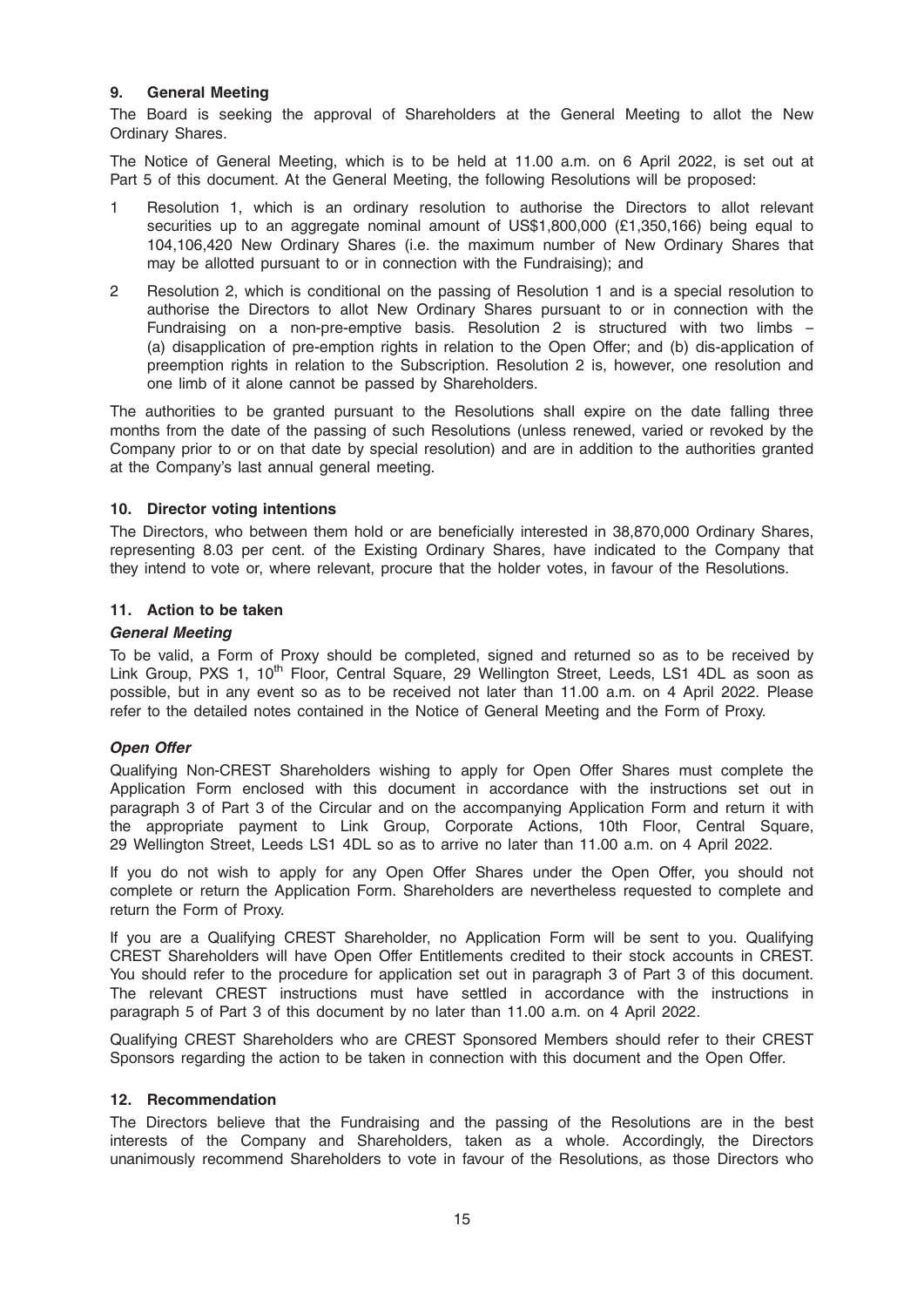## 9. General Meeting

The Board is seeking the approval of Shareholders at the General Meeting to allot the New Ordinary Shares.

The Notice of General Meeting, which is to be held at 11.00 a.m. on 6 April 2022, is set out at Part 5 of this document. At the General Meeting, the following Resolutions will be proposed:

1. Resolution 1, which is an ordinary resolution to authorise the Directors to allot relevant securities up to an aggregate nominal amount of US$1,800,000 (£1,350,166) being equal to 104,106,420 New Ordinary Shares (i.e. the maximum number of New Ordinary Shares that may be allotted pursuant to or in connection with the Fundraising); and

2. Resolution 2, which is conditional on the passing of Resolution 1 and is a special resolution to authorise the Directors to allot New Ordinary Shares pursuant to or in connection with the Fundraising on a non-pre-emptive basis. Resolution 2 is structured with two limbs – (a) disapplication of pre-emption rights in relation to the Open Offer; and (b) dis-application of preemption rights in relation to the Subscription. Resolution 2 is, however, one resolution and one limb of it alone cannot be passed by Shareholders.

The authorities to be granted pursuant to the Resolutions shall expire on the date falling three months from the date of the passing of such Resolutions (unless renewed, varied or revoked by the Company prior to or on that date by special resolution) and are in addition to the authorities granted at the Company's last annual general meeting.

## 10. Director voting intentions

The Directors, who between them hold or are beneficially interested in 38,870,000 Ordinary Shares, representing 8.03 per cent. of the Existing Ordinary Shares, have indicated to the Company that they intend to vote or, where relevant, procure that the holder votes, in favour of the Resolutions.

## 11. Action to be taken

### *General Meeting*

To be valid, a Form of Proxy should be completed, signed and returned so as to be received by Link Group, PXS 1, 10th Floor, Central Square, 29 Wellington Street, Leeds, LS1 4DL as soon as possible, but in any event so as to be received not later than 11.00 a.m. on 4 April 2022. Please refer to the detailed notes contained in the Notice of General Meeting and the Form of Proxy.

### *Open Offer*

Qualifying Non-CREST Shareholders wishing to apply for Open Offer Shares must complete the Application Form enclosed with this document in accordance with the instructions set out in paragraph 3 of Part 3 of the Circular and on the accompanying Application Form and return it with the appropriate payment to Link Group, Corporate Actions, 10th Floor, Central Square, 29 Wellington Street, Leeds LS1 4DL so as to arrive no later than 11.00 a.m. on 4 April 2022.

If you do not wish to apply for any Open Offer Shares under the Open Offer, you should not complete or return the Application Form. Shareholders are nevertheless requested to complete and return the Form of Proxy.

If you are a Qualifying CREST Shareholder, no Application Form will be sent to you. Qualifying CREST Shareholders will have Open Offer Entitlements credited to their stock accounts in CREST. You should refer to the procedure for application set out in paragraph 3 of Part 3 of this document. The relevant CREST instructions must have settled in accordance with the instructions in paragraph 5 of Part 3 of this document by no later than 11.00 a.m. on 4 April 2022.

Qualifying CREST Shareholders who are CREST Sponsored Members should refer to their CREST Sponsors regarding the action to be taken in connection with this document and the Open Offer.

## 12. Recommendation

The Directors believe that the Fundraising and the passing of the Resolutions are in the best interests of the Company and Shareholders, taken as a whole. Accordingly, the Directors unanimously recommend Shareholders to vote in favour of the Resolutions, as those Directors who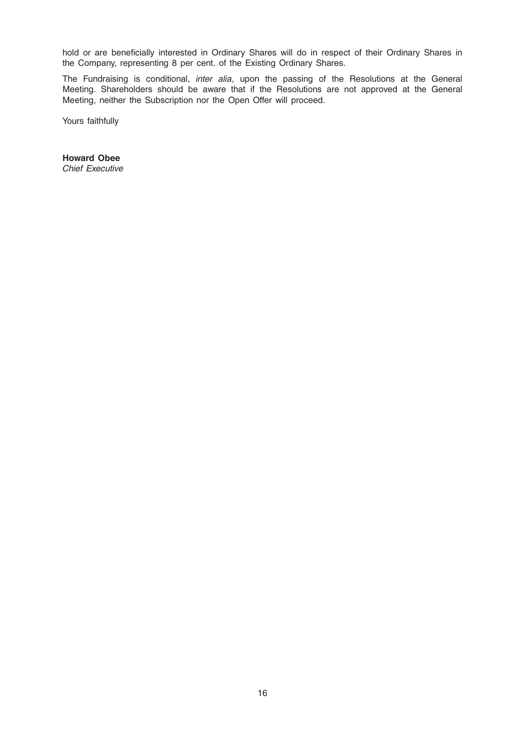hold or are beneficially interested in Ordinary Shares will do in respect of their Ordinary Shares in the Company, representing 8 per cent. of the Existing Ordinary Shares.

The Fundraising is conditional, *inter alia*, upon the passing of the Resolutions at the General Meeting. Shareholders should be aware that if the Resolutions are not approved at the General Meeting, neither the Subscription nor the Open Offer will proceed.

Yours faithfully

**Howard Obee**
*Chief Executive*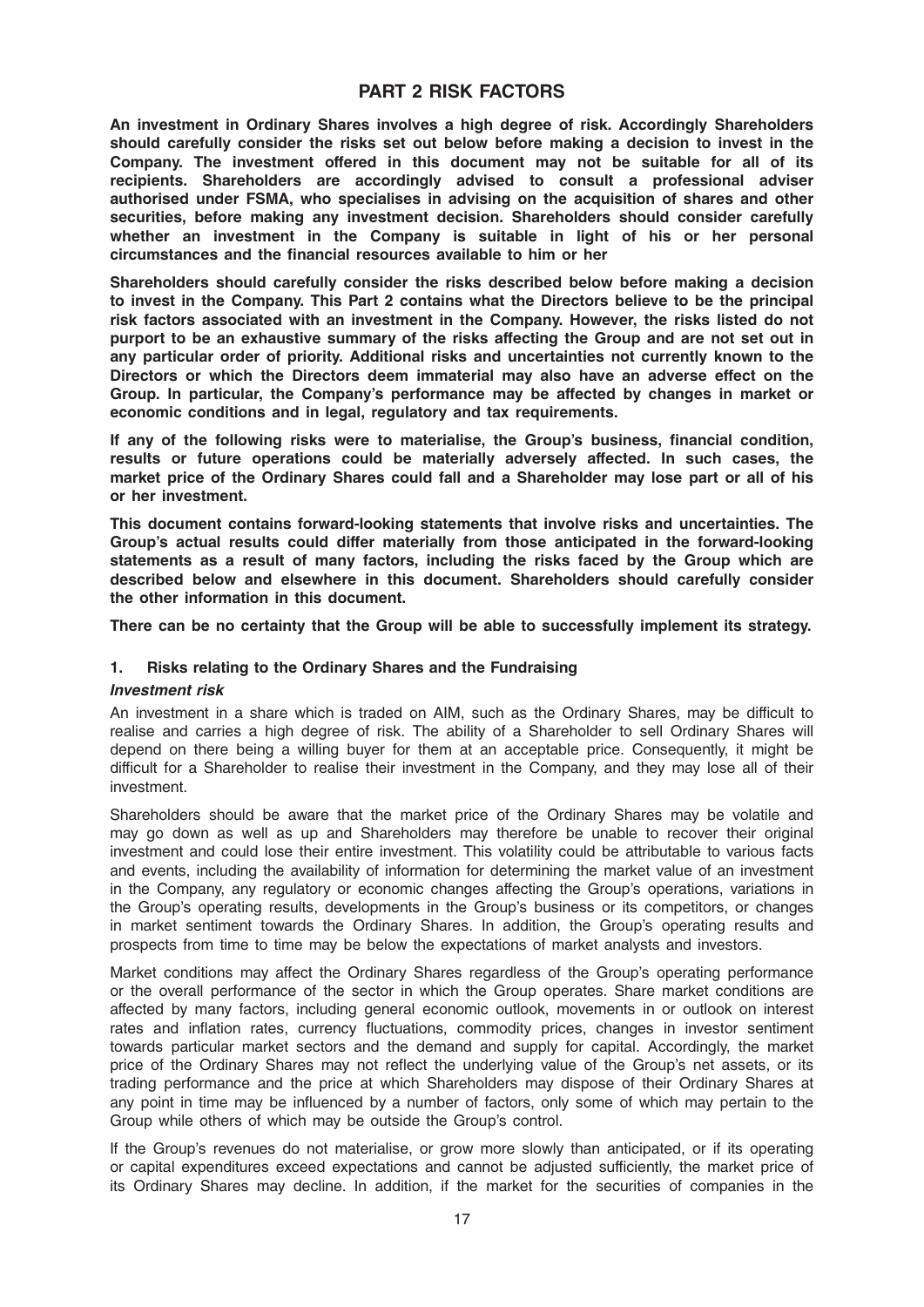# PART 2 RISK FACTORS

**An investment in Ordinary Shares involves a high degree of risk. Accordingly Shareholders should carefully consider the risks set out below before making a decision to invest in the Company. The investment offered in this document may not be suitable for all of its recipients. Shareholders are accordingly advised to consult a professional adviser authorised under FSMA, who specialises in advising on the acquisition of shares and other securities, before making any investment decision. Shareholders should consider carefully whether an investment in the Company is suitable in light of his or her personal circumstances and the financial resources available to him or her**

**Shareholders should carefully consider the risks described below before making a decision to invest in the Company. This Part 2 contains what the Directors believe to be the principal risk factors associated with an investment in the Company. However, the risks listed do not purport to be an exhaustive summary of the risks affecting the Group and are not set out in any particular order of priority. Additional risks and uncertainties not currently known to the Directors or which the Directors deem immaterial may also have an adverse effect on the Group. In particular, the Company's performance may be affected by changes in market or economic conditions and in legal, regulatory and tax requirements.**

**If any of the following risks were to materialise, the Group's business, financial condition, results or future operations could be materially adversely affected. In such cases, the market price of the Ordinary Shares could fall and a Shareholder may lose part or all of his or her investment.**

**This document contains forward-looking statements that involve risks and uncertainties. The Group's actual results could differ materially from those anticipated in the forward-looking statements as a result of many factors, including the risks faced by the Group which are described below and elsewhere in this document. Shareholders should carefully consider the other information in this document.**

**There can be no certainty that the Group will be able to successfully implement its strategy.**

## 1. Risks relating to the Ordinary Shares and the Fundraising

### *Investment risk*

An investment in a share which is traded on AIM, such as the Ordinary Shares, may be difficult to realise and carries a high degree of risk. The ability of a Shareholder to sell Ordinary Shares will depend on there being a willing buyer for them at an acceptable price. Consequently, it might be difficult for a Shareholder to realise their investment in the Company, and they may lose all of their investment.

Shareholders should be aware that the market price of the Ordinary Shares may be volatile and may go down as well as up and Shareholders may therefore be unable to recover their original investment and could lose their entire investment. This volatility could be attributable to various facts and events, including the availability of information for determining the market value of an investment in the Company, any regulatory or economic changes affecting the Group's operations, variations in the Group's operating results, developments in the Group's business or its competitors, or changes in market sentiment towards the Ordinary Shares. In addition, the Group's operating results and prospects from time to time may be below the expectations of market analysts and investors.

Market conditions may affect the Ordinary Shares regardless of the Group's operating performance or the overall performance of the sector in which the Group operates. Share market conditions are affected by many factors, including general economic outlook, movements in or outlook on interest rates and inflation rates, currency fluctuations, commodity prices, changes in investor sentiment towards particular market sectors and the demand and supply for capital. Accordingly, the market price of the Ordinary Shares may not reflect the underlying value of the Group's net assets, or its trading performance and the price at which Shareholders may dispose of their Ordinary Shares at any point in time may be influenced by a number of factors, only some of which may pertain to the Group while others of which may be outside the Group's control.

If the Group's revenues do not materialise, or grow more slowly than anticipated, or if its operating or capital expenditures exceed expectations and cannot be adjusted sufficiently, the market price of its Ordinary Shares may decline. In addition, if the market for the securities of companies in the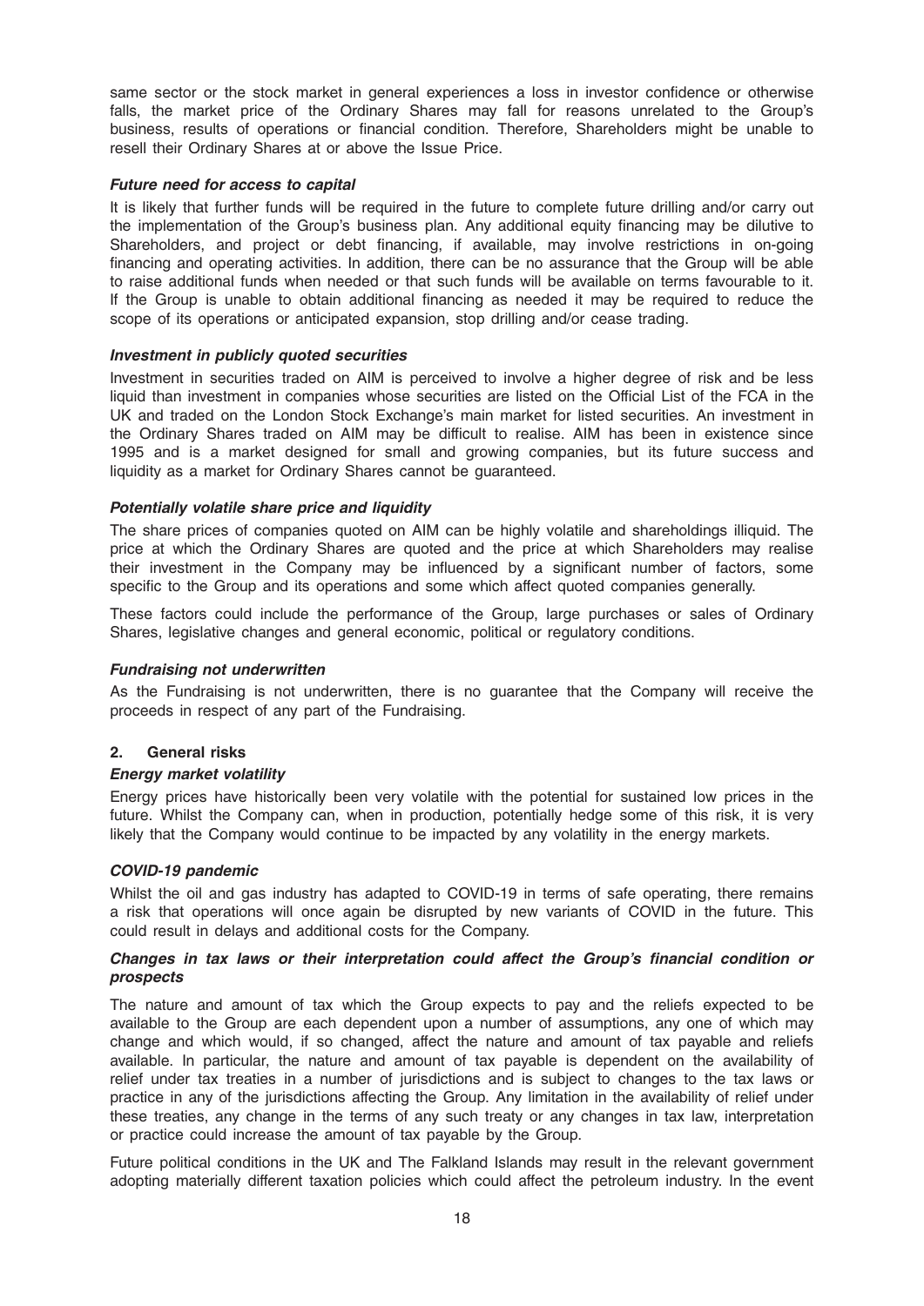same sector or the stock market in general experiences a loss in investor confidence or otherwise falls, the market price of the Ordinary Shares may fall for reasons unrelated to the Group's business, results of operations or financial condition. Therefore, Shareholders might be unable to resell their Ordinary Shares at or above the Issue Price.

***Future need for access to capital***

It is likely that further funds will be required in the future to complete future drilling and/or carry out the implementation of the Group's business plan. Any additional equity financing may be dilutive to Shareholders, and project or debt financing, if available, may involve restrictions in on-going financing and operating activities. In addition, there can be no assurance that the Group will be able to raise additional funds when needed or that such funds will be available on terms favourable to it. If the Group is unable to obtain additional financing as needed it may be required to reduce the scope of its operations or anticipated expansion, stop drilling and/or cease trading.

***Investment in publicly quoted securities***

Investment in securities traded on AIM is perceived to involve a higher degree of risk and be less liquid than investment in companies whose securities are listed on the Official List of the FCA in the UK and traded on the London Stock Exchange's main market for listed securities. An investment in the Ordinary Shares traded on AIM may be difficult to realise. AIM has been in existence since 1995 and is a market designed for small and growing companies, but its future success and liquidity as a market for Ordinary Shares cannot be guaranteed.

***Potentially volatile share price and liquidity***

The share prices of companies quoted on AIM can be highly volatile and shareholdings illiquid. The price at which the Ordinary Shares are quoted and the price at which Shareholders may realise their investment in the Company may be influenced by a significant number of factors, some specific to the Group and its operations and some which affect quoted companies generally.

These factors could include the performance of the Group, large purchases or sales of Ordinary Shares, legislative changes and general economic, political or regulatory conditions.

***Fundraising not underwritten***

As the Fundraising is not underwritten, there is no guarantee that the Company will receive the proceeds in respect of any part of the Fundraising.

## 2. General risks

***Energy market volatility***

Energy prices have historically been very volatile with the potential for sustained low prices in the future. Whilst the Company can, when in production, potentially hedge some of this risk, it is very likely that the Company would continue to be impacted by any volatility in the energy markets.

***COVID-19 pandemic***

Whilst the oil and gas industry has adapted to COVID-19 in terms of safe operating, there remains a risk that operations will once again be disrupted by new variants of COVID in the future. This could result in delays and additional costs for the Company.

***Changes in tax laws or their interpretation could affect the Group's financial condition or prospects***

The nature and amount of tax which the Group expects to pay and the reliefs expected to be available to the Group are each dependent upon a number of assumptions, any one of which may change and which would, if so changed, affect the nature and amount of tax payable and reliefs available. In particular, the nature and amount of tax payable is dependent on the availability of relief under tax treaties in a number of jurisdictions and is subject to changes to the tax laws or practice in any of the jurisdictions affecting the Group. Any limitation in the availability of relief under these treaties, any change in the terms of any such treaty or any changes in tax law, interpretation or practice could increase the amount of tax payable by the Group.

Future political conditions in the UK and The Falkland Islands may result in the relevant government adopting materially different taxation policies which could affect the petroleum industry. In the event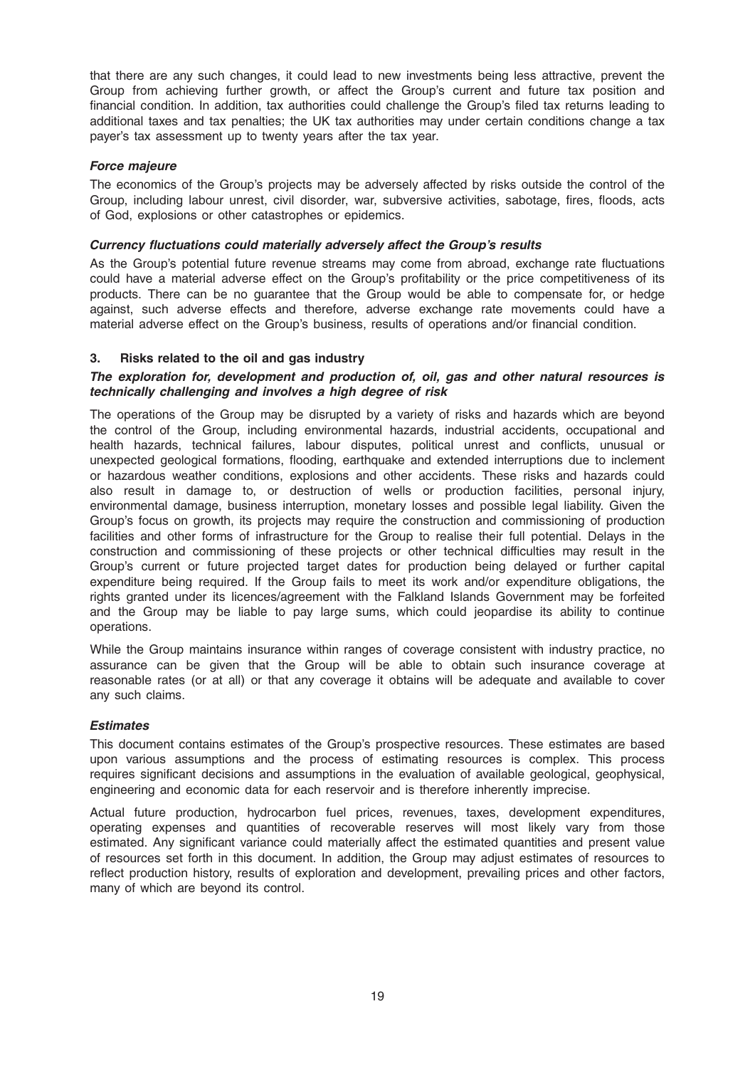that there are any such changes, it could lead to new investments being less attractive, prevent the Group from achieving further growth, or affect the Group's current and future tax position and financial condition. In addition, tax authorities could challenge the Group's filed tax returns leading to additional taxes and tax penalties; the UK tax authorities may under certain conditions change a tax payer's tax assessment up to twenty years after the tax year.

***Force majeure***

The economics of the Group's projects may be adversely affected by risks outside the control of the Group, including labour unrest, civil disorder, war, subversive activities, sabotage, fires, floods, acts of God, explosions or other catastrophes or epidemics.

***Currency fluctuations could materially adversely affect the Group's results***

As the Group's potential future revenue streams may come from abroad, exchange rate fluctuations could have a material adverse effect on the Group's profitability or the price competitiveness of its products. There can be no guarantee that the Group would be able to compensate for, or hedge against, such adverse effects and therefore, adverse exchange rate movements could have a material adverse effect on the Group's business, results of operations and/or financial condition.

### 3. Risks related to the oil and gas industry

***The exploration for, development and production of, oil, gas and other natural resources is technically challenging and involves a high degree of risk***

The operations of the Group may be disrupted by a variety of risks and hazards which are beyond the control of the Group, including environmental hazards, industrial accidents, occupational and health hazards, technical failures, labour disputes, political unrest and conflicts, unusual or unexpected geological formations, flooding, earthquake and extended interruptions due to inclement or hazardous weather conditions, explosions and other accidents. These risks and hazards could also result in damage to, or destruction of wells or production facilities, personal injury, environmental damage, business interruption, monetary losses and possible legal liability. Given the Group's focus on growth, its projects may require the construction and commissioning of production facilities and other forms of infrastructure for the Group to realise their full potential. Delays in the construction and commissioning of these projects or other technical difficulties may result in the Group's current or future projected target dates for production being delayed or further capital expenditure being required. If the Group fails to meet its work and/or expenditure obligations, the rights granted under its licences/agreement with the Falkland Islands Government may be forfeited and the Group may be liable to pay large sums, which could jeopardise its ability to continue operations.

While the Group maintains insurance within ranges of coverage consistent with industry practice, no assurance can be given that the Group will be able to obtain such insurance coverage at reasonable rates (or at all) or that any coverage it obtains will be adequate and available to cover any such claims.

***Estimates***

This document contains estimates of the Group's prospective resources. These estimates are based upon various assumptions and the process of estimating resources is complex. This process requires significant decisions and assumptions in the evaluation of available geological, geophysical, engineering and economic data for each reservoir and is therefore inherently imprecise.

Actual future production, hydrocarbon fuel prices, revenues, taxes, development expenditures, operating expenses and quantities of recoverable reserves will most likely vary from those estimated. Any significant variance could materially affect the estimated quantities and present value of resources set forth in this document. In addition, the Group may adjust estimates of resources to reflect production history, results of exploration and development, prevailing prices and other factors, many of which are beyond its control.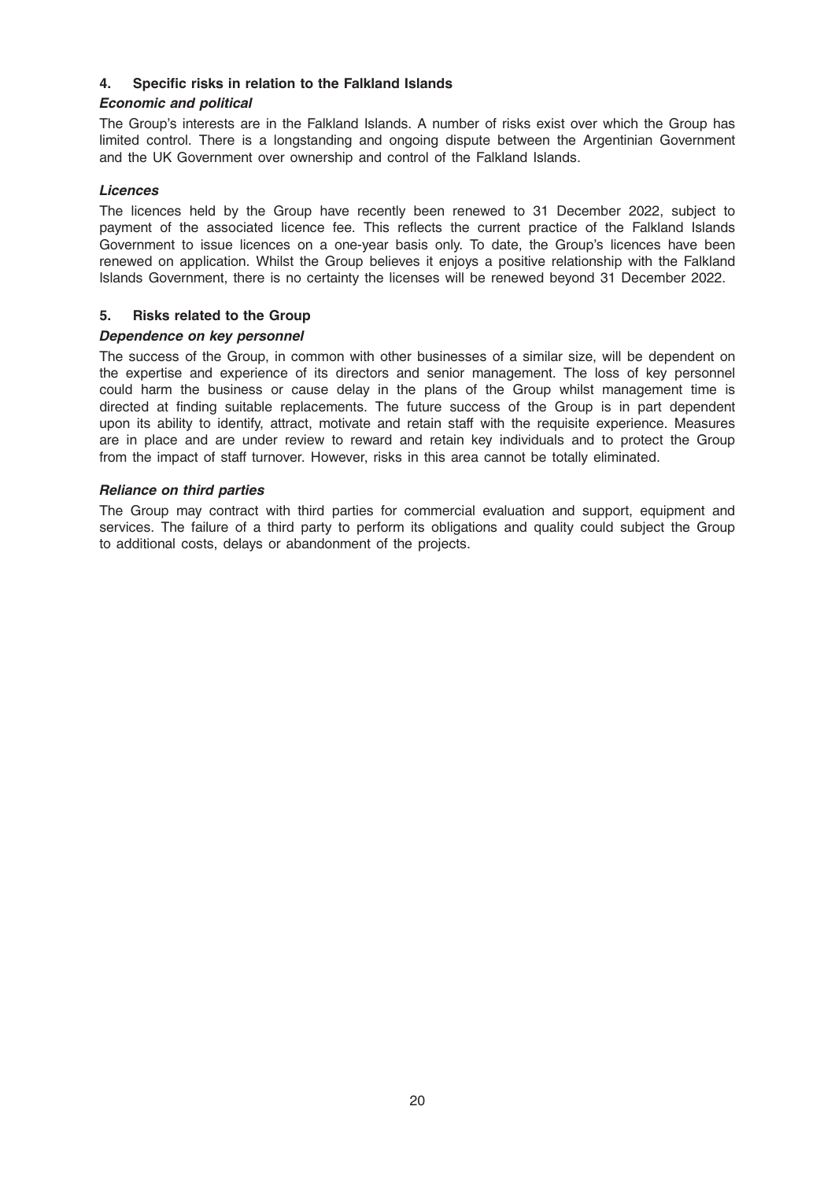## 4. Specific risks in relation to the Falkland Islands

### *Economic and political*

The Group's interests are in the Falkland Islands. A number of risks exist over which the Group has limited control. There is a longstanding and ongoing dispute between the Argentinian Government and the UK Government over ownership and control of the Falkland Islands.

### *Licences*

The licences held by the Group have recently been renewed to 31 December 2022, subject to payment of the associated licence fee. This reflects the current practice of the Falkland Islands Government to issue licences on a one-year basis only. To date, the Group's licences have been renewed on application. Whilst the Group believes it enjoys a positive relationship with the Falkland Islands Government, there is no certainty the licenses will be renewed beyond 31 December 2022.

## 5. Risks related to the Group

### *Dependence on key personnel*

The success of the Group, in common with other businesses of a similar size, will be dependent on the expertise and experience of its directors and senior management. The loss of key personnel could harm the business or cause delay in the plans of the Group whilst management time is directed at finding suitable replacements. The future success of the Group is in part dependent upon its ability to identify, attract, motivate and retain staff with the requisite experience. Measures are in place and are under review to reward and retain key individuals and to protect the Group from the impact of staff turnover. However, risks in this area cannot be totally eliminated.

### *Reliance on third parties*

The Group may contract with third parties for commercial evaluation and support, equipment and services. The failure of a third party to perform its obligations and quality could subject the Group to additional costs, delays or abandonment of the projects.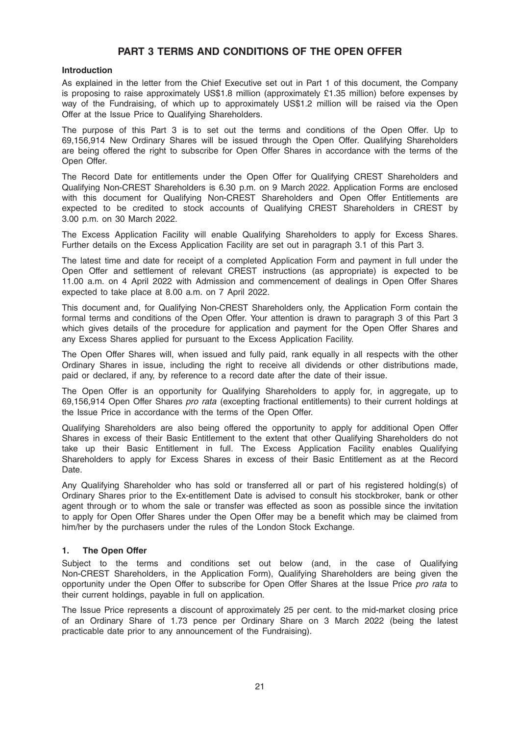# PART 3 TERMS AND CONDITIONS OF THE OPEN OFFER

**Introduction**

As explained in the letter from the Chief Executive set out in Part 1 of this document, the Company is proposing to raise approximately US$1.8 million (approximately £1.35 million) before expenses by way of the Fundraising, of which up to approximately US$1.2 million will be raised via the Open Offer at the Issue Price to Qualifying Shareholders.

The purpose of this Part 3 is to set out the terms and conditions of the Open Offer. Up to 69,156,914 New Ordinary Shares will be issued through the Open Offer. Qualifying Shareholders are being offered the right to subscribe for Open Offer Shares in accordance with the terms of the Open Offer.

The Record Date for entitlements under the Open Offer for Qualifying CREST Shareholders and Qualifying Non-CREST Shareholders is 6.30 p.m. on 9 March 2022. Application Forms are enclosed with this document for Qualifying Non-CREST Shareholders and Open Offer Entitlements are expected to be credited to stock accounts of Qualifying CREST Shareholders in CREST by 3.00 p.m. on 30 March 2022.

The Excess Application Facility will enable Qualifying Shareholders to apply for Excess Shares. Further details on the Excess Application Facility are set out in paragraph 3.1 of this Part 3.

The latest time and date for receipt of a completed Application Form and payment in full under the Open Offer and settlement of relevant CREST instructions (as appropriate) is expected to be 11.00 a.m. on 4 April 2022 with Admission and commencement of dealings in Open Offer Shares expected to take place at 8.00 a.m. on 7 April 2022.

This document and, for Qualifying Non-CREST Shareholders only, the Application Form contain the formal terms and conditions of the Open Offer. Your attention is drawn to paragraph 3 of this Part 3 which gives details of the procedure for application and payment for the Open Offer Shares and any Excess Shares applied for pursuant to the Excess Application Facility.

The Open Offer Shares will, when issued and fully paid, rank equally in all respects with the other Ordinary Shares in issue, including the right to receive all dividends or other distributions made, paid or declared, if any, by reference to a record date after the date of their issue.

The Open Offer is an opportunity for Qualifying Shareholders to apply for, in aggregate, up to 69,156,914 Open Offer Shares *pro rata* (excepting fractional entitlements) to their current holdings at the Issue Price in accordance with the terms of the Open Offer.

Qualifying Shareholders are also being offered the opportunity to apply for additional Open Offer Shares in excess of their Basic Entitlement to the extent that other Qualifying Shareholders do not take up their Basic Entitlement in full. The Excess Application Facility enables Qualifying Shareholders to apply for Excess Shares in excess of their Basic Entitlement as at the Record Date.

Any Qualifying Shareholder who has sold or transferred all or part of his registered holding(s) of Ordinary Shares prior to the Ex-entitlement Date is advised to consult his stockbroker, bank or other agent through or to whom the sale or transfer was effected as soon as possible since the invitation to apply for Open Offer Shares under the Open Offer may be a benefit which may be claimed from him/her by the purchasers under the rules of the London Stock Exchange.

## 1. The Open Offer

Subject to the terms and conditions set out below (and, in the case of Qualifying Non-CREST Shareholders, in the Application Form), Qualifying Shareholders are being given the opportunity under the Open Offer to subscribe for Open Offer Shares at the Issue Price *pro rata* to their current holdings, payable in full on application.

The Issue Price represents a discount of approximately 25 per cent. to the mid-market closing price of an Ordinary Share of 1.73 pence per Ordinary Share on 3 March 2022 (being the latest practicable date prior to any announcement of the Fundraising).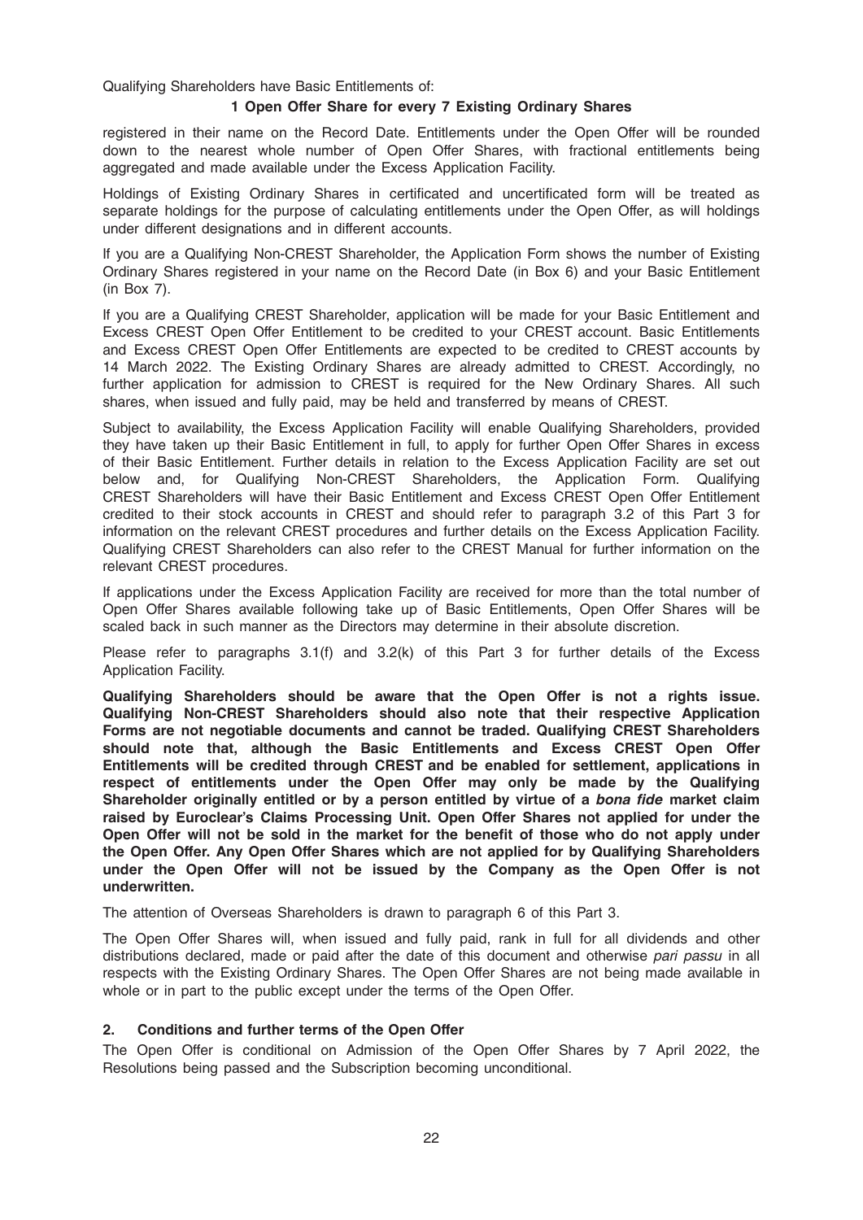Qualifying Shareholders have Basic Entitlements of:

**1 Open Offer Share for every 7 Existing Ordinary Shares**

registered in their name on the Record Date. Entitlements under the Open Offer will be rounded down to the nearest whole number of Open Offer Shares, with fractional entitlements being aggregated and made available under the Excess Application Facility.

Holdings of Existing Ordinary Shares in certificated and uncertificated form will be treated as separate holdings for the purpose of calculating entitlements under the Open Offer, as will holdings under different designations and in different accounts.

If you are a Qualifying Non-CREST Shareholder, the Application Form shows the number of Existing Ordinary Shares registered in your name on the Record Date (in Box 6) and your Basic Entitlement (in Box 7).

If you are a Qualifying CREST Shareholder, application will be made for your Basic Entitlement and Excess CREST Open Offer Entitlement to be credited to your CREST account. Basic Entitlements and Excess CREST Open Offer Entitlements are expected to be credited to CREST accounts by 14 March 2022. The Existing Ordinary Shares are already admitted to CREST. Accordingly, no further application for admission to CREST is required for the New Ordinary Shares. All such shares, when issued and fully paid, may be held and transferred by means of CREST.

Subject to availability, the Excess Application Facility will enable Qualifying Shareholders, provided they have taken up their Basic Entitlement in full, to apply for further Open Offer Shares in excess of their Basic Entitlement. Further details in relation to the Excess Application Facility are set out below and, for Qualifying Non-CREST Shareholders, the Application Form. Qualifying CREST Shareholders will have their Basic Entitlement and Excess CREST Open Offer Entitlement credited to their stock accounts in CREST and should refer to paragraph 3.2 of this Part 3 for information on the relevant CREST procedures and further details on the Excess Application Facility. Qualifying CREST Shareholders can also refer to the CREST Manual for further information on the relevant CREST procedures.

If applications under the Excess Application Facility are received for more than the total number of Open Offer Shares available following take up of Basic Entitlements, Open Offer Shares will be scaled back in such manner as the Directors may determine in their absolute discretion.

Please refer to paragraphs 3.1(f) and 3.2(k) of this Part 3 for further details of the Excess Application Facility.

**Qualifying Shareholders should be aware that the Open Offer is not a rights issue. Qualifying Non-CREST Shareholders should also note that their respective Application Forms are not negotiable documents and cannot be traded. Qualifying CREST Shareholders should note that, although the Basic Entitlements and Excess CREST Open Offer Entitlements will be credited through CREST and be enabled for settlement, applications in respect of entitlements under the Open Offer may only be made by the Qualifying Shareholder originally entitled or by a person entitled by virtue of a *bona fide* market claim raised by Euroclear's Claims Processing Unit. Open Offer Shares not applied for under the Open Offer will not be sold in the market for the benefit of those who do not apply under the Open Offer. Any Open Offer Shares which are not applied for by Qualifying Shareholders under the Open Offer will not be issued by the Company as the Open Offer is not underwritten.**

The attention of Overseas Shareholders is drawn to paragraph 6 of this Part 3.

The Open Offer Shares will, when issued and fully paid, rank in full for all dividends and other distributions declared, made or paid after the date of this document and otherwise *pari passu* in all respects with the Existing Ordinary Shares. The Open Offer Shares are not being made available in whole or in part to the public except under the terms of the Open Offer.

## 2. Conditions and further terms of the Open Offer

The Open Offer is conditional on Admission of the Open Offer Shares by 7 April 2022, the Resolutions being passed and the Subscription becoming unconditional.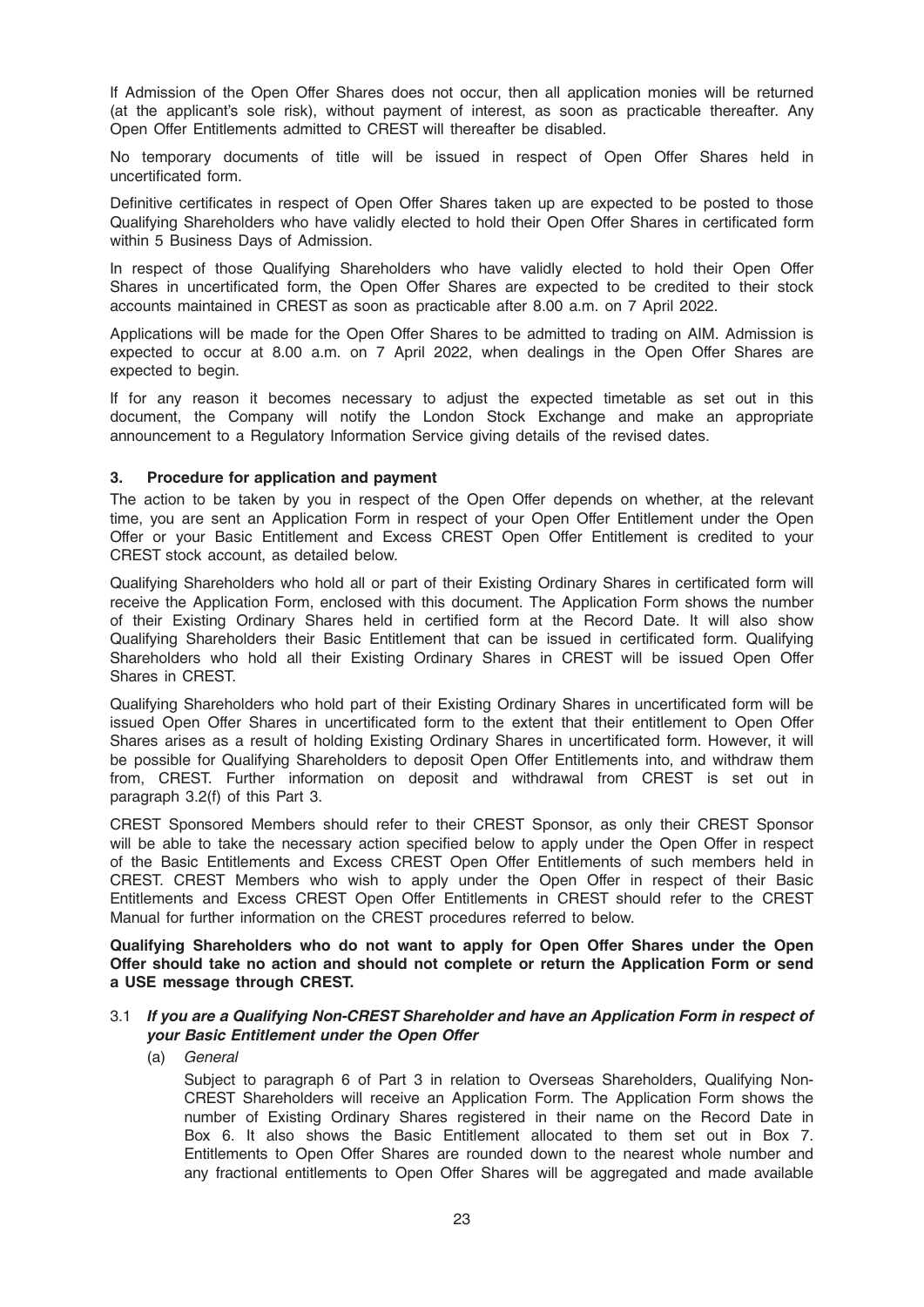If Admission of the Open Offer Shares does not occur, then all application monies will be returned (at the applicant's sole risk), without payment of interest, as soon as practicable thereafter. Any Open Offer Entitlements admitted to CREST will thereafter be disabled.

No temporary documents of title will be issued in respect of Open Offer Shares held in uncertificated form.

Definitive certificates in respect of Open Offer Shares taken up are expected to be posted to those Qualifying Shareholders who have validly elected to hold their Open Offer Shares in certificated form within 5 Business Days of Admission.

In respect of those Qualifying Shareholders who have validly elected to hold their Open Offer Shares in uncertificated form, the Open Offer Shares are expected to be credited to their stock accounts maintained in CREST as soon as practicable after 8.00 a.m. on 7 April 2022.

Applications will be made for the Open Offer Shares to be admitted to trading on AIM. Admission is expected to occur at 8.00 a.m. on 7 April 2022, when dealings in the Open Offer Shares are expected to begin.

If for any reason it becomes necessary to adjust the expected timetable as set out in this document, the Company will notify the London Stock Exchange and make an appropriate announcement to a Regulatory Information Service giving details of the revised dates.

## 3. Procedure for application and payment

The action to be taken by you in respect of the Open Offer depends on whether, at the relevant time, you are sent an Application Form in respect of your Open Offer Entitlement under the Open Offer or your Basic Entitlement and Excess CREST Open Offer Entitlement is credited to your CREST stock account, as detailed below.

Qualifying Shareholders who hold all or part of their Existing Ordinary Shares in certificated form will receive the Application Form, enclosed with this document. The Application Form shows the number of their Existing Ordinary Shares held in certified form at the Record Date. It will also show Qualifying Shareholders their Basic Entitlement that can be issued in certificated form. Qualifying Shareholders who hold all their Existing Ordinary Shares in CREST will be issued Open Offer Shares in CREST.

Qualifying Shareholders who hold part of their Existing Ordinary Shares in uncertificated form will be issued Open Offer Shares in uncertificated form to the extent that their entitlement to Open Offer Shares arises as a result of holding Existing Ordinary Shares in uncertificated form. However, it will be possible for Qualifying Shareholders to deposit Open Offer Entitlements into, and withdraw them from, CREST. Further information on deposit and withdrawal from CREST is set out in paragraph 3.2(f) of this Part 3.

CREST Sponsored Members should refer to their CREST Sponsor, as only their CREST Sponsor will be able to take the necessary action specified below to apply under the Open Offer in respect of the Basic Entitlements and Excess CREST Open Offer Entitlements of such members held in CREST. CREST Members who wish to apply under the Open Offer in respect of their Basic Entitlements and Excess CREST Open Offer Entitlements in CREST should refer to the CREST Manual for further information on the CREST procedures referred to below.

**Qualifying Shareholders who do not want to apply for Open Offer Shares under the Open Offer should take no action and should not complete or return the Application Form or send a USE message through CREST.**

### 3.1 *If you are a Qualifying Non-CREST Shareholder and have an Application Form in respect of your Basic Entitlement under the Open Offer*

(a) *General*

Subject to paragraph 6 of Part 3 in relation to Overseas Shareholders, Qualifying Non-CREST Shareholders will receive an Application Form. The Application Form shows the number of Existing Ordinary Shares registered in their name on the Record Date in Box 6. It also shows the Basic Entitlement allocated to them set out in Box 7. Entitlements to Open Offer Shares are rounded down to the nearest whole number and any fractional entitlements to Open Offer Shares will be aggregated and made available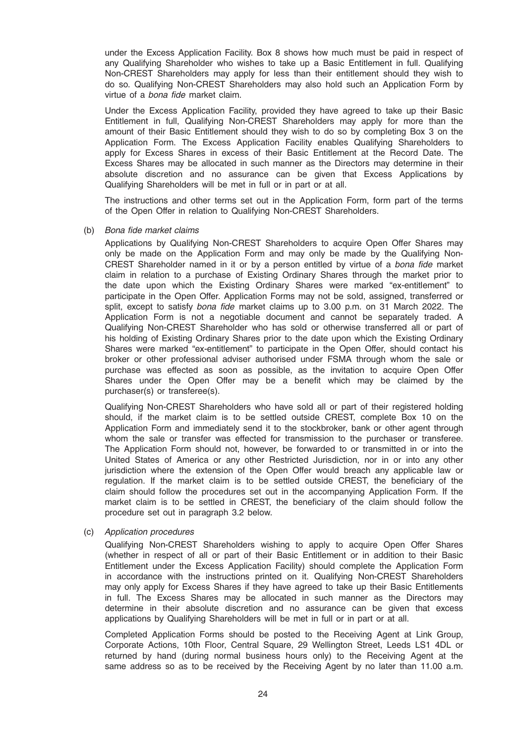under the Excess Application Facility. Box 8 shows how much must be paid in respect of any Qualifying Shareholder who wishes to take up a Basic Entitlement in full. Qualifying Non-CREST Shareholders may apply for less than their entitlement should they wish to do so. Qualifying Non-CREST Shareholders may also hold such an Application Form by virtue of a *bona fide* market claim.

Under the Excess Application Facility, provided they have agreed to take up their Basic Entitlement in full, Qualifying Non-CREST Shareholders may apply for more than the amount of their Basic Entitlement should they wish to do so by completing Box 3 on the Application Form. The Excess Application Facility enables Qualifying Shareholders to apply for Excess Shares in excess of their Basic Entitlement at the Record Date. The Excess Shares may be allocated in such manner as the Directors may determine in their absolute discretion and no assurance can be given that Excess Applications by Qualifying Shareholders will be met in full or in part or at all.

The instructions and other terms set out in the Application Form, form part of the terms of the Open Offer in relation to Qualifying Non-CREST Shareholders.

(b) *Bona fide market claims*

Applications by Qualifying Non-CREST Shareholders to acquire Open Offer Shares may only be made on the Application Form and may only be made by the Qualifying Non-CREST Shareholder named in it or by a person entitled by virtue of a *bona fide* market claim in relation to a purchase of Existing Ordinary Shares through the market prior to the date upon which the Existing Ordinary Shares were marked "ex-entitlement" to participate in the Open Offer. Application Forms may not be sold, assigned, transferred or split, except to satisfy *bona fide* market claims up to 3.00 p.m. on 31 March 2022. The Application Form is not a negotiable document and cannot be separately traded. A Qualifying Non-CREST Shareholder who has sold or otherwise transferred all or part of his holding of Existing Ordinary Shares prior to the date upon which the Existing Ordinary Shares were marked "ex-entitlement" to participate in the Open Offer, should contact his broker or other professional adviser authorised under FSMA through whom the sale or purchase was effected as soon as possible, as the invitation to acquire Open Offer Shares under the Open Offer may be a benefit which may be claimed by the purchaser(s) or transferee(s).

Qualifying Non-CREST Shareholders who have sold all or part of their registered holding should, if the market claim is to be settled outside CREST, complete Box 10 on the Application Form and immediately send it to the stockbroker, bank or other agent through whom the sale or transfer was effected for transmission to the purchaser or transferee. The Application Form should not, however, be forwarded to or transmitted in or into the United States of America or any other Restricted Jurisdiction, nor in or into any other jurisdiction where the extension of the Open Offer would breach any applicable law or regulation. If the market claim is to be settled outside CREST, the beneficiary of the claim should follow the procedures set out in the accompanying Application Form. If the market claim is to be settled in CREST, the beneficiary of the claim should follow the procedure set out in paragraph 3.2 below.

(c) *Application procedures*

Qualifying Non-CREST Shareholders wishing to apply to acquire Open Offer Shares (whether in respect of all or part of their Basic Entitlement or in addition to their Basic Entitlement under the Excess Application Facility) should complete the Application Form in accordance with the instructions printed on it. Qualifying Non-CREST Shareholders may only apply for Excess Shares if they have agreed to take up their Basic Entitlements in full. The Excess Shares may be allocated in such manner as the Directors may determine in their absolute discretion and no assurance can be given that excess applications by Qualifying Shareholders will be met in full or in part or at all.

Completed Application Forms should be posted to the Receiving Agent at Link Group, Corporate Actions, 10th Floor, Central Square, 29 Wellington Street, Leeds LS1 4DL or returned by hand (during normal business hours only) to the Receiving Agent at the same address so as to be received by the Receiving Agent by no later than 11.00 a.m.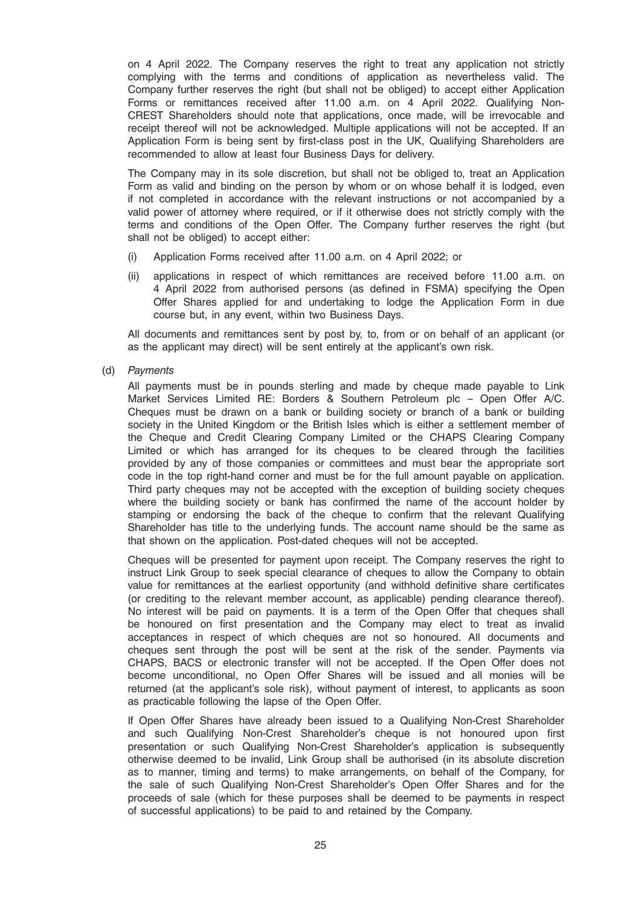on 4 April 2022. The Company reserves the right to treat any application not strictly complying with the terms and conditions of application as nevertheless valid. The Company further reserves the right (but shall not be obliged) to accept either Application Forms or remittances received after 11.00 a.m. on 4 April 2022. Qualifying Non-CREST Shareholders should note that applications, once made, will be irrevocable and receipt thereof will not be acknowledged. Multiple applications will not be accepted. If an Application Form is being sent by first-class post in the UK, Qualifying Shareholders are recommended to allow at least four Business Days for delivery.

The Company may in its sole discretion, but shall not be obliged to, treat an Application Form as valid and binding on the person by whom or on whose behalf it is lodged, even if not completed in accordance with the relevant instructions or not accompanied by a valid power of attorney where required, or if it otherwise does not strictly comply with the terms and conditions of the Open Offer. The Company further reserves the right (but shall not be obliged) to accept either:

(i) Application Forms received after 11.00 a.m. on 4 April 2022; or

(ii) applications in respect of which remittances are received before 11.00 a.m. on 4 April 2022 from authorised persons (as defined in FSMA) specifying the Open Offer Shares applied for and undertaking to lodge the Application Form in due course but, in any event, within two Business Days.

All documents and remittances sent by post by, to, from or on behalf of an applicant (or as the applicant may direct) will be sent entirely at the applicant's own risk.

(d) *Payments*

All payments must be in pounds sterling and made by cheque made payable to Link Market Services Limited RE: Borders & Southern Petroleum plc – Open Offer A/C. Cheques must be drawn on a bank or building society or branch of a bank or building society in the United Kingdom or the British Isles which is either a settlement member of the Cheque and Credit Clearing Company Limited or the CHAPS Clearing Company Limited or which has arranged for its cheques to be cleared through the facilities provided by any of those companies or committees and must bear the appropriate sort code in the top right-hand corner and must be for the full amount payable on application. Third party cheques may not be accepted with the exception of building society cheques where the building society or bank has confirmed the name of the account holder by stamping or endorsing the back of the cheque to confirm that the relevant Qualifying Shareholder has title to the underlying funds. The account name should be the same as that shown on the application. Post-dated cheques will not be accepted.

Cheques will be presented for payment upon receipt. The Company reserves the right to instruct Link Group to seek special clearance of cheques to allow the Company to obtain value for remittances at the earliest opportunity (and withhold definitive share certificates (or crediting to the relevant member account, as applicable) pending clearance thereof). No interest will be paid on payments. It is a term of the Open Offer that cheques shall be honoured on first presentation and the Company may elect to treat as invalid acceptances in respect of which cheques are not so honoured. All documents and cheques sent through the post will be sent at the risk of the sender. Payments via CHAPS, BACS or electronic transfer will not be accepted. If the Open Offer does not become unconditional, no Open Offer Shares will be issued and all monies will be returned (at the applicant's sole risk), without payment of interest, to applicants as soon as practicable following the lapse of the Open Offer.

If Open Offer Shares have already been issued to a Qualifying Non-Crest Shareholder and such Qualifying Non-Crest Shareholder's cheque is not honoured upon first presentation or such Qualifying Non-Crest Shareholder's application is subsequently otherwise deemed to be invalid, Link Group shall be authorised (in its absolute discretion as to manner, timing and terms) to make arrangements, on behalf of the Company, for the sale of such Qualifying Non-Crest Shareholder's Open Offer Shares and for the proceeds of sale (which for these purposes shall be deemed to be payments in respect of successful applications) to be paid to and retained by the Company.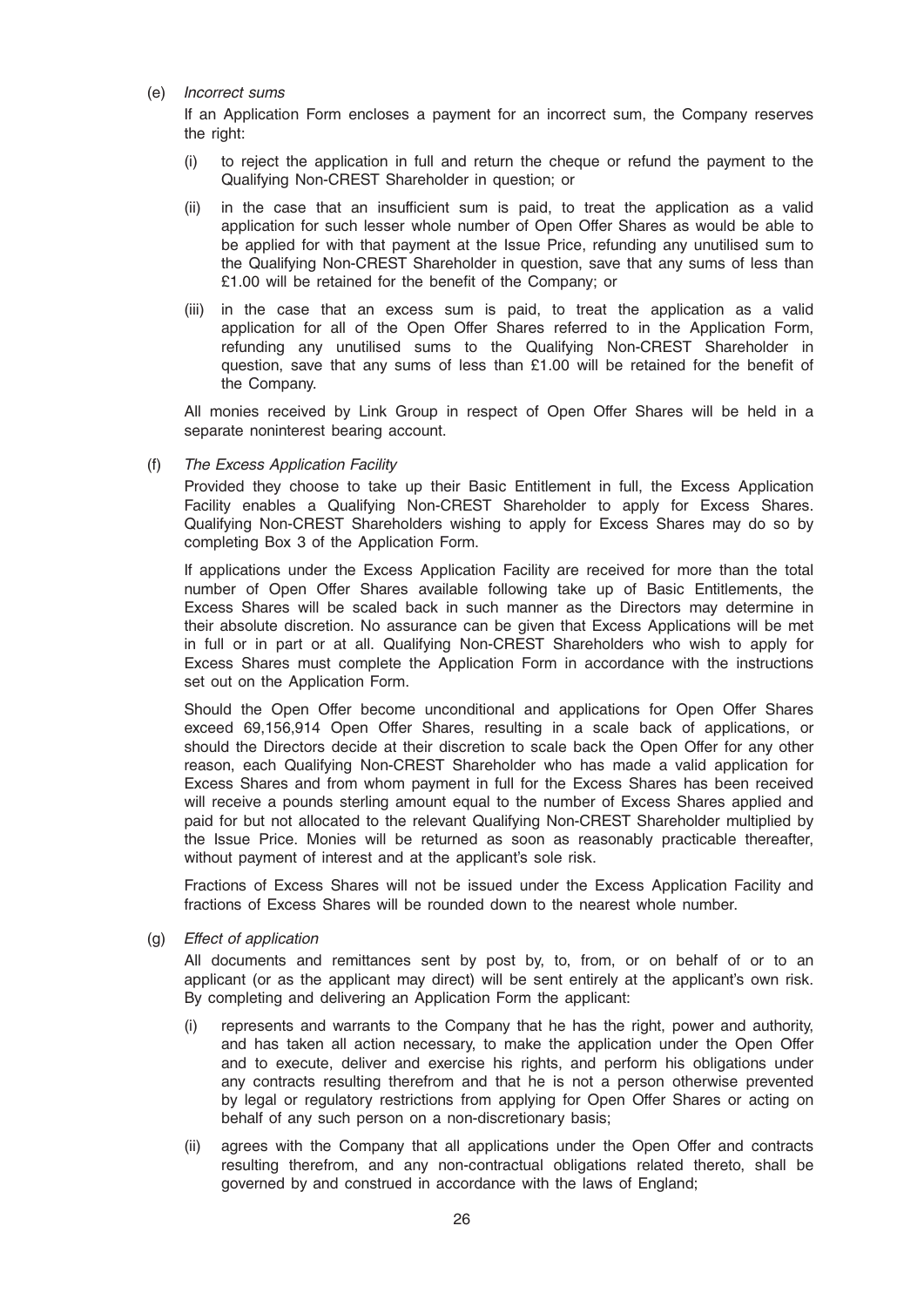(e) *Incorrect sums*

If an Application Form encloses a payment for an incorrect sum, the Company reserves the right:

(i) to reject the application in full and return the cheque or refund the payment to the Qualifying Non-CREST Shareholder in question; or

(ii) in the case that an insufficient sum is paid, to treat the application as a valid application for such lesser whole number of Open Offer Shares as would be able to be applied for with that payment at the Issue Price, refunding any unutilised sum to the Qualifying Non-CREST Shareholder in question, save that any sums of less than £1.00 will be retained for the benefit of the Company; or

(iii) in the case that an excess sum is paid, to treat the application as a valid application for all of the Open Offer Shares referred to in the Application Form, refunding any unutilised sums to the Qualifying Non-CREST Shareholder in question, save that any sums of less than £1.00 will be retained for the benefit of the Company.

All monies received by Link Group in respect of Open Offer Shares will be held in a separate noninterest bearing account.

(f) *The Excess Application Facility*

Provided they choose to take up their Basic Entitlement in full, the Excess Application Facility enables a Qualifying Non-CREST Shareholder to apply for Excess Shares. Qualifying Non-CREST Shareholders wishing to apply for Excess Shares may do so by completing Box 3 of the Application Form.

If applications under the Excess Application Facility are received for more than the total number of Open Offer Shares available following take up of Basic Entitlements, the Excess Shares will be scaled back in such manner as the Directors may determine in their absolute discretion. No assurance can be given that Excess Applications will be met in full or in part or at all. Qualifying Non-CREST Shareholders who wish to apply for Excess Shares must complete the Application Form in accordance with the instructions set out on the Application Form.

Should the Open Offer become unconditional and applications for Open Offer Shares exceed 69,156,914 Open Offer Shares, resulting in a scale back of applications, or should the Directors decide at their discretion to scale back the Open Offer for any other reason, each Qualifying Non-CREST Shareholder who has made a valid application for Excess Shares and from whom payment in full for the Excess Shares has been received will receive a pounds sterling amount equal to the number of Excess Shares applied and paid for but not allocated to the relevant Qualifying Non-CREST Shareholder multiplied by the Issue Price. Monies will be returned as soon as reasonably practicable thereafter, without payment of interest and at the applicant's sole risk.

Fractions of Excess Shares will not be issued under the Excess Application Facility and fractions of Excess Shares will be rounded down to the nearest whole number.

(g) *Effect of application*

All documents and remittances sent by post by, to, from, or on behalf of or to an applicant (or as the applicant may direct) will be sent entirely at the applicant's own risk. By completing and delivering an Application Form the applicant:

(i) represents and warrants to the Company that he has the right, power and authority, and has taken all action necessary, to make the application under the Open Offer and to execute, deliver and exercise his rights, and perform his obligations under any contracts resulting therefrom and that he is not a person otherwise prevented by legal or regulatory restrictions from applying for Open Offer Shares or acting on behalf of any such person on a non-discretionary basis;

(ii) agrees with the Company that all applications under the Open Offer and contracts resulting therefrom, and any non-contractual obligations related thereto, shall be governed by and construed in accordance with the laws of England;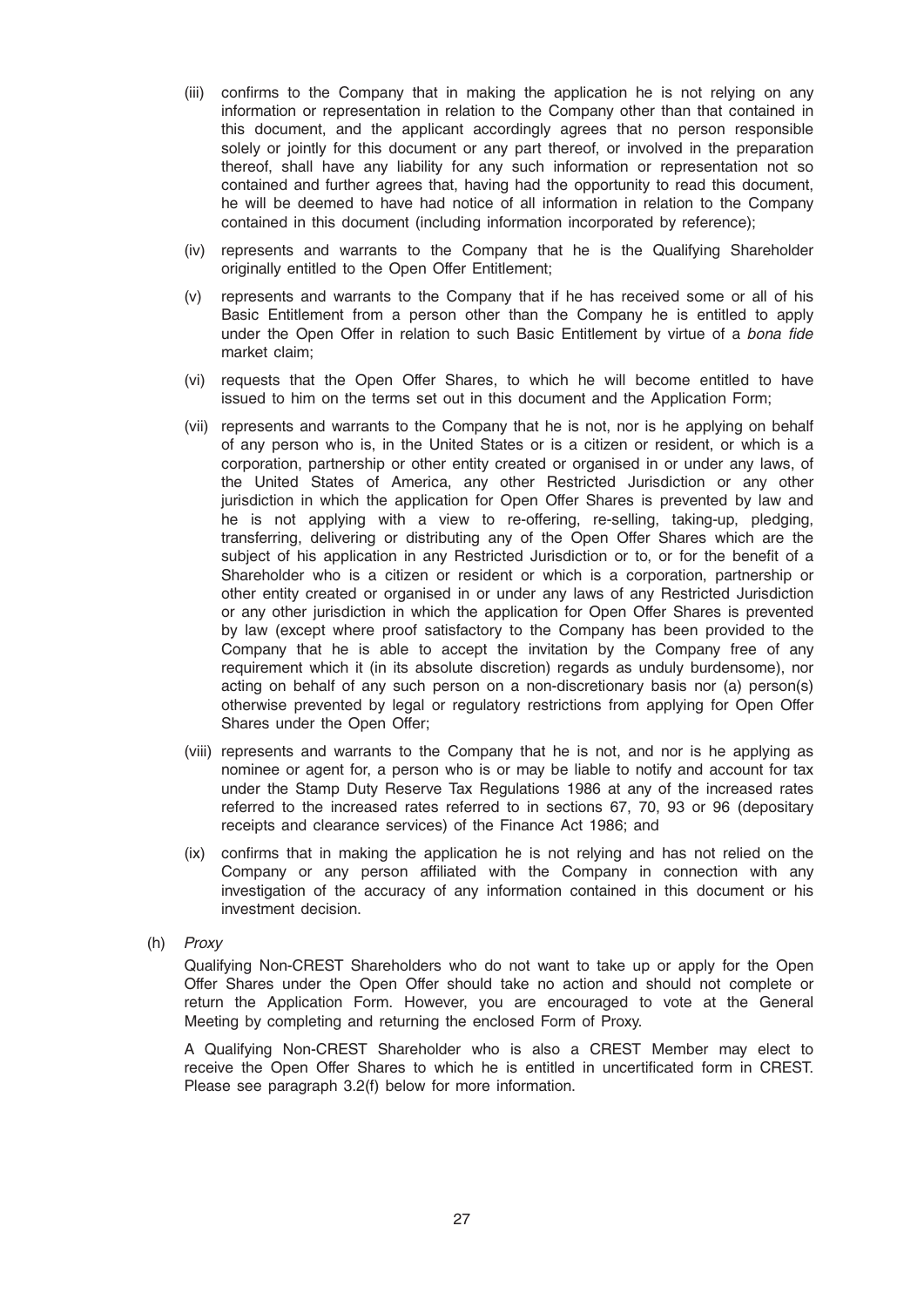- (iii) confirms to the Company that in making the application he is not relying on any information or representation in relation to the Company other than that contained in this document, and the applicant accordingly agrees that no person responsible solely or jointly for this document or any part thereof, or involved in the preparation thereof, shall have any liability for any such information or representation not so contained and further agrees that, having had the opportunity to read this document, he will be deemed to have had notice of all information in relation to the Company contained in this document (including information incorporated by reference);
- (iv) represents and warrants to the Company that he is the Qualifying Shareholder originally entitled to the Open Offer Entitlement;
- (v) represents and warrants to the Company that if he has received some or all of his Basic Entitlement from a person other than the Company he is entitled to apply under the Open Offer in relation to such Basic Entitlement by virtue of a *bona fide* market claim;
- (vi) requests that the Open Offer Shares, to which he will become entitled to have issued to him on the terms set out in this document and the Application Form;
- (vii) represents and warrants to the Company that he is not, nor is he applying on behalf of any person who is, in the United States or is a citizen or resident, or which is a corporation, partnership or other entity created or organised in or under any laws, of the United States of America, any other Restricted Jurisdiction or any other jurisdiction in which the application for Open Offer Shares is prevented by law and he is not applying with a view to re-offering, re-selling, taking-up, pledging, transferring, delivering or distributing any of the Open Offer Shares which are the subject of his application in any Restricted Jurisdiction or to, or for the benefit of a Shareholder who is a citizen or resident or which is a corporation, partnership or other entity created or organised in or under any laws of any Restricted Jurisdiction or any other jurisdiction in which the application for Open Offer Shares is prevented by law (except where proof satisfactory to the Company has been provided to the Company that he is able to accept the invitation by the Company free of any requirement which it (in its absolute discretion) regards as unduly burdensome), nor acting on behalf of any such person on a non-discretionary basis nor (a) person(s) otherwise prevented by legal or regulatory restrictions from applying for Open Offer Shares under the Open Offer;
- (viii) represents and warrants to the Company that he is not, and nor is he applying as nominee or agent for, a person who is or may be liable to notify and account for tax under the Stamp Duty Reserve Tax Regulations 1986 at any of the increased rates referred to the increased rates referred to in sections 67, 70, 93 or 96 (depositary receipts and clearance services) of the Finance Act 1986; and
- (ix) confirms that in making the application he is not relying and has not relied on the Company or any person affiliated with the Company in connection with any investigation of the accuracy of any information contained in this document or his investment decision.

(h) *Proxy*

Qualifying Non-CREST Shareholders who do not want to take up or apply for the Open Offer Shares under the Open Offer should take no action and should not complete or return the Application Form. However, you are encouraged to vote at the General Meeting by completing and returning the enclosed Form of Proxy.

A Qualifying Non-CREST Shareholder who is also a CREST Member may elect to receive the Open Offer Shares to which he is entitled in uncertificated form in CREST. Please see paragraph 3.2(f) below for more information.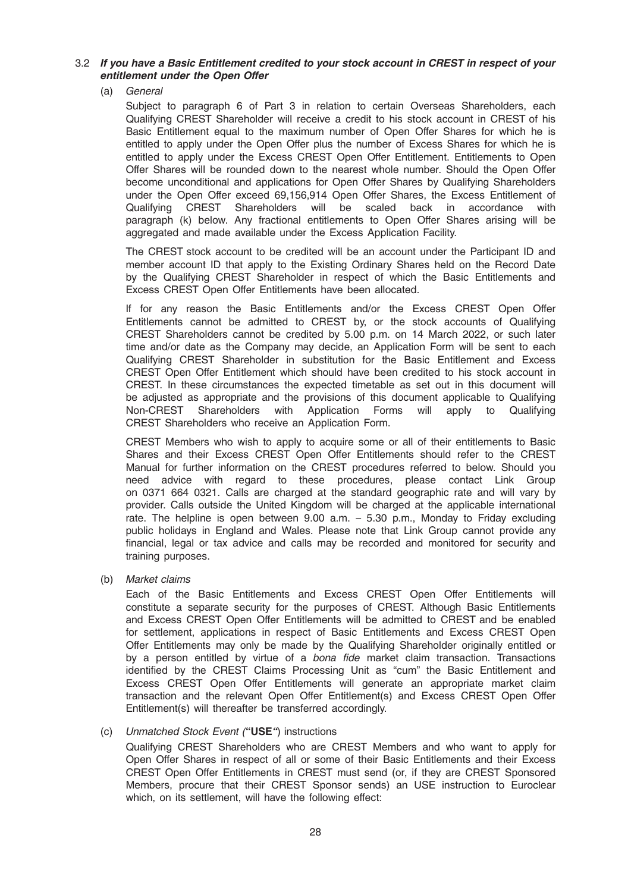### 3.2 *If you have a Basic Entitlement credited to your stock account in CREST in respect of your entitlement under the Open Offer*

(a) *General*

Subject to paragraph 6 of Part 3 in relation to certain Overseas Shareholders, each Qualifying CREST Shareholder will receive a credit to his stock account in CREST of his Basic Entitlement equal to the maximum number of Open Offer Shares for which he is entitled to apply under the Open Offer plus the number of Excess Shares for which he is entitled to apply under the Excess CREST Open Offer Entitlement. Entitlements to Open Offer Shares will be rounded down to the nearest whole number. Should the Open Offer become unconditional and applications for Open Offer Shares by Qualifying Shareholders under the Open Offer exceed 69,156,914 Open Offer Shares, the Excess Entitlement of Qualifying CREST Shareholders will be scaled back in accordance with paragraph (k) below. Any fractional entitlements to Open Offer Shares arising will be aggregated and made available under the Excess Application Facility.

The CREST stock account to be credited will be an account under the Participant ID and member account ID that apply to the Existing Ordinary Shares held on the Record Date by the Qualifying CREST Shareholder in respect of which the Basic Entitlements and Excess CREST Open Offer Entitlements have been allocated.

If for any reason the Basic Entitlements and/or the Excess CREST Open Offer Entitlements cannot be admitted to CREST by, or the stock accounts of Qualifying CREST Shareholders cannot be credited by 5.00 p.m. on 14 March 2022, or such later time and/or date as the Company may decide, an Application Form will be sent to each Qualifying CREST Shareholder in substitution for the Basic Entitlement and Excess CREST Open Offer Entitlement which should have been credited to his stock account in CREST. In these circumstances the expected timetable as set out in this document will be adjusted as appropriate and the provisions of this document applicable to Qualifying Non-CREST Shareholders with Application Forms will apply to Qualifying CREST Shareholders who receive an Application Form.

CREST Members who wish to apply to acquire some or all of their entitlements to Basic Shares and their Excess CREST Open Offer Entitlements should refer to the CREST Manual for further information on the CREST procedures referred to below. Should you need advice with regard to these procedures, please contact Link Group on 0371 664 0321. Calls are charged at the standard geographic rate and will vary by provider. Calls outside the United Kingdom will be charged at the applicable international rate. The helpline is open between 9.00 a.m. – 5.30 p.m., Monday to Friday excluding public holidays in England and Wales. Please note that Link Group cannot provide any financial, legal or tax advice and calls may be recorded and monitored for security and training purposes.

(b) *Market claims*

Each of the Basic Entitlements and Excess CREST Open Offer Entitlements will constitute a separate security for the purposes of CREST. Although Basic Entitlements and Excess CREST Open Offer Entitlements will be admitted to CREST and be enabled for settlement, applications in respect of Basic Entitlements and Excess CREST Open Offer Entitlements may only be made by the Qualifying Shareholder originally entitled or by a person entitled by virtue of a *bona fide* market claim transaction. Transactions identified by the CREST Claims Processing Unit as "cum" the Basic Entitlement and Excess CREST Open Offer Entitlements will generate an appropriate market claim transaction and the relevant Open Offer Entitlement(s) and Excess CREST Open Offer Entitlement(s) will thereafter be transferred accordingly.

(c) *Unmatched Stock Event ("***USE***")* instructions

Qualifying CREST Shareholders who are CREST Members and who want to apply for Open Offer Shares in respect of all or some of their Basic Entitlements and their Excess CREST Open Offer Entitlements in CREST must send (or, if they are CREST Sponsored Members, procure that their CREST Sponsor sends) an USE instruction to Euroclear which, on its settlement, will have the following effect: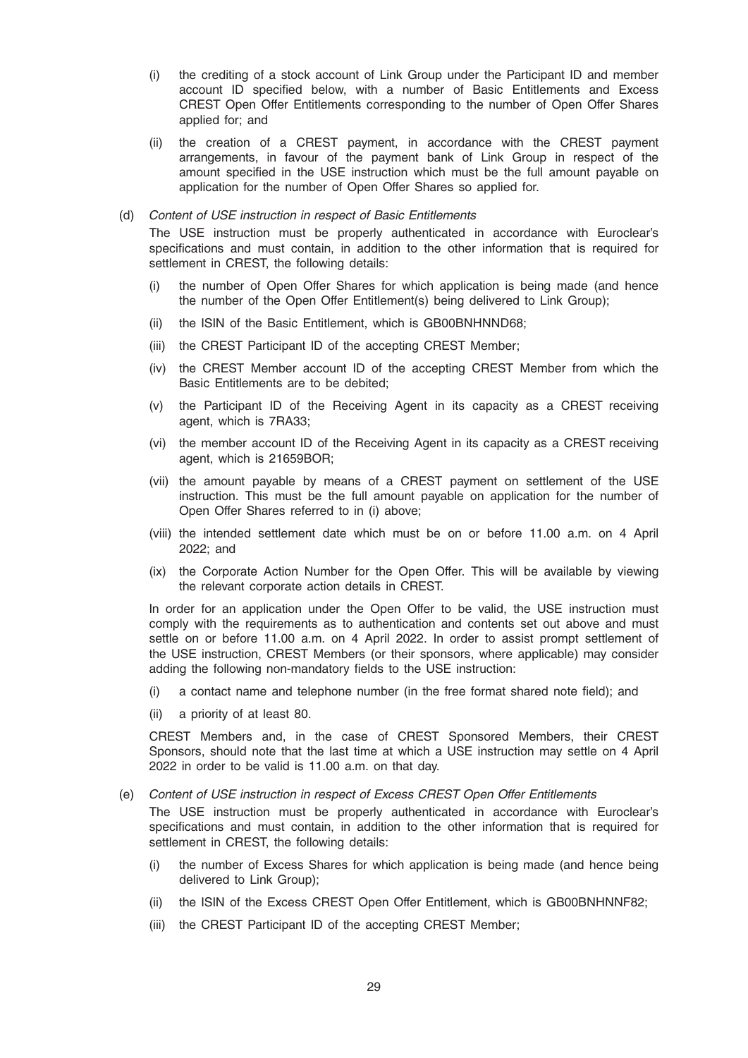(i) the crediting of a stock account of Link Group under the Participant ID and member account ID specified below, with a number of Basic Entitlements and Excess CREST Open Offer Entitlements corresponding to the number of Open Offer Shares applied for; and

(ii) the creation of a CREST payment, in accordance with the CREST payment arrangements, in favour of the payment bank of Link Group in respect of the amount specified in the USE instruction which must be the full amount payable on application for the number of Open Offer Shares so applied for.

(d) *Content of USE instruction in respect of Basic Entitlements*

The USE instruction must be properly authenticated in accordance with Euroclear's specifications and must contain, in addition to the other information that is required for settlement in CREST, the following details:

(i) the number of Open Offer Shares for which application is being made (and hence the number of the Open Offer Entitlement(s) being delivered to Link Group);

(ii) the ISIN of the Basic Entitlement, which is GB00BNHNND68;

(iii) the CREST Participant ID of the accepting CREST Member;

(iv) the CREST Member account ID of the accepting CREST Member from which the Basic Entitlements are to be debited;

(v) the Participant ID of the Receiving Agent in its capacity as a CREST receiving agent, which is 7RA33;

(vi) the member account ID of the Receiving Agent in its capacity as a CREST receiving agent, which is 21659BOR;

(vii) the amount payable by means of a CREST payment on settlement of the USE instruction. This must be the full amount payable on application for the number of Open Offer Shares referred to in (i) above;

(viii) the intended settlement date which must be on or before 11.00 a.m. on 4 April 2022; and

(ix) the Corporate Action Number for the Open Offer. This will be available by viewing the relevant corporate action details in CREST.

In order for an application under the Open Offer to be valid, the USE instruction must comply with the requirements as to authentication and contents set out above and must settle on or before 11.00 a.m. on 4 April 2022. In order to assist prompt settlement of the USE instruction, CREST Members (or their sponsors, where applicable) may consider adding the following non-mandatory fields to the USE instruction:

(i) a contact name and telephone number (in the free format shared note field); and

(ii) a priority of at least 80.

CREST Members and, in the case of CREST Sponsored Members, their CREST Sponsors, should note that the last time at which a USE instruction may settle on 4 April 2022 in order to be valid is 11.00 a.m. on that day.

(e) *Content of USE instruction in respect of Excess CREST Open Offer Entitlements*

The USE instruction must be properly authenticated in accordance with Euroclear's specifications and must contain, in addition to the other information that is required for settlement in CREST, the following details:

(i) the number of Excess Shares for which application is being made (and hence being delivered to Link Group);

(ii) the ISIN of the Excess CREST Open Offer Entitlement, which is GB00BNHNNF82;

(iii) the CREST Participant ID of the accepting CREST Member;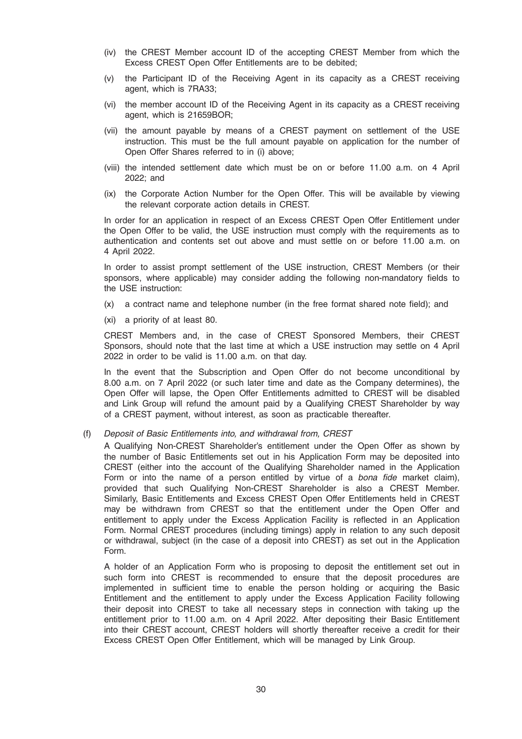(iv) the CREST Member account ID of the accepting CREST Member from which the Excess CREST Open Offer Entitlements are to be debited;

(v) the Participant ID of the Receiving Agent in its capacity as a CREST receiving agent, which is 7RA33;

(vi) the member account ID of the Receiving Agent in its capacity as a CREST receiving agent, which is 21659BOR;

(vii) the amount payable by means of a CREST payment on settlement of the USE instruction. This must be the full amount payable on application for the number of Open Offer Shares referred to in (i) above;

(viii) the intended settlement date which must be on or before 11.00 a.m. on 4 April 2022; and

(ix) the Corporate Action Number for the Open Offer. This will be available by viewing the relevant corporate action details in CREST.

In order for an application in respect of an Excess CREST Open Offer Entitlement under the Open Offer to be valid, the USE instruction must comply with the requirements as to authentication and contents set out above and must settle on or before 11.00 a.m. on 4 April 2022.

In order to assist prompt settlement of the USE instruction, CREST Members (or their sponsors, where applicable) may consider adding the following non-mandatory fields to the USE instruction:

(x) a contract name and telephone number (in the free format shared note field); and

(xi) a priority of at least 80.

CREST Members and, in the case of CREST Sponsored Members, their CREST Sponsors, should note that the last time at which a USE instruction may settle on 4 April 2022 in order to be valid is 11.00 a.m. on that day.

In the event that the Subscription and Open Offer do not become unconditional by 8.00 a.m. on 7 April 2022 (or such later time and date as the Company determines), the Open Offer will lapse, the Open Offer Entitlements admitted to CREST will be disabled and Link Group will refund the amount paid by a Qualifying CREST Shareholder by way of a CREST payment, without interest, as soon as practicable thereafter.

(f) *Deposit of Basic Entitlements into, and withdrawal from, CREST*

A Qualifying Non-CREST Shareholder's entitlement under the Open Offer as shown by the number of Basic Entitlements set out in his Application Form may be deposited into CREST (either into the account of the Qualifying Shareholder named in the Application Form or into the name of a person entitled by virtue of a *bona fide* market claim), provided that such Qualifying Non-CREST Shareholder is also a CREST Member. Similarly, Basic Entitlements and Excess CREST Open Offer Entitlements held in CREST may be withdrawn from CREST so that the entitlement under the Open Offer and entitlement to apply under the Excess Application Facility is reflected in an Application Form. Normal CREST procedures (including timings) apply in relation to any such deposit or withdrawal, subject (in the case of a deposit into CREST) as set out in the Application Form.

A holder of an Application Form who is proposing to deposit the entitlement set out in such form into CREST is recommended to ensure that the deposit procedures are implemented in sufficient time to enable the person holding or acquiring the Basic Entitlement and the entitlement to apply under the Excess Application Facility following their deposit into CREST to take all necessary steps in connection with taking up the entitlement prior to 11.00 a.m. on 4 April 2022. After depositing their Basic Entitlement into their CREST account, CREST holders will shortly thereafter receive a credit for their Excess CREST Open Offer Entitlement, which will be managed by Link Group.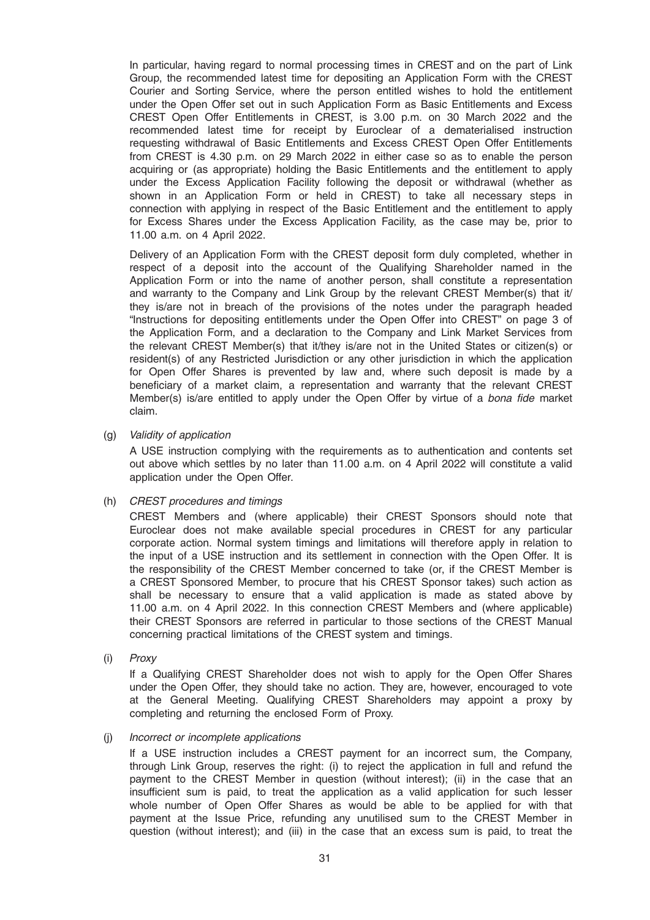In particular, having regard to normal processing times in CREST and on the part of Link Group, the recommended latest time for depositing an Application Form with the CREST Courier and Sorting Service, where the person entitled wishes to hold the entitlement under the Open Offer set out in such Application Form as Basic Entitlements and Excess CREST Open Offer Entitlements in CREST, is 3.00 p.m. on 30 March 2022 and the recommended latest time for receipt by Euroclear of a dematerialised instruction requesting withdrawal of Basic Entitlements and Excess CREST Open Offer Entitlements from CREST is 4.30 p.m. on 29 March 2022 in either case so as to enable the person acquiring or (as appropriate) holding the Basic Entitlements and the entitlement to apply under the Excess Application Facility following the deposit or withdrawal (whether as shown in an Application Form or held in CREST) to take all necessary steps in connection with applying in respect of the Basic Entitlement and the entitlement to apply for Excess Shares under the Excess Application Facility, as the case may be, prior to 11.00 a.m. on 4 April 2022.

Delivery of an Application Form with the CREST deposit form duly completed, whether in respect of a deposit into the account of the Qualifying Shareholder named in the Application Form or into the name of another person, shall constitute a representation and warranty to the Company and Link Group by the relevant CREST Member(s) that it/they is/are not in breach of the provisions of the notes under the paragraph headed "Instructions for depositing entitlements under the Open Offer into CREST" on page 3 of the Application Form, and a declaration to the Company and Link Market Services from the relevant CREST Member(s) that it/they is/are not in the United States or citizen(s) or resident(s) of any Restricted Jurisdiction or any other jurisdiction in which the application for Open Offer Shares is prevented by law and, where such deposit is made by a beneficiary of a market claim, a representation and warranty that the relevant CREST Member(s) is/are entitled to apply under the Open Offer by virtue of a *bona fide* market claim.

(g) *Validity of application*

A USE instruction complying with the requirements as to authentication and contents set out above which settles by no later than 11.00 a.m. on 4 April 2022 will constitute a valid application under the Open Offer.

(h) *CREST procedures and timings*

CREST Members and (where applicable) their CREST Sponsors should note that Euroclear does not make available special procedures in CREST for any particular corporate action. Normal system timings and limitations will therefore apply in relation to the input of a USE instruction and its settlement in connection with the Open Offer. It is the responsibility of the CREST Member concerned to take (or, if the CREST Member is a CREST Sponsored Member, to procure that his CREST Sponsor takes) such action as shall be necessary to ensure that a valid application is made as stated above by 11.00 a.m. on 4 April 2022. In this connection CREST Members and (where applicable) their CREST Sponsors are referred in particular to those sections of the CREST Manual concerning practical limitations of the CREST system and timings.

(i) *Proxy*

If a Qualifying CREST Shareholder does not wish to apply for the Open Offer Shares under the Open Offer, they should take no action. They are, however, encouraged to vote at the General Meeting. Qualifying CREST Shareholders may appoint a proxy by completing and returning the enclosed Form of Proxy.

(j) *Incorrect or incomplete applications*

If a USE instruction includes a CREST payment for an incorrect sum, the Company, through Link Group, reserves the right: (i) to reject the application in full and refund the payment to the CREST Member in question (without interest); (ii) in the case that an insufficient sum is paid, to treat the application as a valid application for such lesser whole number of Open Offer Shares as would be able to be applied for with that payment at the Issue Price, refunding any unutilised sum to the CREST Member in question (without interest); and (iii) in the case that an excess sum is paid, to treat the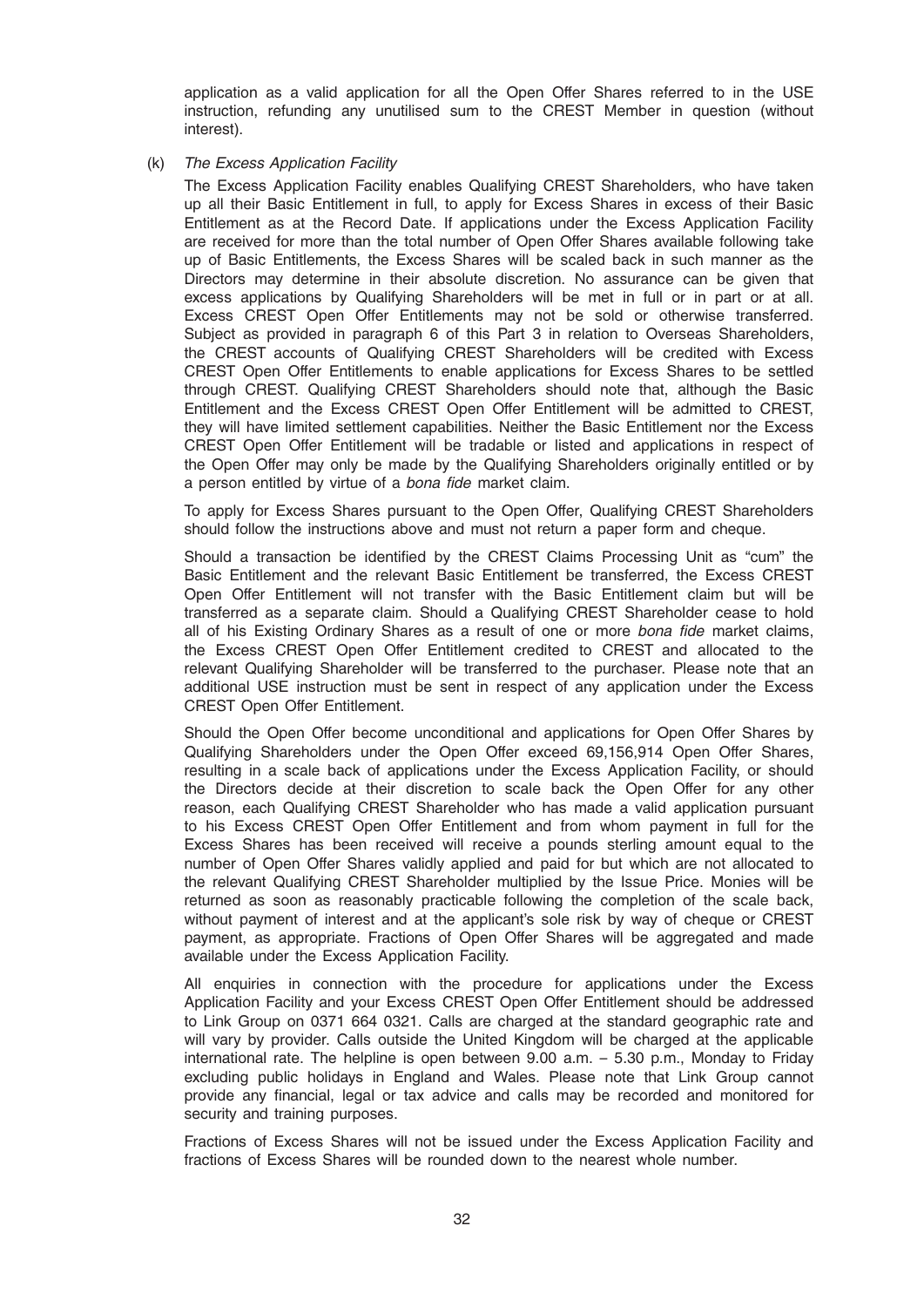application as a valid application for all the Open Offer Shares referred to in the USE instruction, refunding any unutilised sum to the CREST Member in question (without interest).

(k) *The Excess Application Facility*

The Excess Application Facility enables Qualifying CREST Shareholders, who have taken up all their Basic Entitlement in full, to apply for Excess Shares in excess of their Basic Entitlement as at the Record Date. If applications under the Excess Application Facility are received for more than the total number of Open Offer Shares available following take up of Basic Entitlements, the Excess Shares will be scaled back in such manner as the Directors may determine in their absolute discretion. No assurance can be given that excess applications by Qualifying Shareholders will be met in full or in part or at all. Excess CREST Open Offer Entitlements may not be sold or otherwise transferred. Subject as provided in paragraph 6 of this Part 3 in relation to Overseas Shareholders, the CREST accounts of Qualifying CREST Shareholders will be credited with Excess CREST Open Offer Entitlements to enable applications for Excess Shares to be settled through CREST. Qualifying CREST Shareholders should note that, although the Basic Entitlement and the Excess CREST Open Offer Entitlement will be admitted to CREST, they will have limited settlement capabilities. Neither the Basic Entitlement nor the Excess CREST Open Offer Entitlement will be tradable or listed and applications in respect of the Open Offer may only be made by the Qualifying Shareholders originally entitled or by a person entitled by virtue of a *bona fide* market claim.

To apply for Excess Shares pursuant to the Open Offer, Qualifying CREST Shareholders should follow the instructions above and must not return a paper form and cheque.

Should a transaction be identified by the CREST Claims Processing Unit as "cum" the Basic Entitlement and the relevant Basic Entitlement be transferred, the Excess CREST Open Offer Entitlement will not transfer with the Basic Entitlement claim but will be transferred as a separate claim. Should a Qualifying CREST Shareholder cease to hold all of his Existing Ordinary Shares as a result of one or more *bona fide* market claims, the Excess CREST Open Offer Entitlement credited to CREST and allocated to the relevant Qualifying Shareholder will be transferred to the purchaser. Please note that an additional USE instruction must be sent in respect of any application under the Excess CREST Open Offer Entitlement.

Should the Open Offer become unconditional and applications for Open Offer Shares by Qualifying Shareholders under the Open Offer exceed 69,156,914 Open Offer Shares, resulting in a scale back of applications under the Excess Application Facility, or should the Directors decide at their discretion to scale back the Open Offer for any other reason, each Qualifying CREST Shareholder who has made a valid application pursuant to his Excess CREST Open Offer Entitlement and from whom payment in full for the Excess Shares has been received will receive a pounds sterling amount equal to the number of Open Offer Shares validly applied and paid for but which are not allocated to the relevant Qualifying CREST Shareholder multiplied by the Issue Price. Monies will be returned as soon as reasonably practicable following the completion of the scale back, without payment of interest and at the applicant's sole risk by way of cheque or CREST payment, as appropriate. Fractions of Open Offer Shares will be aggregated and made available under the Excess Application Facility.

All enquiries in connection with the procedure for applications under the Excess Application Facility and your Excess CREST Open Offer Entitlement should be addressed to Link Group on 0371 664 0321. Calls are charged at the standard geographic rate and will vary by provider. Calls outside the United Kingdom will be charged at the applicable international rate. The helpline is open between 9.00 a.m. – 5.30 p.m., Monday to Friday excluding public holidays in England and Wales. Please note that Link Group cannot provide any financial, legal or tax advice and calls may be recorded and monitored for security and training purposes.

Fractions of Excess Shares will not be issued under the Excess Application Facility and fractions of Excess Shares will be rounded down to the nearest whole number.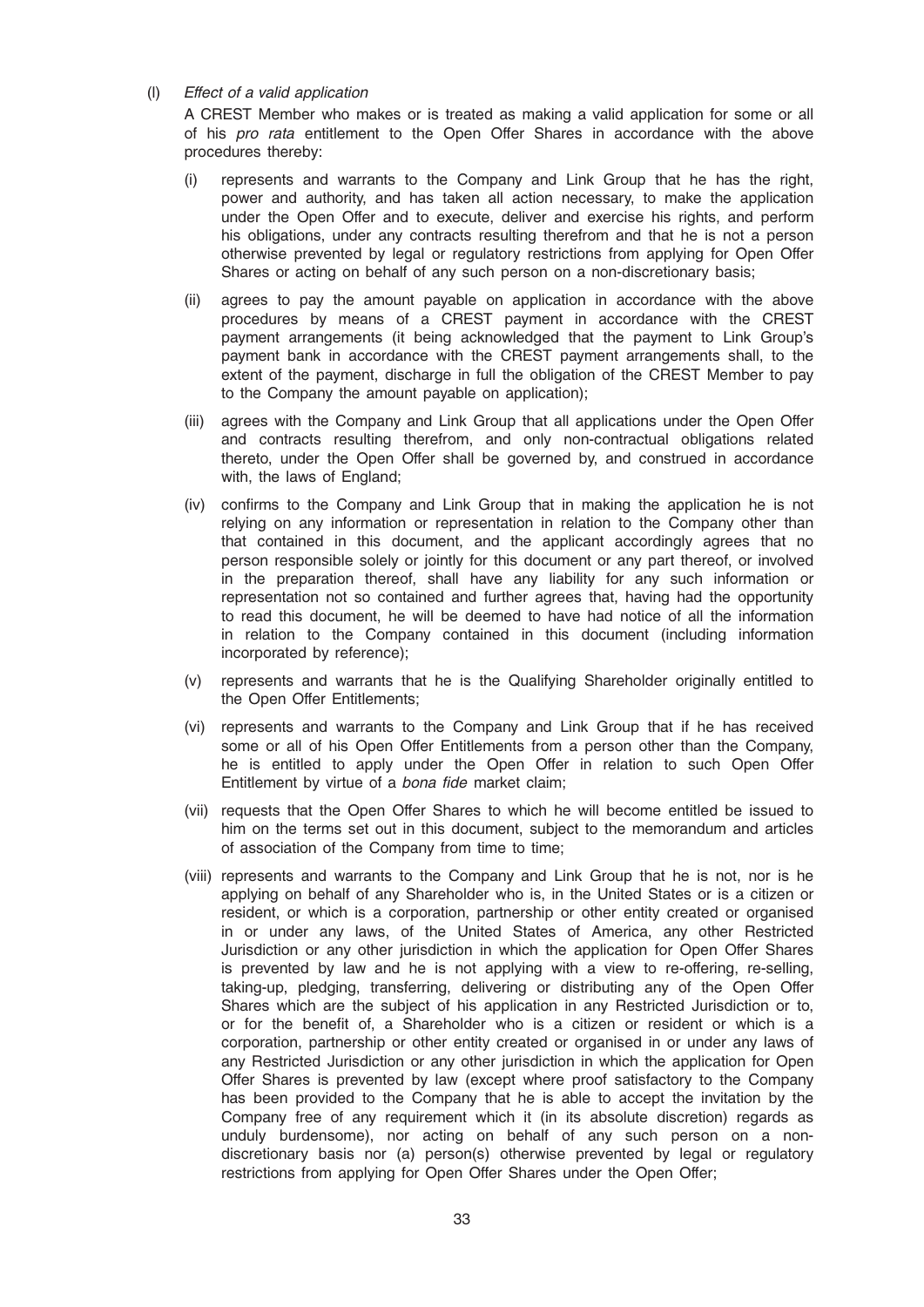(l) *Effect of a valid application*

A CREST Member who makes or is treated as making a valid application for some or all of his *pro rata* entitlement to the Open Offer Shares in accordance with the above procedures thereby:

(i) represents and warrants to the Company and Link Group that he has the right, power and authority, and has taken all action necessary, to make the application under the Open Offer and to execute, deliver and exercise his rights, and perform his obligations, under any contracts resulting therefrom and that he is not a person otherwise prevented by legal or regulatory restrictions from applying for Open Offer Shares or acting on behalf of any such person on a non-discretionary basis;

(ii) agrees to pay the amount payable on application in accordance with the above procedures by means of a CREST payment in accordance with the CREST payment arrangements (it being acknowledged that the payment to Link Group's payment bank in accordance with the CREST payment arrangements shall, to the extent of the payment, discharge in full the obligation of the CREST Member to pay to the Company the amount payable on application);

(iii) agrees with the Company and Link Group that all applications under the Open Offer and contracts resulting therefrom, and only non-contractual obligations related thereto, under the Open Offer shall be governed by, and construed in accordance with, the laws of England;

(iv) confirms to the Company and Link Group that in making the application he is not relying on any information or representation in relation to the Company other than that contained in this document, and the applicant accordingly agrees that no person responsible solely or jointly for this document or any part thereof, or involved in the preparation thereof, shall have any liability for any such information or representation not so contained and further agrees that, having had the opportunity to read this document, he will be deemed to have had notice of all the information in relation to the Company contained in this document (including information incorporated by reference);

(v) represents and warrants that he is the Qualifying Shareholder originally entitled to the Open Offer Entitlements;

(vi) represents and warrants to the Company and Link Group that if he has received some or all of his Open Offer Entitlements from a person other than the Company, he is entitled to apply under the Open Offer in relation to such Open Offer Entitlement by virtue of a *bona fide* market claim;

(vii) requests that the Open Offer Shares to which he will become entitled be issued to him on the terms set out in this document, subject to the memorandum and articles of association of the Company from time to time;

(viii) represents and warrants to the Company and Link Group that he is not, nor is he applying on behalf of any Shareholder who is, in the United States or is a citizen or resident, or which is a corporation, partnership or other entity created or organised in or under any laws, of the United States of America, any other Restricted Jurisdiction or any other jurisdiction in which the application for Open Offer Shares is prevented by law and he is not applying with a view to re-offering, re-selling, taking-up, pledging, transferring, delivering or distributing any of the Open Offer Shares which are the subject of his application in any Restricted Jurisdiction or to, or for the benefit of, a Shareholder who is a citizen or resident or which is a corporation, partnership or other entity created or organised in or under any laws of any Restricted Jurisdiction or any other jurisdiction in which the application for Open Offer Shares is prevented by law (except where proof satisfactory to the Company has been provided to the Company that he is able to accept the invitation by the Company free of any requirement which it (in its absolute discretion) regards as unduly burdensome), nor acting on behalf of any such person on a non-discretionary basis nor (a) person(s) otherwise prevented by legal or regulatory restrictions from applying for Open Offer Shares under the Open Offer;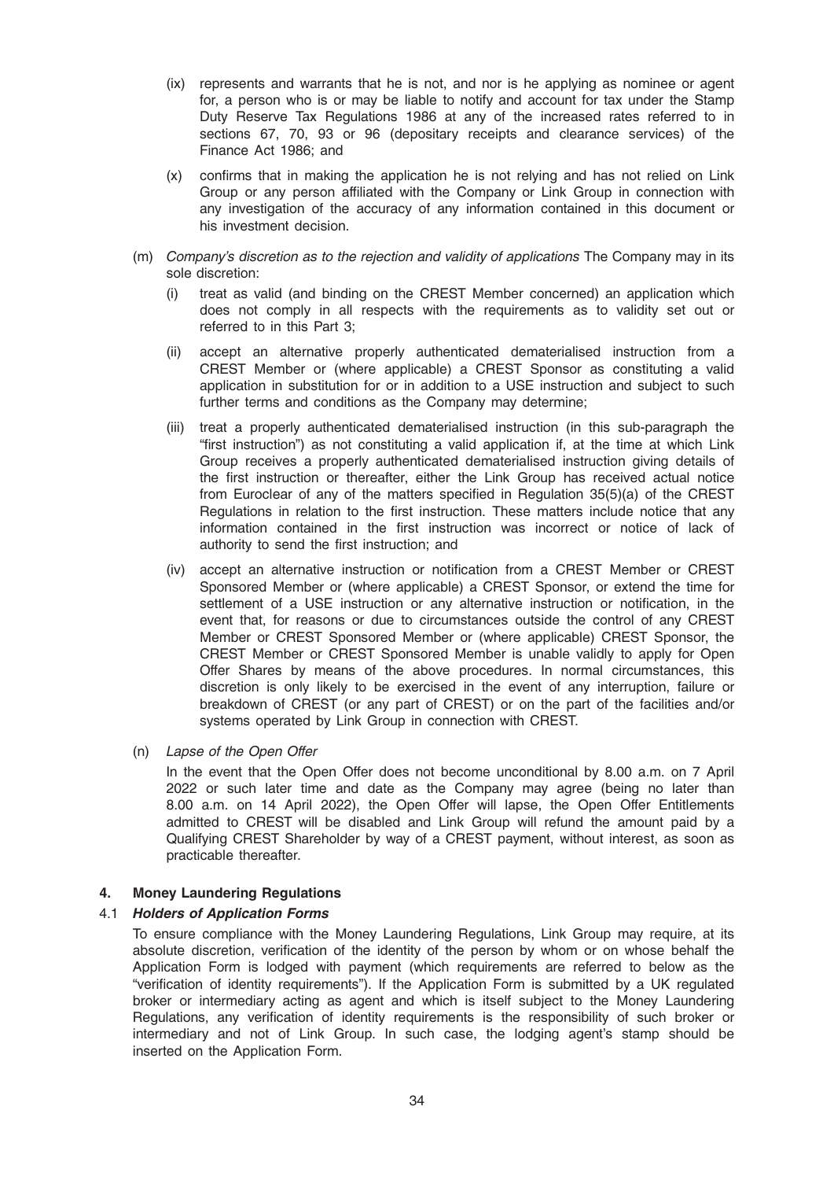- (ix) represents and warrants that he is not, and nor is he applying as nominee or agent for, a person who is or may be liable to notify and account for tax under the Stamp Duty Reserve Tax Regulations 1986 at any of the increased rates referred to in sections 67, 70, 93 or 96 (depositary receipts and clearance services) of the Finance Act 1986; and
- (x) confirms that in making the application he is not relying and has not relied on Link Group or any person affiliated with the Company or Link Group in connection with any investigation of the accuracy of any information contained in this document or his investment decision.

(m) *Company's discretion as to the rejection and validity of applications* The Company may in its sole discretion:

- (i) treat as valid (and binding on the CREST Member concerned) an application which does not comply in all respects with the requirements as to validity set out or referred to in this Part 3;
- (ii) accept an alternative properly authenticated dematerialised instruction from a CREST Member or (where applicable) a CREST Sponsor as constituting a valid application in substitution for or in addition to a USE instruction and subject to such further terms and conditions as the Company may determine;
- (iii) treat a properly authenticated dematerialised instruction (in this sub-paragraph the "first instruction") as not constituting a valid application if, at the time at which Link Group receives a properly authenticated dematerialised instruction giving details of the first instruction or thereafter, either the Link Group has received actual notice from Euroclear of any of the matters specified in Regulation 35(5)(a) of the CREST Regulations in relation to the first instruction. These matters include notice that any information contained in the first instruction was incorrect or notice of lack of authority to send the first instruction; and
- (iv) accept an alternative instruction or notification from a CREST Member or CREST Sponsored Member or (where applicable) a CREST Sponsor, or extend the time for settlement of a USE instruction or any alternative instruction or notification, in the event that, for reasons or due to circumstances outside the control of any CREST Member or CREST Sponsored Member or (where applicable) CREST Sponsor, the CREST Member or CREST Sponsored Member is unable validly to apply for Open Offer Shares by means of the above procedures. In normal circumstances, this discretion is only likely to be exercised in the event of any interruption, failure or breakdown of CREST (or any part of CREST) or on the part of the facilities and/or systems operated by Link Group in connection with CREST.

(n) *Lapse of the Open Offer*

In the event that the Open Offer does not become unconditional by 8.00 a.m. on 7 April 2022 or such later time and date as the Company may agree (being no later than 8.00 a.m. on 14 April 2022), the Open Offer will lapse, the Open Offer Entitlements admitted to CREST will be disabled and Link Group will refund the amount paid by a Qualifying CREST Shareholder by way of a CREST payment, without interest, as soon as practicable thereafter.

## 4. Money Laundering Regulations

### 4.1 *Holders of Application Forms*

To ensure compliance with the Money Laundering Regulations, Link Group may require, at its absolute discretion, verification of the identity of the person by whom or on whose behalf the Application Form is lodged with payment (which requirements are referred to below as the "verification of identity requirements"). If the Application Form is submitted by a UK regulated broker or intermediary acting as agent and which is itself subject to the Money Laundering Regulations, any verification of identity requirements is the responsibility of such broker or intermediary and not of Link Group. In such case, the lodging agent's stamp should be inserted on the Application Form.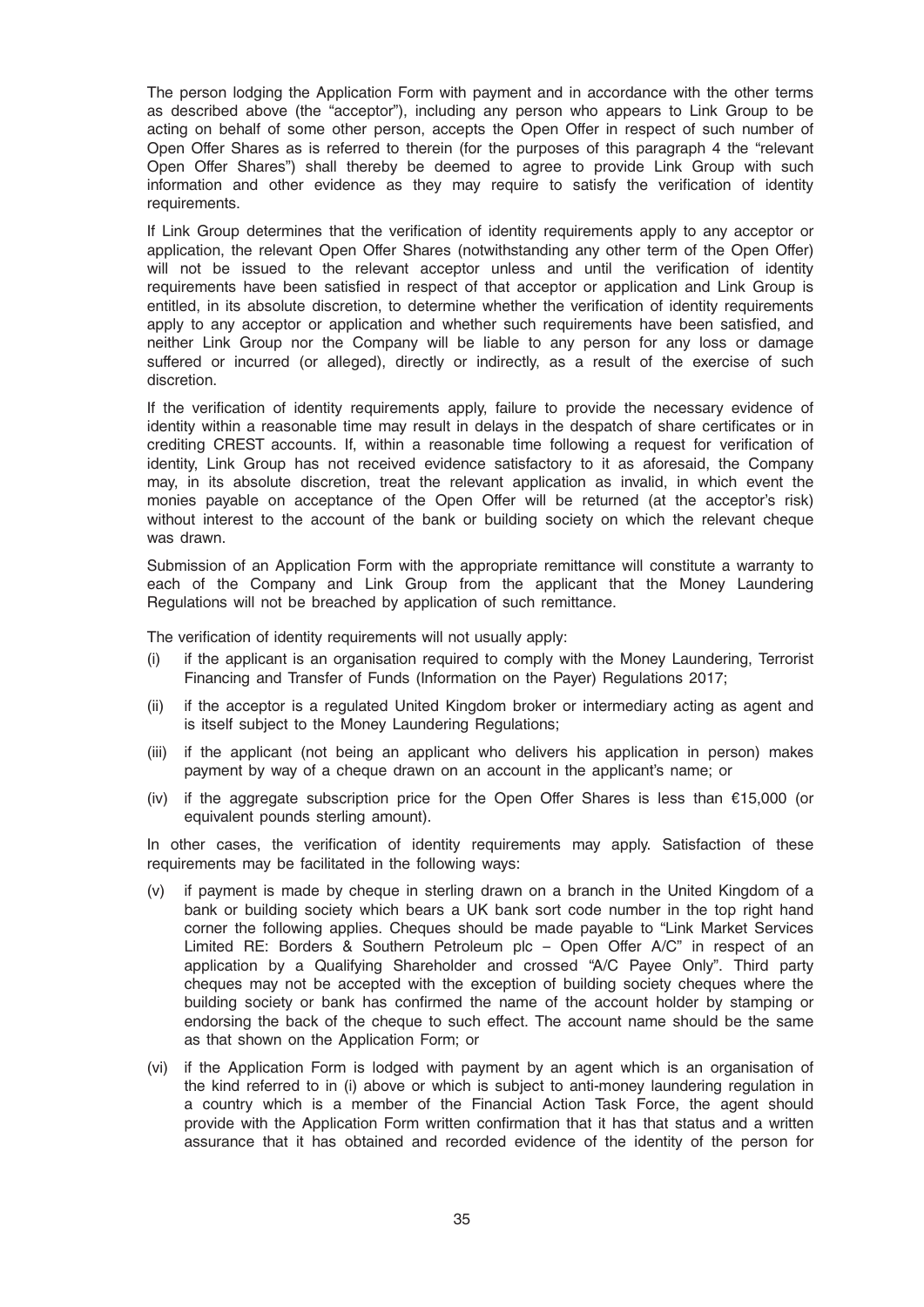The person lodging the Application Form with payment and in accordance with the other terms as described above (the "acceptor"), including any person who appears to Link Group to be acting on behalf of some other person, accepts the Open Offer in respect of such number of Open Offer Shares as is referred to therein (for the purposes of this paragraph 4 the "relevant Open Offer Shares") shall thereby be deemed to agree to provide Link Group with such information and other evidence as they may require to satisfy the verification of identity requirements.

If Link Group determines that the verification of identity requirements apply to any acceptor or application, the relevant Open Offer Shares (notwithstanding any other term of the Open Offer) will not be issued to the relevant acceptor unless and until the verification of identity requirements have been satisfied in respect of that acceptor or application and Link Group is entitled, in its absolute discretion, to determine whether the verification of identity requirements apply to any acceptor or application and whether such requirements have been satisfied, and neither Link Group nor the Company will be liable to any person for any loss or damage suffered or incurred (or alleged), directly or indirectly, as a result of the exercise of such discretion.

If the verification of identity requirements apply, failure to provide the necessary evidence of identity within a reasonable time may result in delays in the despatch of share certificates or in crediting CREST accounts. If, within a reasonable time following a request for verification of identity, Link Group has not received evidence satisfactory to it as aforesaid, the Company may, in its absolute discretion, treat the relevant application as invalid, in which event the monies payable on acceptance of the Open Offer will be returned (at the acceptor's risk) without interest to the account of the bank or building society on which the relevant cheque was drawn.

Submission of an Application Form with the appropriate remittance will constitute a warranty to each of the Company and Link Group from the applicant that the Money Laundering Regulations will not be breached by application of such remittance.

The verification of identity requirements will not usually apply:

(i) if the applicant is an organisation required to comply with the Money Laundering, Terrorist Financing and Transfer of Funds (Information on the Payer) Regulations 2017;

(ii) if the acceptor is a regulated United Kingdom broker or intermediary acting as agent and is itself subject to the Money Laundering Regulations;

(iii) if the applicant (not being an applicant who delivers his application in person) makes payment by way of a cheque drawn on an account in the applicant's name; or

(iv) if the aggregate subscription price for the Open Offer Shares is less than €15,000 (or equivalent pounds sterling amount).

In other cases, the verification of identity requirements may apply. Satisfaction of these requirements may be facilitated in the following ways:

(v) if payment is made by cheque in sterling drawn on a branch in the United Kingdom of a bank or building society which bears a UK bank sort code number in the top right hand corner the following applies. Cheques should be made payable to "Link Market Services Limited RE: Borders & Southern Petroleum plc – Open Offer A/C" in respect of an application by a Qualifying Shareholder and crossed "A/C Payee Only". Third party cheques may not be accepted with the exception of building society cheques where the building society or bank has confirmed the name of the account holder by stamping or endorsing the back of the cheque to such effect. The account name should be the same as that shown on the Application Form; or

(vi) if the Application Form is lodged with payment by an agent which is an organisation of the kind referred to in (i) above or which is subject to anti-money laundering regulation in a country which is a member of the Financial Action Task Force, the agent should provide with the Application Form written confirmation that it has that status and a written assurance that it has obtained and recorded evidence of the identity of the person for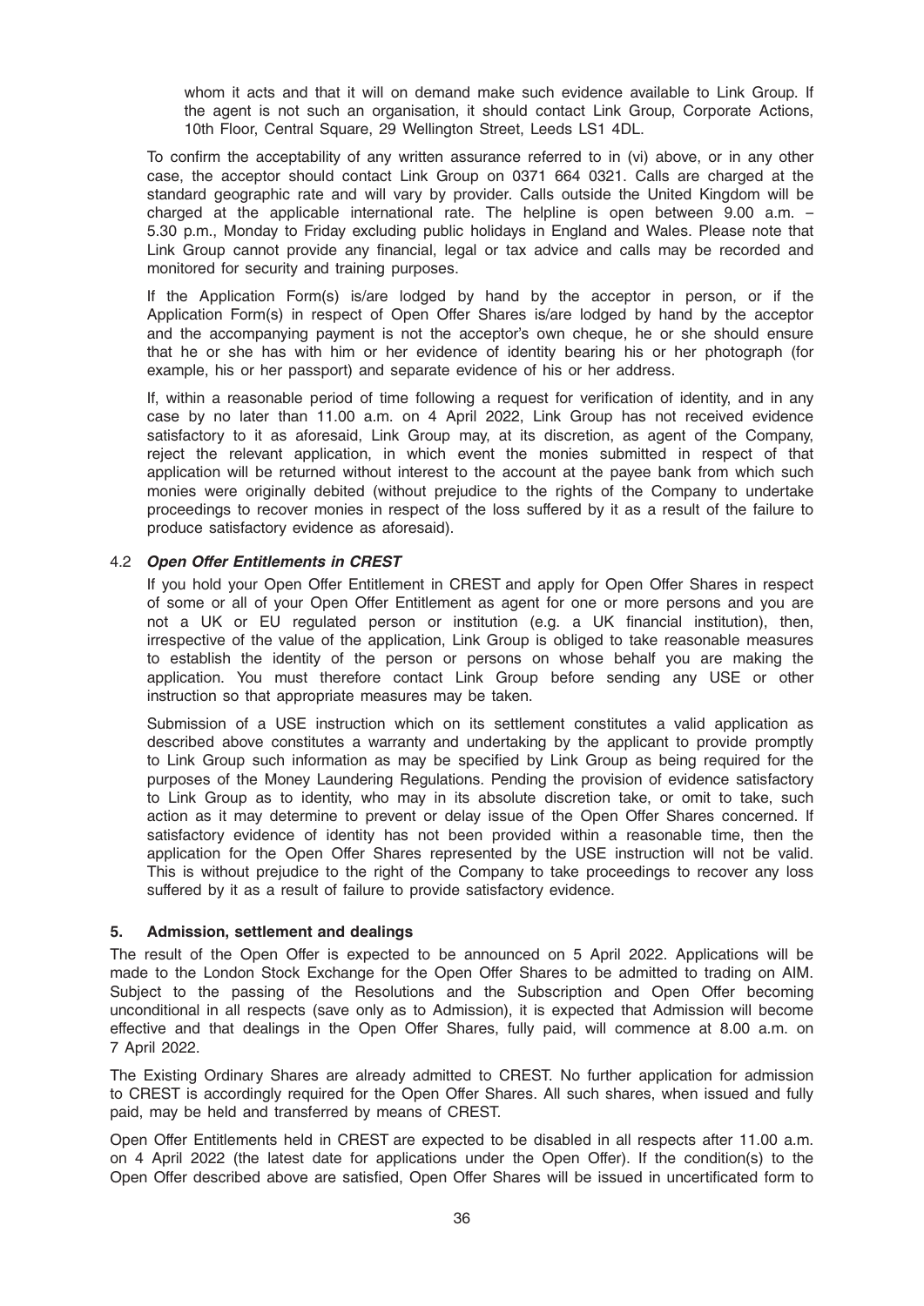whom it acts and that it will on demand make such evidence available to Link Group. If the agent is not such an organisation, it should contact Link Group, Corporate Actions, 10th Floor, Central Square, 29 Wellington Street, Leeds LS1 4DL.

To confirm the acceptability of any written assurance referred to in (vi) above, or in any other case, the acceptor should contact Link Group on 0371 664 0321. Calls are charged at the standard geographic rate and will vary by provider. Calls outside the United Kingdom will be charged at the applicable international rate. The helpline is open between 9.00 a.m. – 5.30 p.m., Monday to Friday excluding public holidays in England and Wales. Please note that Link Group cannot provide any financial, legal or tax advice and calls may be recorded and monitored for security and training purposes.

If the Application Form(s) is/are lodged by hand by the acceptor in person, or if the Application Form(s) in respect of Open Offer Shares is/are lodged by hand by the acceptor and the accompanying payment is not the acceptor's own cheque, he or she should ensure that he or she has with him or her evidence of identity bearing his or her photograph (for example, his or her passport) and separate evidence of his or her address.

If, within a reasonable period of time following a request for verification of identity, and in any case by no later than 11.00 a.m. on 4 April 2022, Link Group has not received evidence satisfactory to it as aforesaid, Link Group may, at its discretion, as agent of the Company, reject the relevant application, in which event the monies submitted in respect of that application will be returned without interest to the account at the payee bank from which such monies were originally debited (without prejudice to the rights of the Company to undertake proceedings to recover monies in respect of the loss suffered by it as a result of the failure to produce satisfactory evidence as aforesaid).

### 4.2 *Open Offer Entitlements in CREST*

If you hold your Open Offer Entitlement in CREST and apply for Open Offer Shares in respect of some or all of your Open Offer Entitlement as agent for one or more persons and you are not a UK or EU regulated person or institution (e.g. a UK financial institution), then, irrespective of the value of the application, Link Group is obliged to take reasonable measures to establish the identity of the person or persons on whose behalf you are making the application. You must therefore contact Link Group before sending any USE or other instruction so that appropriate measures may be taken.

Submission of a USE instruction which on its settlement constitutes a valid application as described above constitutes a warranty and undertaking by the applicant to provide promptly to Link Group such information as may be specified by Link Group as being required for the purposes of the Money Laundering Regulations. Pending the provision of evidence satisfactory to Link Group as to identity, who may in its absolute discretion take, or omit to take, such action as it may determine to prevent or delay issue of the Open Offer Shares concerned. If satisfactory evidence of identity has not been provided within a reasonable time, then the application for the Open Offer Shares represented by the USE instruction will not be valid. This is without prejudice to the right of the Company to take proceedings to recover any loss suffered by it as a result of failure to provide satisfactory evidence.

## 5. Admission, settlement and dealings

The result of the Open Offer is expected to be announced on 5 April 2022. Applications will be made to the London Stock Exchange for the Open Offer Shares to be admitted to trading on AIM. Subject to the passing of the Resolutions and the Subscription and Open Offer becoming unconditional in all respects (save only as to Admission), it is expected that Admission will become effective and that dealings in the Open Offer Shares, fully paid, will commence at 8.00 a.m. on 7 April 2022.

The Existing Ordinary Shares are already admitted to CREST. No further application for admission to CREST is accordingly required for the Open Offer Shares. All such shares, when issued and fully paid, may be held and transferred by means of CREST.

Open Offer Entitlements held in CREST are expected to be disabled in all respects after 11.00 a.m. on 4 April 2022 (the latest date for applications under the Open Offer). If the condition(s) to the Open Offer described above are satisfied, Open Offer Shares will be issued in uncertificated form to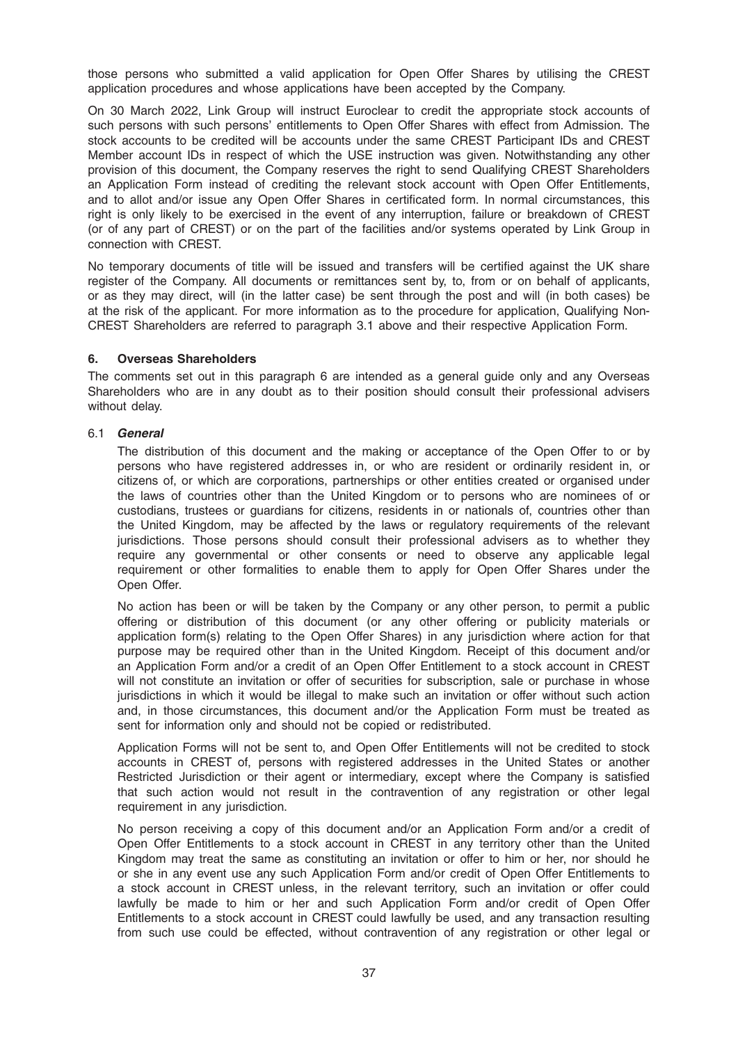those persons who submitted a valid application for Open Offer Shares by utilising the CREST application procedures and whose applications have been accepted by the Company.

On 30 March 2022, Link Group will instruct Euroclear to credit the appropriate stock accounts of such persons with such persons' entitlements to Open Offer Shares with effect from Admission. The stock accounts to be credited will be accounts under the same CREST Participant IDs and CREST Member account IDs in respect of which the USE instruction was given. Notwithstanding any other provision of this document, the Company reserves the right to send Qualifying CREST Shareholders an Application Form instead of crediting the relevant stock account with Open Offer Entitlements, and to allot and/or issue any Open Offer Shares in certificated form. In normal circumstances, this right is only likely to be exercised in the event of any interruption, failure or breakdown of CREST (or of any part of CREST) or on the part of the facilities and/or systems operated by Link Group in connection with CREST.

No temporary documents of title will be issued and transfers will be certified against the UK share register of the Company. All documents or remittances sent by, to, from or on behalf of applicants, or as they may direct, will (in the latter case) be sent through the post and will (in both cases) be at the risk of the applicant. For more information as to the procedure for application, Qualifying Non-CREST Shareholders are referred to paragraph 3.1 above and their respective Application Form.

## 6. Overseas Shareholders

The comments set out in this paragraph 6 are intended as a general guide only and any Overseas Shareholders who are in any doubt as to their position should consult their professional advisers without delay.

### 6.1 *General*

The distribution of this document and the making or acceptance of the Open Offer to or by persons who have registered addresses in, or who are resident or ordinarily resident in, or citizens of, or which are corporations, partnerships or other entities created or organised under the laws of countries other than the United Kingdom or to persons who are nominees of or custodians, trustees or guardians for citizens, residents in or nationals of, countries other than the United Kingdom, may be affected by the laws or regulatory requirements of the relevant jurisdictions. Those persons should consult their professional advisers as to whether they require any governmental or other consents or need to observe any applicable legal requirement or other formalities to enable them to apply for Open Offer Shares under the Open Offer.

No action has been or will be taken by the Company or any other person, to permit a public offering or distribution of this document (or any other offering or publicity materials or application form(s) relating to the Open Offer Shares) in any jurisdiction where action for that purpose may be required other than in the United Kingdom. Receipt of this document and/or an Application Form and/or a credit of an Open Offer Entitlement to a stock account in CREST will not constitute an invitation or offer of securities for subscription, sale or purchase in whose jurisdictions in which it would be illegal to make such an invitation or offer without such action and, in those circumstances, this document and/or the Application Form must be treated as sent for information only and should not be copied or redistributed.

Application Forms will not be sent to, and Open Offer Entitlements will not be credited to stock accounts in CREST of, persons with registered addresses in the United States or another Restricted Jurisdiction or their agent or intermediary, except where the Company is satisfied that such action would not result in the contravention of any registration or other legal requirement in any jurisdiction.

No person receiving a copy of this document and/or an Application Form and/or a credit of Open Offer Entitlements to a stock account in CREST in any territory other than the United Kingdom may treat the same as constituting an invitation or offer to him or her, nor should he or she in any event use any such Application Form and/or credit of Open Offer Entitlements to a stock account in CREST unless, in the relevant territory, such an invitation or offer could lawfully be made to him or her and such Application Form and/or credit of Open Offer Entitlements to a stock account in CREST could lawfully be used, and any transaction resulting from such use could be effected, without contravention of any registration or other legal or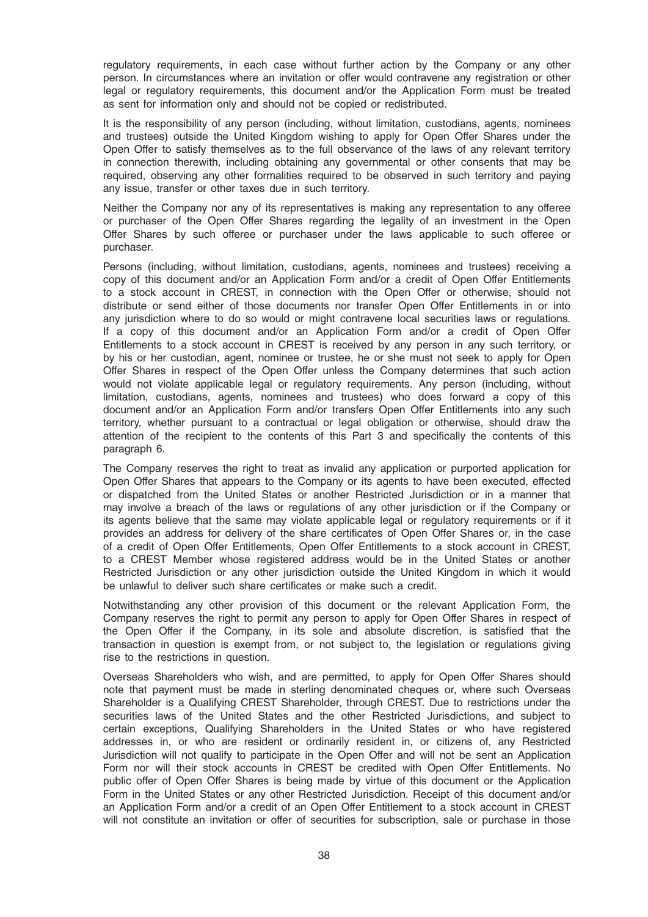regulatory requirements, in each case without further action by the Company or any other person. In circumstances where an invitation or offer would contravene any registration or other legal or regulatory requirements, this document and/or the Application Form must be treated as sent for information only and should not be copied or redistributed.

It is the responsibility of any person (including, without limitation, custodians, agents, nominees and trustees) outside the United Kingdom wishing to apply for Open Offer Shares under the Open Offer to satisfy themselves as to the full observance of the laws of any relevant territory in connection therewith, including obtaining any governmental or other consents that may be required, observing any other formalities required to be observed in such territory and paying any issue, transfer or other taxes due in such territory.

Neither the Company nor any of its representatives is making any representation to any offeree or purchaser of the Open Offer Shares regarding the legality of an investment in the Open Offer Shares by such offeree or purchaser under the laws applicable to such offeree or purchaser.

Persons (including, without limitation, custodians, agents, nominees and trustees) receiving a copy of this document and/or an Application Form and/or a credit of Open Offer Entitlements to a stock account in CREST, in connection with the Open Offer or otherwise, should not distribute or send either of those documents nor transfer Open Offer Entitlements in or into any jurisdiction where to do so would or might contravene local securities laws or regulations. If a copy of this document and/or an Application Form and/or a credit of Open Offer Entitlements to a stock account in CREST is received by any person in any such territory, or by his or her custodian, agent, nominee or trustee, he or she must not seek to apply for Open Offer Shares in respect of the Open Offer unless the Company determines that such action would not violate applicable legal or regulatory requirements. Any person (including, without limitation, custodians, agents, nominees and trustees) who does forward a copy of this document and/or an Application Form and/or transfers Open Offer Entitlements into any such territory, whether pursuant to a contractual or legal obligation or otherwise, should draw the attention of the recipient to the contents of this Part 3 and specifically the contents of this paragraph 6.

The Company reserves the right to treat as invalid any application or purported application for Open Offer Shares that appears to the Company or its agents to have been executed, effected or dispatched from the United States or another Restricted Jurisdiction or in a manner that may involve a breach of the laws or regulations of any other jurisdiction or if the Company or its agents believe that the same may violate applicable legal or regulatory requirements or if it provides an address for delivery of the share certificates of Open Offer Shares or, in the case of a credit of Open Offer Entitlements, Open Offer Entitlements to a stock account in CREST, to a CREST Member whose registered address would be in the United States or another Restricted Jurisdiction or any other jurisdiction outside the United Kingdom in which it would be unlawful to deliver such share certificates or make such a credit.

Notwithstanding any other provision of this document or the relevant Application Form, the Company reserves the right to permit any person to apply for Open Offer Shares in respect of the Open Offer if the Company, in its sole and absolute discretion, is satisfied that the transaction in question is exempt from, or not subject to, the legislation or regulations giving rise to the restrictions in question.

Overseas Shareholders who wish, and are permitted, to apply for Open Offer Shares should note that payment must be made in sterling denominated cheques or, where such Overseas Shareholder is a Qualifying CREST Shareholder, through CREST. Due to restrictions under the securities laws of the United States and the other Restricted Jurisdictions, and subject to certain exceptions, Qualifying Shareholders in the United States or who have registered addresses in, or who are resident or ordinarily resident in, or citizens of, any Restricted Jurisdiction will not qualify to participate in the Open Offer and will not be sent an Application Form nor will their stock accounts in CREST be credited with Open Offer Entitlements. No public offer of Open Offer Shares is being made by virtue of this document or the Application Form in the United States or any other Restricted Jurisdiction. Receipt of this document and/or an Application Form and/or a credit of an Open Offer Entitlement to a stock account in CREST will not constitute an invitation or offer of securities for subscription, sale or purchase in those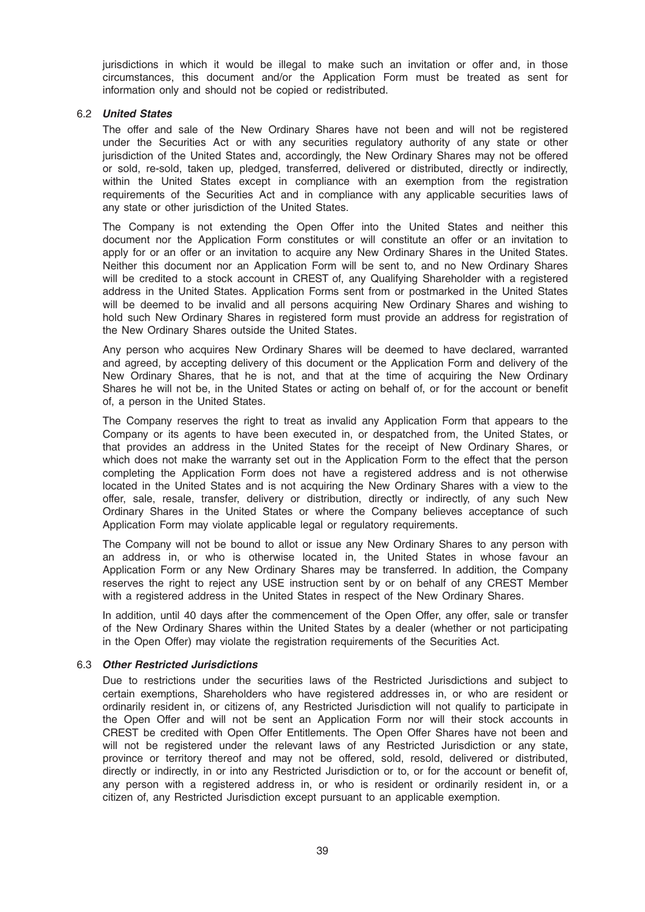jurisdictions in which it would be illegal to make such an invitation or offer and, in those circumstances, this document and/or the Application Form must be treated as sent for information only and should not be copied or redistributed.

### 6.2 *United States*

The offer and sale of the New Ordinary Shares have not been and will not be registered under the Securities Act or with any securities regulatory authority of any state or other jurisdiction of the United States and, accordingly, the New Ordinary Shares may not be offered or sold, re-sold, taken up, pledged, transferred, delivered or distributed, directly or indirectly, within the United States except in compliance with an exemption from the registration requirements of the Securities Act and in compliance with any applicable securities laws of any state or other jurisdiction of the United States.

The Company is not extending the Open Offer into the United States and neither this document nor the Application Form constitutes or will constitute an offer or an invitation to apply for or an offer or an invitation to acquire any New Ordinary Shares in the United States. Neither this document nor an Application Form will be sent to, and no New Ordinary Shares will be credited to a stock account in CREST of, any Qualifying Shareholder with a registered address in the United States. Application Forms sent from or postmarked in the United States will be deemed to be invalid and all persons acquiring New Ordinary Shares and wishing to hold such New Ordinary Shares in registered form must provide an address for registration of the New Ordinary Shares outside the United States.

Any person who acquires New Ordinary Shares will be deemed to have declared, warranted and agreed, by accepting delivery of this document or the Application Form and delivery of the New Ordinary Shares, that he is not, and that at the time of acquiring the New Ordinary Shares he will not be, in the United States or acting on behalf of, or for the account or benefit of, a person in the United States.

The Company reserves the right to treat as invalid any Application Form that appears to the Company or its agents to have been executed in, or despatched from, the United States, or that provides an address in the United States for the receipt of New Ordinary Shares, or which does not make the warranty set out in the Application Form to the effect that the person completing the Application Form does not have a registered address and is not otherwise located in the United States and is not acquiring the New Ordinary Shares with a view to the offer, sale, resale, transfer, delivery or distribution, directly or indirectly, of any such New Ordinary Shares in the United States or where the Company believes acceptance of such Application Form may violate applicable legal or regulatory requirements.

The Company will not be bound to allot or issue any New Ordinary Shares to any person with an address in, or who is otherwise located in, the United States in whose favour an Application Form or any New Ordinary Shares may be transferred. In addition, the Company reserves the right to reject any USE instruction sent by or on behalf of any CREST Member with a registered address in the United States in respect of the New Ordinary Shares.

In addition, until 40 days after the commencement of the Open Offer, any offer, sale or transfer of the New Ordinary Shares within the United States by a dealer (whether or not participating in the Open Offer) may violate the registration requirements of the Securities Act.

### 6.3 *Other Restricted Jurisdictions*

Due to restrictions under the securities laws of the Restricted Jurisdictions and subject to certain exemptions, Shareholders who have registered addresses in, or who are resident or ordinarily resident in, or citizens of, any Restricted Jurisdiction will not qualify to participate in the Open Offer and will not be sent an Application Form nor will their stock accounts in CREST be credited with Open Offer Entitlements. The Open Offer Shares have not been and will not be registered under the relevant laws of any Restricted Jurisdiction or any state, province or territory thereof and may not be offered, sold, resold, delivered or distributed, directly or indirectly, in or into any Restricted Jurisdiction or to, or for the account or benefit of, any person with a registered address in, or who is resident or ordinarily resident in, or a citizen of, any Restricted Jurisdiction except pursuant to an applicable exemption.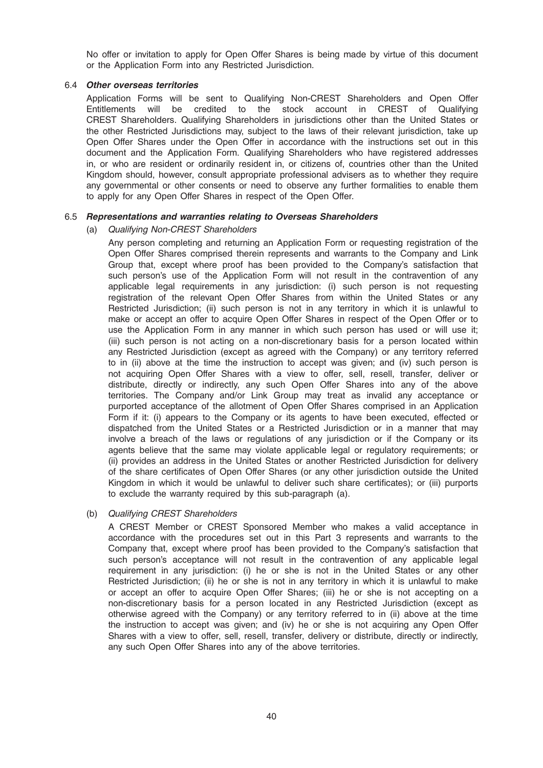No offer or invitation to apply for Open Offer Shares is being made by virtue of this document or the Application Form into any Restricted Jurisdiction.

### 6.4 *Other overseas territories*

Application Forms will be sent to Qualifying Non-CREST Shareholders and Open Offer Entitlements will be credited to the stock account in CREST of Qualifying CREST Shareholders. Qualifying Shareholders in jurisdictions other than the United States or the other Restricted Jurisdictions may, subject to the laws of their relevant jurisdiction, take up Open Offer Shares under the Open Offer in accordance with the instructions set out in this document and the Application Form. Qualifying Shareholders who have registered addresses in, or who are resident or ordinarily resident in, or citizens of, countries other than the United Kingdom should, however, consult appropriate professional advisers as to whether they require any governmental or other consents or need to observe any further formalities to enable them to apply for any Open Offer Shares in respect of the Open Offer.

### 6.5 *Representations and warranties relating to Overseas Shareholders*

(a) *Qualifying Non-CREST Shareholders*

Any person completing and returning an Application Form or requesting registration of the Open Offer Shares comprised therein represents and warrants to the Company and Link Group that, except where proof has been provided to the Company's satisfaction that such person's use of the Application Form will not result in the contravention of any applicable legal requirements in any jurisdiction: (i) such person is not requesting registration of the relevant Open Offer Shares from within the United States or any Restricted Jurisdiction; (ii) such person is not in any territory in which it is unlawful to make or accept an offer to acquire Open Offer Shares in respect of the Open Offer or to use the Application Form in any manner in which such person has used or will use it; (iii) such person is not acting on a non-discretionary basis for a person located within any Restricted Jurisdiction (except as agreed with the Company) or any territory referred to in (ii) above at the time the instruction to accept was given; and (iv) such person is not acquiring Open Offer Shares with a view to offer, sell, resell, transfer, deliver or distribute, directly or indirectly, any such Open Offer Shares into any of the above territories. The Company and/or Link Group may treat as invalid any acceptance or purported acceptance of the allotment of Open Offer Shares comprised in an Application Form if it: (i) appears to the Company or its agents to have been executed, effected or dispatched from the United States or a Restricted Jurisdiction or in a manner that may involve a breach of the laws or regulations of any jurisdiction or if the Company or its agents believe that the same may violate applicable legal or regulatory requirements; or (ii) provides an address in the United States or another Restricted Jurisdiction for delivery of the share certificates of Open Offer Shares (or any other jurisdiction outside the United Kingdom in which it would be unlawful to deliver such share certificates); or (iii) purports to exclude the warranty required by this sub-paragraph (a).

(b) *Qualifying CREST Shareholders*

A CREST Member or CREST Sponsored Member who makes a valid acceptance in accordance with the procedures set out in this Part 3 represents and warrants to the Company that, except where proof has been provided to the Company's satisfaction that such person's acceptance will not result in the contravention of any applicable legal requirement in any jurisdiction: (i) he or she is not in the United States or any other Restricted Jurisdiction; (ii) he or she is not in any territory in which it is unlawful to make or accept an offer to acquire Open Offer Shares; (iii) he or she is not accepting on a non-discretionary basis for a person located in any Restricted Jurisdiction (except as otherwise agreed with the Company) or any territory referred to in (ii) above at the time the instruction to accept was given; and (iv) he or she is not acquiring any Open Offer Shares with a view to offer, sell, resell, transfer, delivery or distribute, directly or indirectly, any such Open Offer Shares into any of the above territories.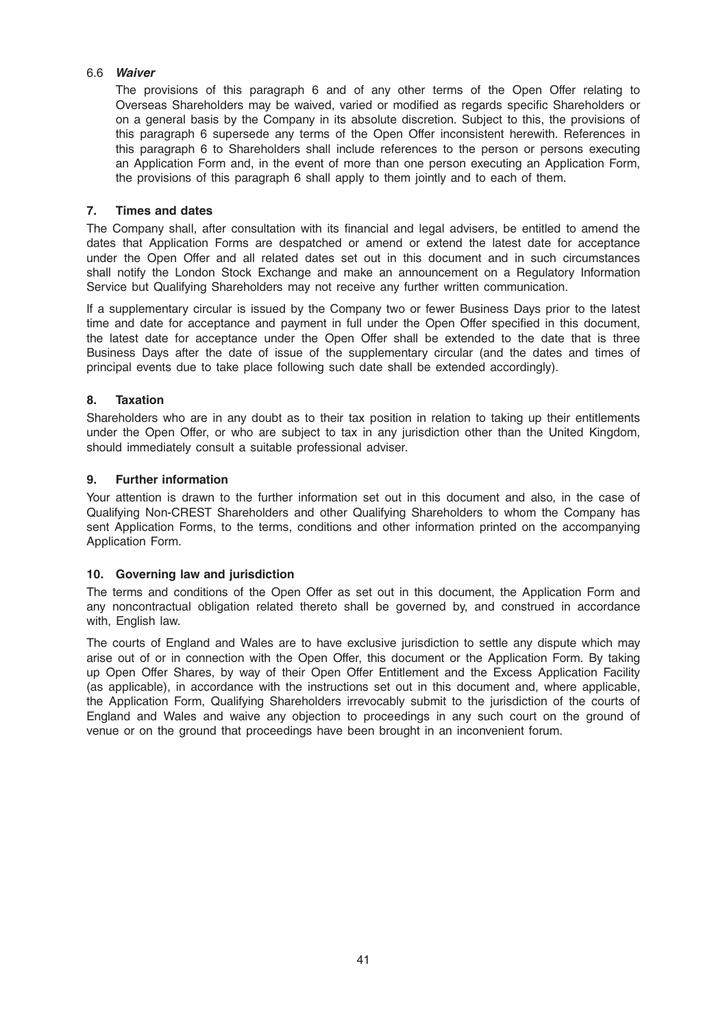6.6 ***Waiver***

The provisions of this paragraph 6 and of any other terms of the Open Offer relating to Overseas Shareholders may be waived, varied or modified as regards specific Shareholders or on a general basis by the Company in its absolute discretion. Subject to this, the provisions of this paragraph 6 supersede any terms of the Open Offer inconsistent herewith. References in this paragraph 6 to Shareholders shall include references to the person or persons executing an Application Form and, in the event of more than one person executing an Application Form, the provisions of this paragraph 6 shall apply to them jointly and to each of them.

## 7. Times and dates

The Company shall, after consultation with its financial and legal advisers, be entitled to amend the dates that Application Forms are despatched or amend or extend the latest date for acceptance under the Open Offer and all related dates set out in this document and in such circumstances shall notify the London Stock Exchange and make an announcement on a Regulatory Information Service but Qualifying Shareholders may not receive any further written communication.

If a supplementary circular is issued by the Company two or fewer Business Days prior to the latest time and date for acceptance and payment in full under the Open Offer specified in this document, the latest date for acceptance under the Open Offer shall be extended to the date that is three Business Days after the date of issue of the supplementary circular (and the dates and times of principal events due to take place following such date shall be extended accordingly).

## 8. Taxation

Shareholders who are in any doubt as to their tax position in relation to taking up their entitlements under the Open Offer, or who are subject to tax in any jurisdiction other than the United Kingdom, should immediately consult a suitable professional adviser.

## 9. Further information

Your attention is drawn to the further information set out in this document and also, in the case of Qualifying Non-CREST Shareholders and other Qualifying Shareholders to whom the Company has sent Application Forms, to the terms, conditions and other information printed on the accompanying Application Form.

## 10. Governing law and jurisdiction

The terms and conditions of the Open Offer as set out in this document, the Application Form and any noncontractual obligation related thereto shall be governed by, and construed in accordance with, English law.

The courts of England and Wales are to have exclusive jurisdiction to settle any dispute which may arise out of or in connection with the Open Offer, this document or the Application Form. By taking up Open Offer Shares, by way of their Open Offer Entitlement and the Excess Application Facility (as applicable), in accordance with the instructions set out in this document and, where applicable, the Application Form, Qualifying Shareholders irrevocably submit to the jurisdiction of the courts of England and Wales and waive any objection to proceedings in any such court on the ground of venue or on the ground that proceedings have been brought in an inconvenient forum.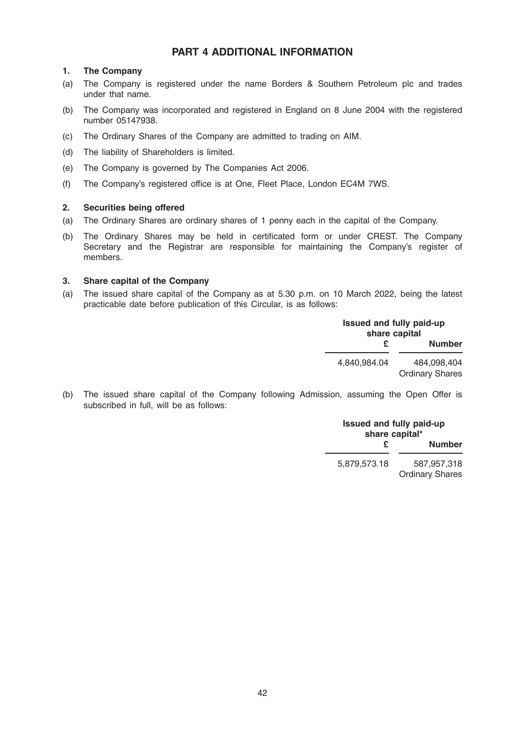# PART 4 ADDITIONAL INFORMATION

**1. The Company**

(a) The Company is registered under the name Borders & Southern Petroleum plc and trades under that name.

(b) The Company was incorporated and registered in England on 8 June 2004 with the registered number 05147938.

(c) The Ordinary Shares of the Company are admitted to trading on AIM.

(d) The liability of Shareholders is limited.

(e) The Company is governed by The Companies Act 2006.

(f) The Company's registered office is at One, Fleet Place, London EC4M 7WS.

**2. Securities being offered**

(a) The Ordinary Shares are ordinary shares of 1 penny each in the capital of the Company.

(b) The Ordinary Shares may be held in certificated form or under CREST. The Company Secretary and the Registrar are responsible for maintaining the Company's register of members.

**3. Share capital of the Company**

(a) The issued share capital of the Company as at 5.30 p.m. on 10 March 2022, being the latest practicable date before publication of this Circular, is as follows:

| Issued and fully paid-up share capital | |
|---|---|
| **£** | **Number** |
| 4,840,984.04 | 484,098,404 Ordinary Shares |

(b) The issued share capital of the Company following Admission, assuming the Open Offer is subscribed in full, will be as follows:

| Issued and fully paid-up share capital* | |
|---|---|
| **£** | **Number** |
| 5,879,573.18 | 587,957,318 Ordinary Shares |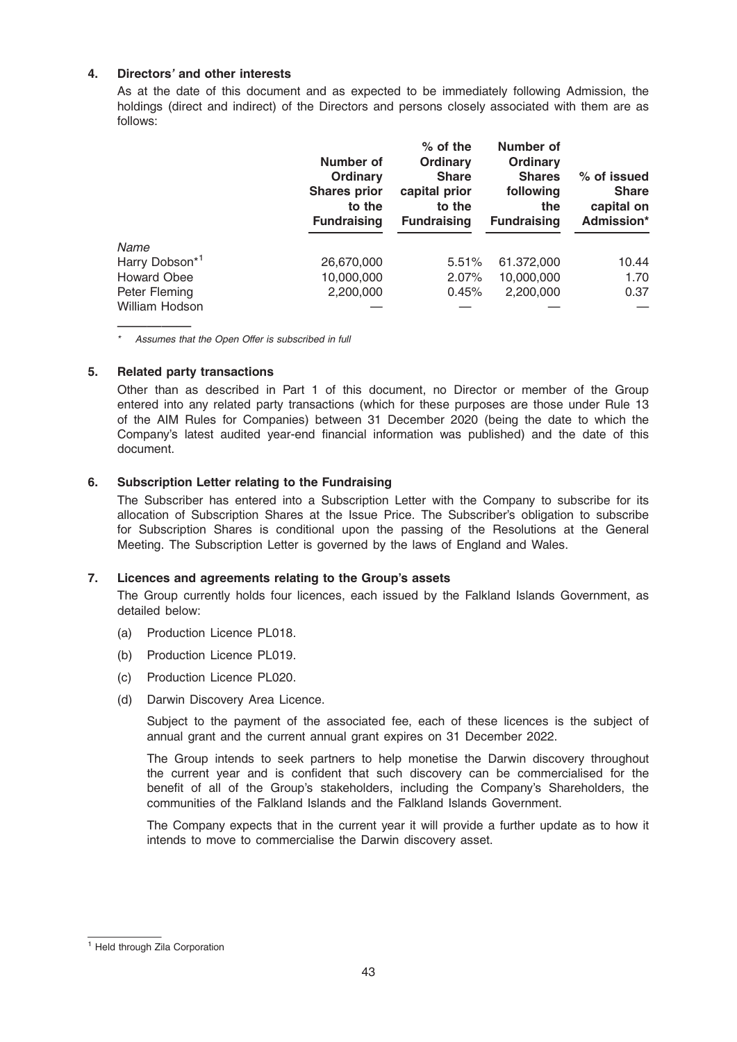### 4. Directors' and other interests

As at the date of this document and as expected to be immediately following Admission, the holdings (direct and indirect) of the Directors and persons closely associated with them are as follows:

| Name | Number of Ordinary Shares prior to the Fundraising | % of the Ordinary Share capital prior to the Fundraising | Number of Ordinary Shares following the Fundraising | % of issued Share capital on Admission* |
|---|---|---|---|---|
| Harry Dobson*[1] | 26,670,000 | 5.51% | 61.372,000 | 10.44 |
| Howard Obee | 10,000,000 | 2.07% | 10,000,000 | 1.70 |
| Peter Fleming | 2,200,000 | 0.45% | 2,200,000 | 0.37 |
| William Hodson | — | — | — | — |

*\* Assumes that the Open Offer is subscribed in full*

### 5. Related party transactions

Other than as described in Part 1 of this document, no Director or member of the Group entered into any related party transactions (which for these purposes are those under Rule 13 of the AIM Rules for Companies) between 31 December 2020 (being the date to which the Company's latest audited year-end financial information was published) and the date of this document.

### 6. Subscription Letter relating to the Fundraising

The Subscriber has entered into a Subscription Letter with the Company to subscribe for its allocation of Subscription Shares at the Issue Price. The Subscriber's obligation to subscribe for Subscription Shares is conditional upon the passing of the Resolutions at the General Meeting. The Subscription Letter is governed by the laws of England and Wales.

### 7. Licences and agreements relating to the Group's assets

The Group currently holds four licences, each issued by the Falkland Islands Government, as detailed below:

(a) Production Licence PL018.

(b) Production Licence PL019.

(c) Production Licence PL020.

(d) Darwin Discovery Area Licence.

Subject to the payment of the associated fee, each of these licences is the subject of annual grant and the current annual grant expires on 31 December 2022.

The Group intends to seek partners to help monetise the Darwin discovery throughout the current year and is confident that such discovery can be commercialised for the benefit of all of the Group's stakeholders, including the Company's Shareholders, the communities of the Falkland Islands and the Falkland Islands Government.

The Company expects that in the current year it will provide a further update as to how it intends to move to commercialise the Darwin discovery asset.

[1] Held through Zila Corporation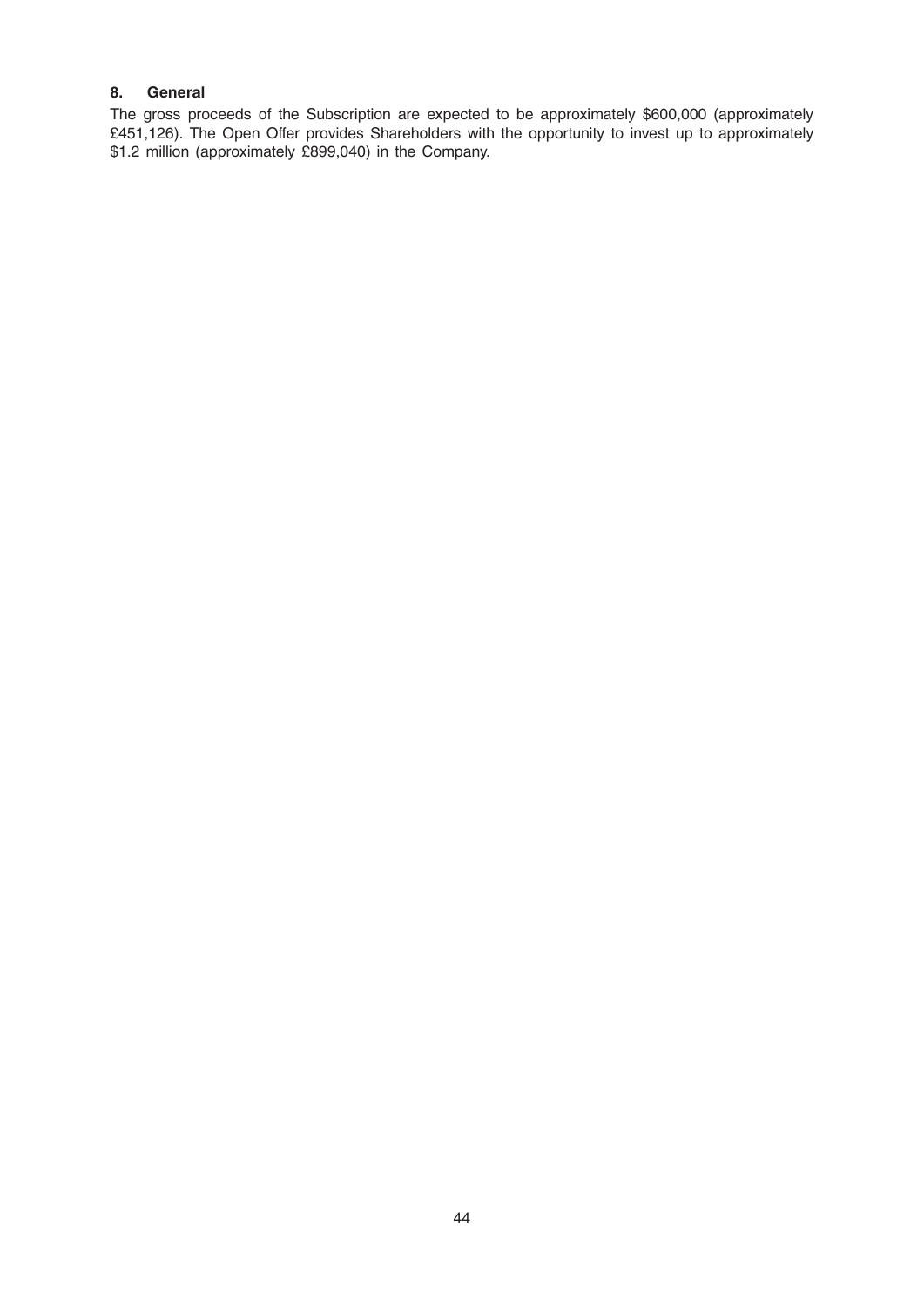## 8. General

The gross proceeds of the Subscription are expected to be approximately $600,000 (approximately £451,126). The Open Offer provides Shareholders with the opportunity to invest up to approximately $1.2 million (approximately £899,040) in the Company.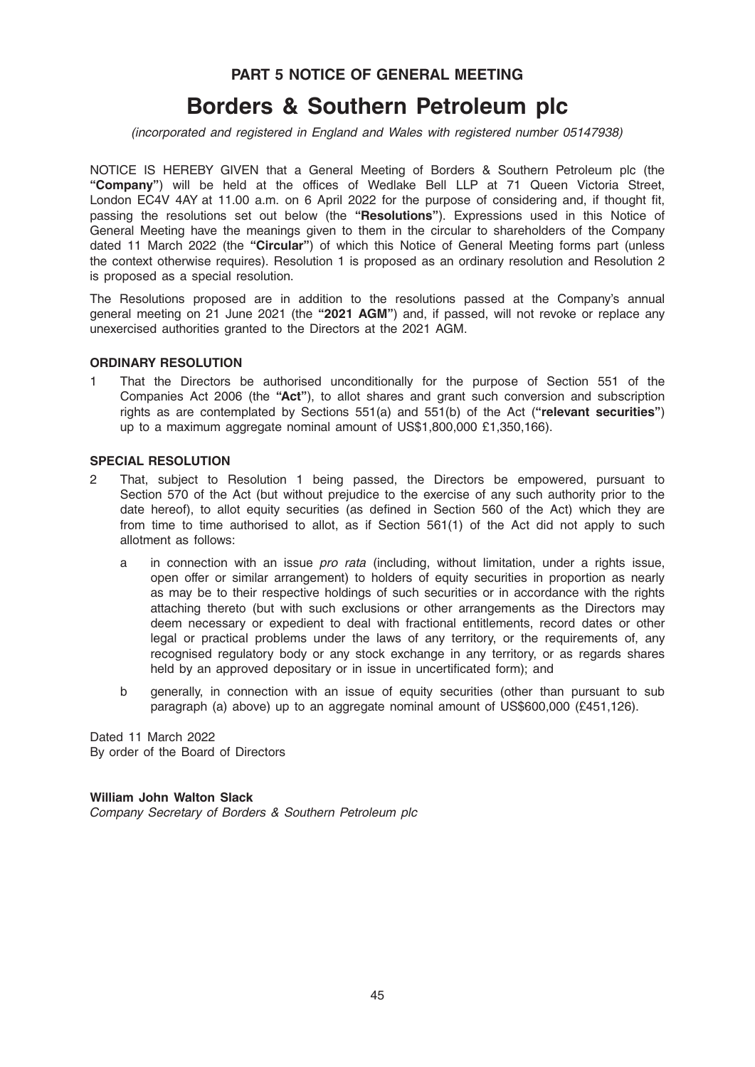## PART 5 NOTICE OF GENERAL MEETING

# Borders & Southern Petroleum plc

*(incorporated and registered in England and Wales with registered number 05147938)*

NOTICE IS HEREBY GIVEN that a General Meeting of Borders & Southern Petroleum plc (the **"Company"**) will be held at the offices of Wedlake Bell LLP at 71 Queen Victoria Street, London EC4V 4AY at 11.00 a.m. on 6 April 2022 for the purpose of considering and, if thought fit, passing the resolutions set out below (the **"Resolutions"**). Expressions used in this Notice of General Meeting have the meanings given to them in the circular to shareholders of the Company dated 11 March 2022 (the **"Circular"**) of which this Notice of General Meeting forms part (unless the context otherwise requires). Resolution 1 is proposed as an ordinary resolution and Resolution 2 is proposed as a special resolution.

The Resolutions proposed are in addition to the resolutions passed at the Company's annual general meeting on 21 June 2021 (the **"2021 AGM"**) and, if passed, will not revoke or replace any unexercised authorities granted to the Directors at the 2021 AGM.

**ORDINARY RESOLUTION**

1 That the Directors be authorised unconditionally for the purpose of Section 551 of the Companies Act 2006 (the **"Act"**), to allot shares and grant such conversion and subscription rights as are contemplated by Sections 551(a) and 551(b) of the Act (**"relevant securities"**) up to a maximum aggregate nominal amount of US$1,800,000 £1,350,166).

**SPECIAL RESOLUTION**

2 That, subject to Resolution 1 being passed, the Directors be empowered, pursuant to Section 570 of the Act (but without prejudice to the exercise of any such authority prior to the date hereof), to allot equity securities (as defined in Section 560 of the Act) which they are from time to time authorised to allot, as if Section 561(1) of the Act did not apply to such allotment as follows:

   a in connection with an issue *pro rata* (including, without limitation, under a rights issue, open offer or similar arrangement) to holders of equity securities in proportion as nearly as may be to their respective holdings of such securities or in accordance with the rights attaching thereto (but with such exclusions or other arrangements as the Directors may deem necessary or expedient to deal with fractional entitlements, record dates or other legal or practical problems under the laws of any territory, or the requirements of, any recognised regulatory body or any stock exchange in any territory, or as regards shares held by an approved depositary or in issue in uncertificated form); and

   b generally, in connection with an issue of equity securities (other than pursuant to sub paragraph (a) above) up to an aggregate nominal amount of US$600,000 (£451,126).

Dated 11 March 2022
By order of the Board of Directors

**William John Walton Slack**
*Company Secretary of Borders & Southern Petroleum plc*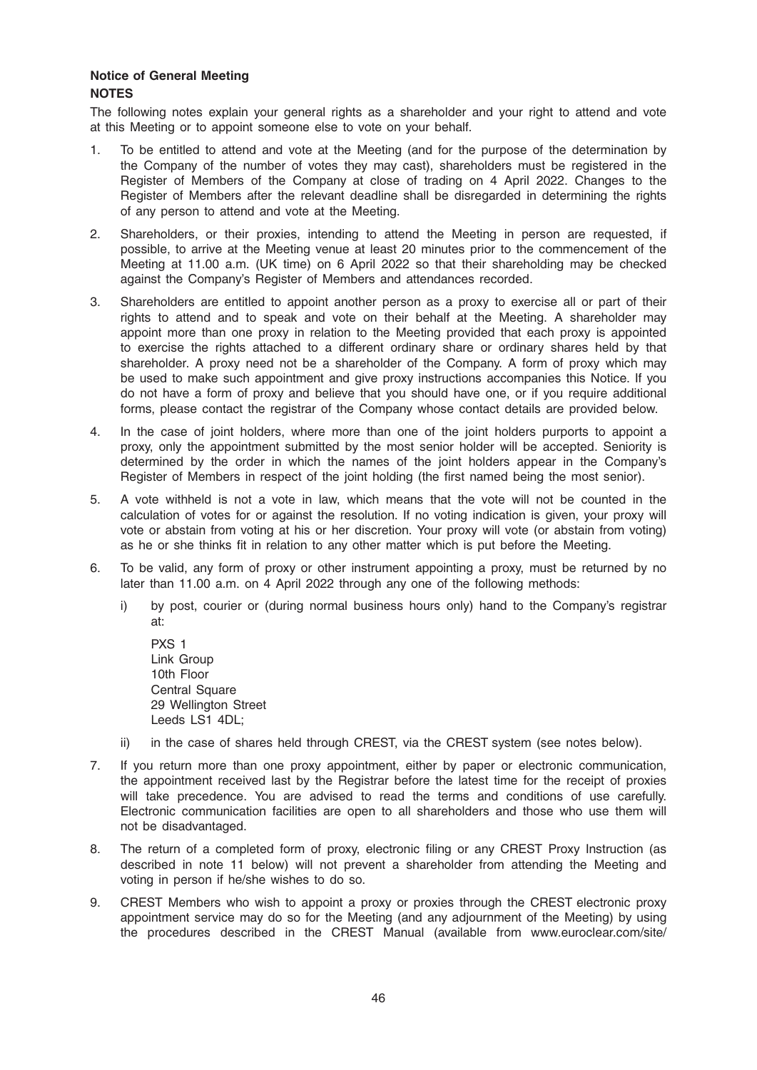**Notice of General Meeting**

**NOTES**

The following notes explain your general rights as a shareholder and your right to attend and vote at this Meeting or to appoint someone else to vote on your behalf.

1. To be entitled to attend and vote at the Meeting (and for the purpose of the determination by the Company of the number of votes they may cast), shareholders must be registered in the Register of Members of the Company at close of trading on 4 April 2022. Changes to the Register of Members after the relevant deadline shall be disregarded in determining the rights of any person to attend and vote at the Meeting.

2. Shareholders, or their proxies, intending to attend the Meeting in person are requested, if possible, to arrive at the Meeting venue at least 20 minutes prior to the commencement of the Meeting at 11.00 a.m. (UK time) on 6 April 2022 so that their shareholding may be checked against the Company's Register of Members and attendances recorded.

3. Shareholders are entitled to appoint another person as a proxy to exercise all or part of their rights to attend and to speak and vote on their behalf at the Meeting. A shareholder may appoint more than one proxy in relation to the Meeting provided that each proxy is appointed to exercise the rights attached to a different ordinary share or ordinary shares held by that shareholder. A proxy need not be a shareholder of the Company. A form of proxy which may be used to make such appointment and give proxy instructions accompanies this Notice. If you do not have a form of proxy and believe that you should have one, or if you require additional forms, please contact the registrar of the Company whose contact details are provided below.

4. In the case of joint holders, where more than one of the joint holders purports to appoint a proxy, only the appointment submitted by the most senior holder will be accepted. Seniority is determined by the order in which the names of the joint holders appear in the Company's Register of Members in respect of the joint holding (the first named being the most senior).

5. A vote withheld is not a vote in law, which means that the vote will not be counted in the calculation of votes for or against the resolution. If no voting indication is given, your proxy will vote or abstain from voting at his or her discretion. Your proxy will vote (or abstain from voting) as he or she thinks fit in relation to any other matter which is put before the Meeting.

6. To be valid, any form of proxy or other instrument appointing a proxy, must be returned by no later than 11.00 a.m. on 4 April 2022 through any one of the following methods:

   i) by post, courier or (during normal business hours only) hand to the Company's registrar at:

      PXS 1
      Link Group
      10th Floor
      Central Square
      29 Wellington Street
      Leeds LS1 4DL;

   ii) in the case of shares held through CREST, via the CREST system (see notes below).

7. If you return more than one proxy appointment, either by paper or electronic communication, the appointment received last by the Registrar before the latest time for the receipt of proxies will take precedence. You are advised to read the terms and conditions of use carefully. Electronic communication facilities are open to all shareholders and those who use them will not be disadvantaged.

8. The return of a completed form of proxy, electronic filing or any CREST Proxy Instruction (as described in note 11 below) will not prevent a shareholder from attending the Meeting and voting in person if he/she wishes to do so.

9. CREST Members who wish to appoint a proxy or proxies through the CREST electronic proxy appointment service may do so for the Meeting (and any adjournment of the Meeting) by using the procedures described in the CREST Manual (available from www.euroclear.com/site/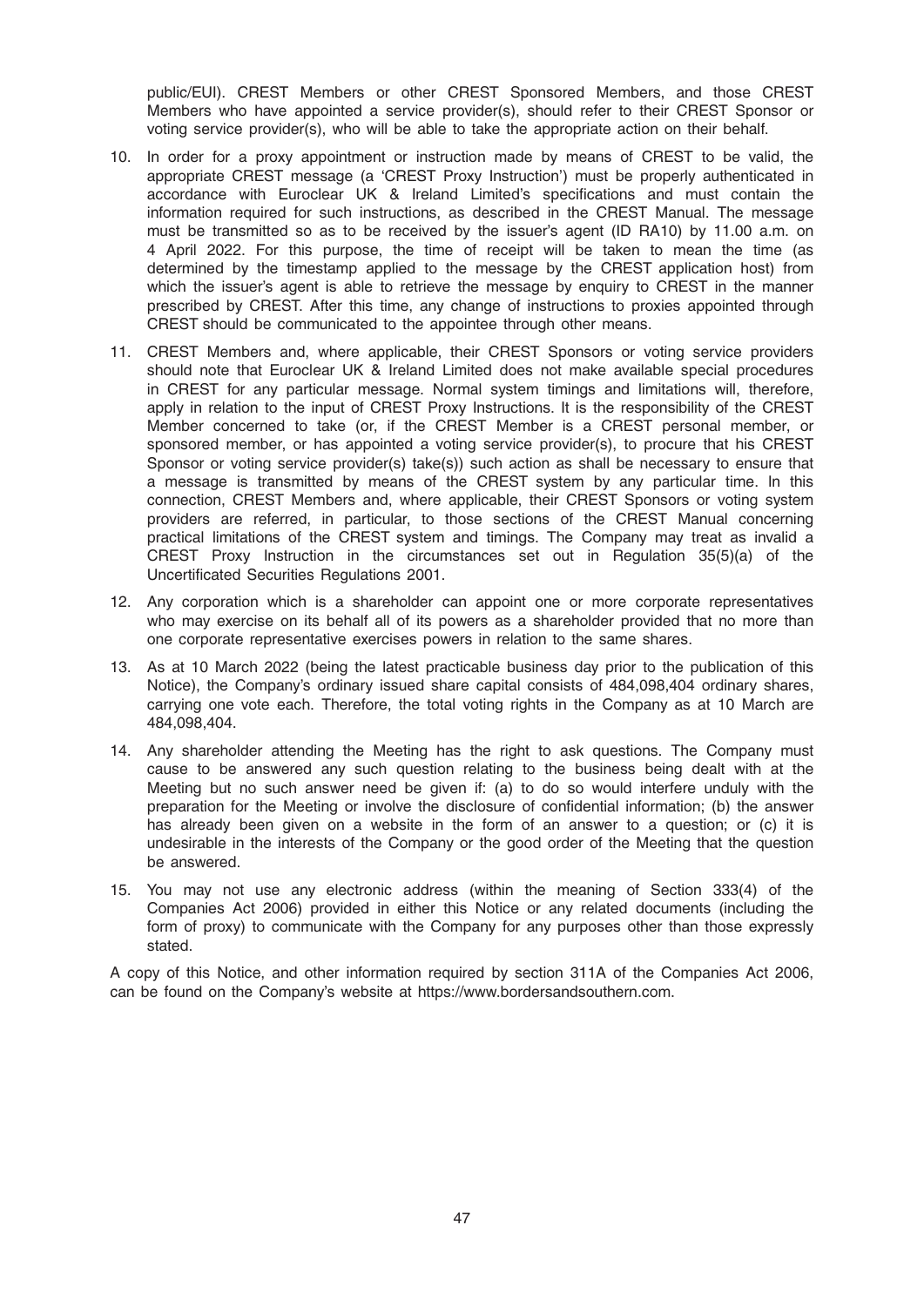public/EUI). CREST Members or other CREST Sponsored Members, and those CREST Members who have appointed a service provider(s), should refer to their CREST Sponsor or voting service provider(s), who will be able to take the appropriate action on their behalf.

10. In order for a proxy appointment or instruction made by means of CREST to be valid, the appropriate CREST message (a 'CREST Proxy Instruction') must be properly authenticated in accordance with Euroclear UK & Ireland Limited's specifications and must contain the information required for such instructions, as described in the CREST Manual. The message must be transmitted so as to be received by the issuer's agent (ID RA10) by 11.00 a.m. on 4 April 2022. For this purpose, the time of receipt will be taken to mean the time (as determined by the timestamp applied to the message by the CREST application host) from which the issuer's agent is able to retrieve the message by enquiry to CREST in the manner prescribed by CREST. After this time, any change of instructions to proxies appointed through CREST should be communicated to the appointee through other means.

11. CREST Members and, where applicable, their CREST Sponsors or voting service providers should note that Euroclear UK & Ireland Limited does not make available special procedures in CREST for any particular message. Normal system timings and limitations will, therefore, apply in relation to the input of CREST Proxy Instructions. It is the responsibility of the CREST Member concerned to take (or, if the CREST Member is a CREST personal member, or sponsored member, or has appointed a voting service provider(s), to procure that his CREST Sponsor or voting service provider(s) take(s)) such action as shall be necessary to ensure that a message is transmitted by means of the CREST system by any particular time. In this connection, CREST Members and, where applicable, their CREST Sponsors or voting system providers are referred, in particular, to those sections of the CREST Manual concerning practical limitations of the CREST system and timings. The Company may treat as invalid a CREST Proxy Instruction in the circumstances set out in Regulation 35(5)(a) of the Uncertificated Securities Regulations 2001.

12. Any corporation which is a shareholder can appoint one or more corporate representatives who may exercise on its behalf all of its powers as a shareholder provided that no more than one corporate representative exercises powers in relation to the same shares.

13. As at 10 March 2022 (being the latest practicable business day prior to the publication of this Notice), the Company's ordinary issued share capital consists of 484,098,404 ordinary shares, carrying one vote each. Therefore, the total voting rights in the Company as at 10 March are 484,098,404.

14. Any shareholder attending the Meeting has the right to ask questions. The Company must cause to be answered any such question relating to the business being dealt with at the Meeting but no such answer need be given if: (a) to do so would interfere unduly with the preparation for the Meeting or involve the disclosure of confidential information; (b) the answer has already been given on a website in the form of an answer to a question; or (c) it is undesirable in the interests of the Company or the good order of the Meeting that the question be answered.

15. You may not use any electronic address (within the meaning of Section 333(4) of the Companies Act 2006) provided in either this Notice or any related documents (including the form of proxy) to communicate with the Company for any purposes other than those expressly stated.

A copy of this Notice, and other information required by section 311A of the Companies Act 2006, can be found on the Company's website at https://www.bordersandsouthern.com.